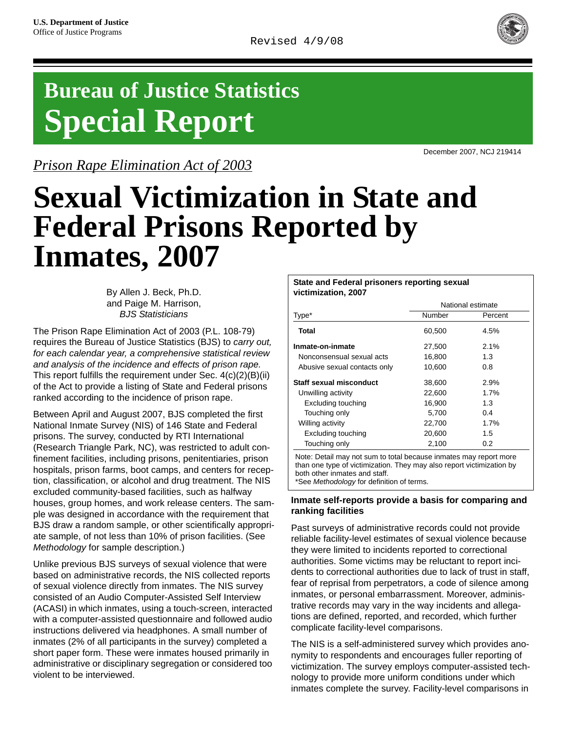U.S. Department of Justice
Office of Justice Programs

Revised 4/9/08

# Bureau of Justice Statistics Special Report

December 2007, NCJ 219414

*Prison Rape Elimination Act of 2003*

# Sexual Victimization in State and Federal Prisons Reported by Inmates, 2007

By Allen J. Beck, Ph.D.
and Paige M. Harrison,
*BJS Statisticians*

The Prison Rape Elimination Act of 2003 (P.L. 108-79) requires the Bureau of Justice Statistics (BJS) to *carry out, for each calendar year, a comprehensive statistical review and analysis of the incidence and effects of prison rape.* This report fulfills the requirement under Sec. 4(c)(2)(B)(ii) of the Act to provide a listing of State and Federal prisons ranked according to the incidence of prison rape.

Between April and August 2007, BJS completed the first National Inmate Survey (NIS) of 146 State and Federal prisons. The survey, conducted by RTI International (Research Triangle Park, NC), was restricted to adult confinement facilities, including prisons, penitentiaries, prison hospitals, prison farms, boot camps, and centers for reception, classification, or alcohol and drug treatment. The NIS excluded community-based facilities, such as halfway houses, group homes, and work release centers. The sample was designed in accordance with the requirement that BJS draw a random sample, or other scientifically appropriate sample, of not less than 10% of prison facilities. (See *Methodology* for sample description.)

Unlike previous BJS surveys of sexual violence that were based on administrative records, the NIS collected reports of sexual violence directly from inmates. The NIS survey consisted of an Audio Computer-Assisted Self Interview (ACASI) in which inmates, using a touch-screen, interacted with a computer-assisted questionnaire and followed audio instructions delivered via headphones. A small number of inmates (2% of all participants in the survey) completed a short paper form. These were inmates housed primarily in administrative or disciplinary segregation or considered too violent to be interviewed.

**State and Federal prisoners reporting sexual victimization, 2007**

| | National estimate | |
|---|---|---|
| Type* | Number | Percent |
| **Total** | 60,500 | 4.5% |
| **Inmate-on-inmate** | 27,500 | 2.1% |
| Nonconsensual sexual acts | 16,800 | 1.3 |
| Abusive sexual contacts only | 10,600 | 0.8 |
| **Staff sexual misconduct** | 38,600 | 2.9% |
| Unwilling activity | 22,600 | 1.7% |
| Excluding touching | 16,900 | 1.3 |
| Touching only | 5,700 | 0.4 |
| Willing activity | 22,700 | 1.7% |
| Excluding touching | 20,600 | 1.5 |
| Touching only | 2,100 | 0.2 |

Note: Detail may not sum to total because inmates may report more than one type of victimization. They may also report victimization by both other inmates and staff.
*See *Methodology* for definition of terms.

### Inmate self-reports provide a basis for comparing and ranking facilities

Past surveys of administrative records could not provide reliable facility-level estimates of sexual violence because they were limited to incidents reported to correctional authorities. Some victims may be reluctant to report incidents to correctional authorities due to lack of trust in staff, fear of reprisal from perpetrators, a code of silence among inmates, or personal embarrassment. Moreover, administrative records may vary in the way incidents and allegations are defined, reported, and recorded, which further complicate facility-level comparisons.

The NIS is a self-administered survey which provides anonymity to respondents and encourages fuller reporting of victimization. The survey employs computer-assisted technology to provide more uniform conditions under which inmates complete the survey. Facility-level comparisons in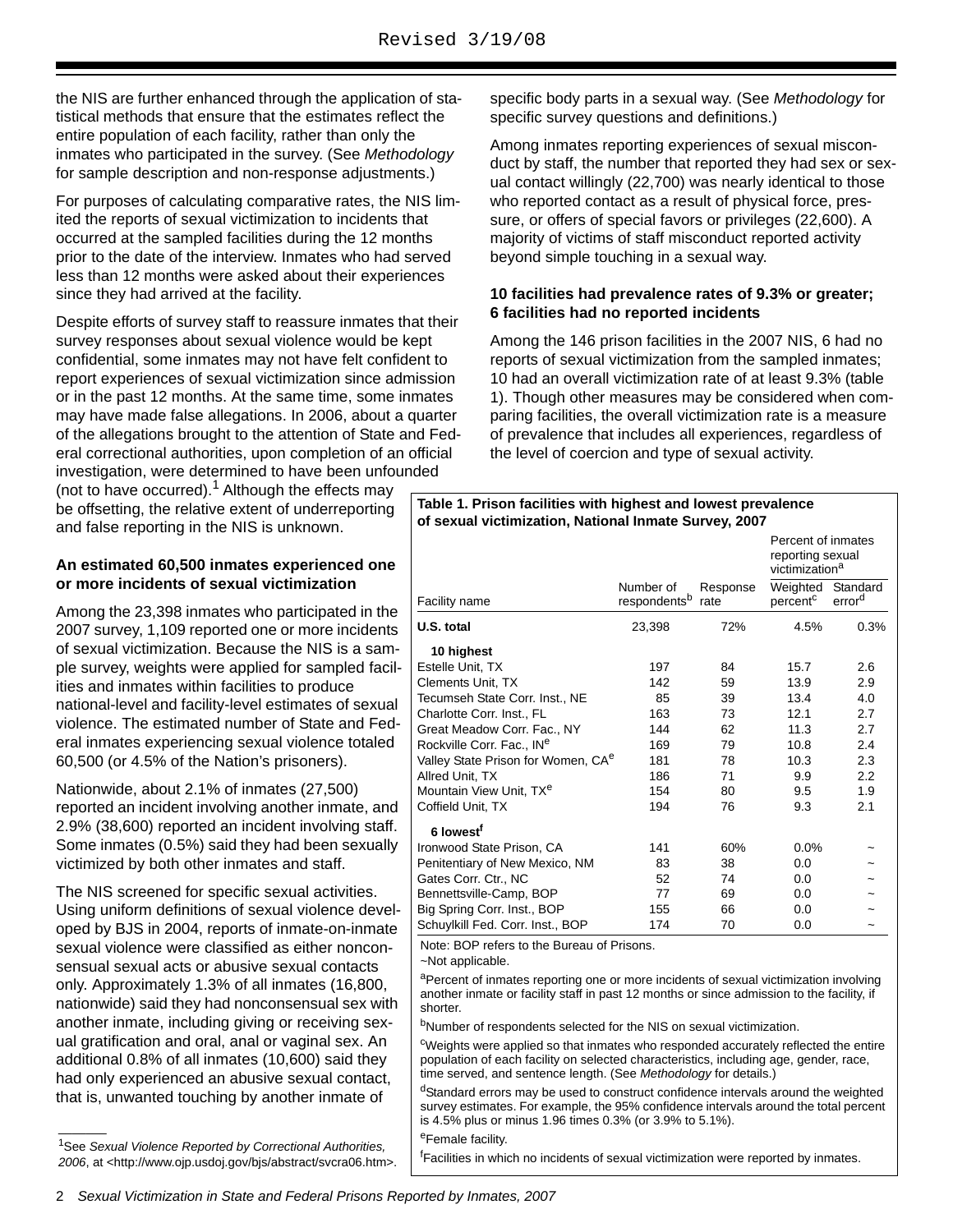the NIS are further enhanced through the application of statistical methods that ensure that the estimates reflect the entire population of each facility, rather than only the inmates who participated in the survey. (See *Methodology* for sample description and non-response adjustments.)

For purposes of calculating comparative rates, the NIS limited the reports of sexual victimization to incidents that occurred at the sampled facilities during the 12 months prior to the date of the interview. Inmates who had served less than 12 months were asked about their experiences since they had arrived at the facility.

Despite efforts of survey staff to reassure inmates that their survey responses about sexual violence would be kept confidential, some inmates may not have felt confident to report experiences of sexual victimization since admission or in the past 12 months. At the same time, some inmates may have made false allegations. In 2006, about a quarter of the allegations brought to the attention of State and Federal correctional authorities, upon completion of an official investigation, were determined to have been unfounded (not to have occurred).[1] Although the effects may be offsetting, the relative extent of underreporting and false reporting in the NIS is unknown.

### An estimated 60,500 inmates experienced one or more incidents of sexual victimization

Among the 23,398 inmates who participated in the 2007 survey, 1,109 reported one or more incidents of sexual victimization. Because the NIS is a sample survey, weights were applied for sampled facilities and inmates within facilities to produce national-level and facility-level estimates of sexual violence. The estimated number of State and Federal inmates experiencing sexual violence totaled 60,500 (or 4.5% of the Nation's prisoners).

Nationwide, about 2.1% of inmates (27,500) reported an incident involving another inmate, and 2.9% (38,600) reported an incident involving staff. Some inmates (0.5%) said they had been sexually victimized by both other inmates and staff.

The NIS screened for specific sexual activities. Using uniform definitions of sexual violence developed by BJS in 2004, reports of inmate-on-inmate sexual violence were classified as either nonconsensual sexual acts or abusive sexual contacts only. Approximately 1.3% of all inmates (16,800, nationwide) said they had nonconsensual sex with another inmate, including giving or receiving sexual gratification and oral, anal or vaginal sex. An additional 0.8% of all inmates (10,600) said they had only experienced an abusive sexual contact, that is, unwanted touching by another inmate of specific body parts in a sexual way. (See *Methodology* for specific survey questions and definitions.)

Among inmates reporting experiences of sexual misconduct by staff, the number that reported they had sex or sexual contact willingly (22,700) was nearly identical to those who reported contact as a result of physical force, pressure, or offers of special favors or privileges (22,600). A majority of victims of staff misconduct reported activity beyond simple touching in a sexual way.

### 10 facilities had prevalence rates of 9.3% or greater; 6 facilities had no reported incidents

Among the 146 prison facilities in the 2007 NIS, 6 had no reports of sexual victimization from the sampled inmates; 10 had an overall victimization rate of at least 9.3% (table 1). Though other measures may be considered when comparing facilities, the overall victimization rate is a measure of prevalence that includes all experiences, regardless of the level of coercion and type of sexual activity.

**Table 1. Prison facilities with highest and lowest prevalence of sexual victimization, National Inmate Survey, 2007**

| | | | Percent of inmates reporting sexual victimization[a] | |
|---|---|---|---|---|
| Facility name | Number of respondents[b] | Response rate | Weighted percent[c] | Standard error[d] |
| **U.S. total** | 23,398 | 72% | 4.5% | 0.3% |
| **10 highest** | | | | |
| Estelle Unit, TX | 197 | 84 | 15.7 | 2.6 |
| Clements Unit, TX | 142 | 59 | 13.9 | 2.9 |
| Tecumseh State Corr. Inst., NE | 85 | 39 | 13.4 | 4.0 |
| Charlotte Corr. Inst., FL | 163 | 73 | 12.1 | 2.7 |
| Great Meadow Corr. Fac., NY | 144 | 62 | 11.3 | 2.7 |
| Rockville Corr. Fac., IN[e] | 169 | 79 | 10.8 | 2.4 |
| Valley State Prison for Women, CA[e] | 181 | 78 | 10.3 | 2.3 |
| Allred Unit, TX | 186 | 71 | 9.9 | 2.2 |
| Mountain View Unit, TX[e] | 154 | 80 | 9.5 | 1.9 |
| Coffield Unit, TX | 194 | 76 | 9.3 | 2.1 |
| **6 lowest[f]** | | | | |
| Ironwood State Prison, CA | 141 | 60% | 0.0% | ~ |
| Penitentiary of New Mexico, NM | 83 | 38 | 0.0 | ~ |
| Gates Corr. Ctr., NC | 52 | 74 | 0.0 | ~ |
| Bennettsville-Camp, BOP | 77 | 69 | 0.0 | ~ |
| Big Spring Corr. Inst., BOP | 155 | 66 | 0.0 | ~ |
| Schuylkill Fed. Corr. Inst., BOP | 174 | 70 | 0.0 | ~ |

Note: BOP refers to the Bureau of Prisons.

~Not applicable.

[a]Percent of inmates reporting one or more incidents of sexual victimization involving another inmate or facility staff in past 12 months or since admission to the facility, if shorter.

[b]Number of respondents selected for the NIS on sexual victimization.

[c]Weights were applied so that inmates who responded accurately reflected the entire population of each facility on selected characteristics, including age, gender, race, time served, and sentence length. (See *Methodology* for details.)

[d]Standard errors may be used to construct confidence intervals around the weighted survey estimates. For example, the 95% confidence intervals around the total percent is 4.5% plus or minus 1.96 times 0.3% (or 3.9% to 5.1%).

[e]Female facility.

[f]Facilities in which no incidents of sexual victimization were reported by inmates.

[1]See *Sexual Violence Reported by Correctional Authorities, 2006*, at <http://www.ojp.usdoj.gov/bjs/abstract/svcra06.htm>.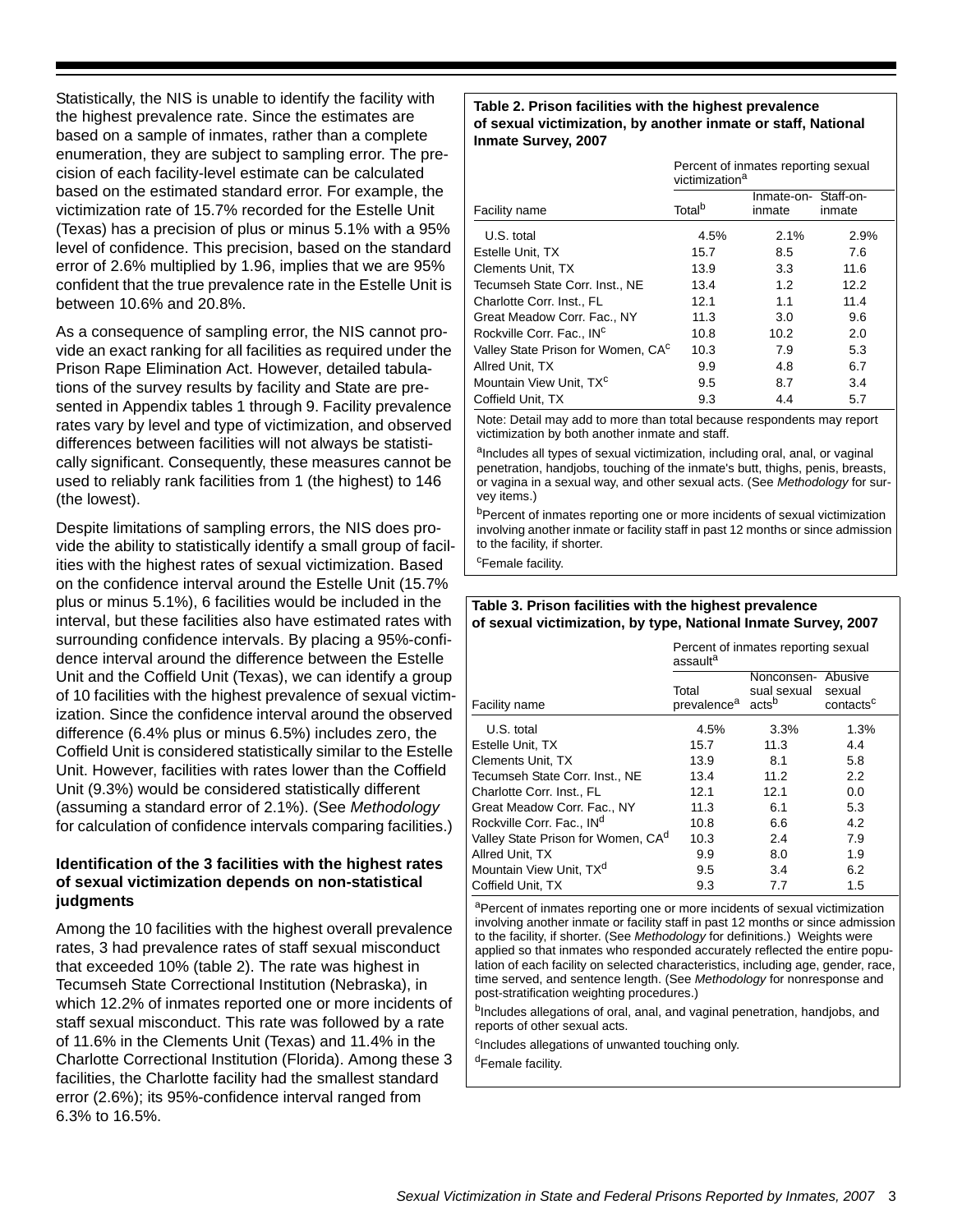Statistically, the NIS is unable to identify the facility with the highest prevalence rate. Since the estimates are based on a sample of inmates, rather than a complete enumeration, they are subject to sampling error. The precision of each facility-level estimate can be calculated based on the estimated standard error. For example, the victimization rate of 15.7% recorded for the Estelle Unit (Texas) has a precision of plus or minus 5.1% with a 95% level of confidence. This precision, based on the standard error of 2.6% multiplied by 1.96, implies that we are 95% confident that the true prevalence rate in the Estelle Unit is between 10.6% and 20.8%.

As a consequence of sampling error, the NIS cannot provide an exact ranking for all facilities as required under the Prison Rape Elimination Act. However, detailed tabulations of the survey results by facility and State are presented in Appendix tables 1 through 9. Facility prevalence rates vary by level and type of victimization, and observed differences between facilities will not always be statistically significant. Consequently, these measures cannot be used to reliably rank facilities from 1 (the highest) to 146 (the lowest).

Despite limitations of sampling errors, the NIS does provide the ability to statistically identify a small group of facilities with the highest rates of sexual victimization. Based on the confidence interval around the Estelle Unit (15.7% plus or minus 5.1%), 6 facilities would be included in the interval, but these facilities also have estimated rates with surrounding confidence intervals. By placing a 95%-confidence interval around the difference between the Estelle Unit and the Coffield Unit (Texas), we can identify a group of 10 facilities with the highest prevalence of sexual victimization. Since the confidence interval around the observed difference (6.4% plus or minus 6.5%) includes zero, the Coffield Unit is considered statistically similar to the Estelle Unit. However, facilities with rates lower than the Coffield Unit (9.3%) would be considered statistically different (assuming a standard error of 2.1%). (See *Methodology* for calculation of confidence intervals comparing facilities.)

### Identification of the 3 facilities with the highest rates of sexual victimization depends on non-statistical judgments

Among the 10 facilities with the highest overall prevalence rates, 3 had prevalence rates of staff sexual misconduct that exceeded 10% (table 2). The rate was highest in Tecumseh State Correctional Institution (Nebraska), in which 12.2% of inmates reported one or more incidents of staff sexual misconduct. This rate was followed by a rate of 11.6% in the Clements Unit (Texas) and 11.4% in the Charlotte Correctional Institution (Florida). Among these 3 facilities, the Charlotte facility had the smallest standard error (2.6%); its 95%-confidence interval ranged from 6.3% to 16.5%.

**Table 2. Prison facilities with the highest prevalence of sexual victimization, by another inmate or staff, National Inmate Survey, 2007**

| | Percent of inmates reporting sexual victimization[a] | | |
|---|---|---|---|
| Facility name | Total[b] | Inmate-on-inmate | Staff-on-inmate |
| U.S. total | 4.5% | 2.1% | 2.9% |
| Estelle Unit, TX | 15.7 | 8.5 | 7.6 |
| Clements Unit, TX | 13.9 | 3.3 | 11.6 |
| Tecumseh State Corr. Inst., NE | 13.4 | 1.2 | 12.2 |
| Charlotte Corr. Inst., FL | 12.1 | 1.1 | 11.4 |
| Great Meadow Corr. Fac., NY | 11.3 | 3.0 | 9.6 |
| Rockville Corr. Fac., IN[c] | 10.8 | 10.2 | 2.0 |
| Valley State Prison for Women, CA[c] | 10.3 | 7.9 | 5.3 |
| Allred Unit, TX | 9.9 | 4.8 | 6.7 |
| Mountain View Unit, TX[c] | 9.5 | 8.7 | 3.4 |
| Coffield Unit, TX | 9.3 | 4.4 | 5.7 |

Note: Detail may add to more than total because respondents may report victimization by both another inmate and staff.

[a]Includes all types of sexual victimization, including oral, anal, or vaginal penetration, handjobs, touching of the inmate's butt, thighs, penis, breasts, or vagina in a sexual way, and other sexual acts. (See *Methodology* for survey items.)

[b]Percent of inmates reporting one or more incidents of sexual victimization involving another inmate or facility staff in past 12 months or since admission to the facility, if shorter.

[c]Female facility.

**Table 3. Prison facilities with the highest prevalence of sexual victimization, by type, National Inmate Survey, 2007**

| | Percent of inmates reporting sexual assault[a] | | |
|---|---|---|---|
| Facility name | Total prevalence[a] | Nonconsensual sexual acts[b] | Abusive sexual contacts[c] |
| U.S. total | 4.5% | 3.3% | 1.3% |
| Estelle Unit, TX | 15.7 | 11.3 | 4.4 |
| Clements Unit, TX | 13.9 | 8.1 | 5.8 |
| Tecumseh State Corr. Inst., NE | 13.4 | 11.2 | 2.2 |
| Charlotte Corr. Inst., FL | 12.1 | 12.1 | 0.0 |
| Great Meadow Corr. Fac., NY | 11.3 | 6.1 | 5.3 |
| Rockville Corr. Fac., IN[d] | 10.8 | 6.6 | 4.2 |
| Valley State Prison for Women, CA[d] | 10.3 | 2.4 | 7.9 |
| Allred Unit, TX | 9.9 | 8.0 | 1.9 |
| Mountain View Unit, TX[d] | 9.5 | 3.4 | 6.2 |
| Coffield Unit, TX | 9.3 | 7.7 | 1.5 |

[a]Percent of inmates reporting one or more incidents of sexual victimization involving another inmate or facility staff in past 12 months or since admission to the facility, if shorter. (See *Methodology* for definitions.) Weights were applied so that inmates who responded accurately reflected the entire population of each facility on selected characteristics, including age, gender, race, time served, and sentence length. (See *Methodology* for nonresponse and post-stratification weighting procedures.)

[b]Includes allegations of oral, anal, and vaginal penetration, handjobs, and reports of other sexual acts.

[c]Includes allegations of unwanted touching only.

[d]Female facility.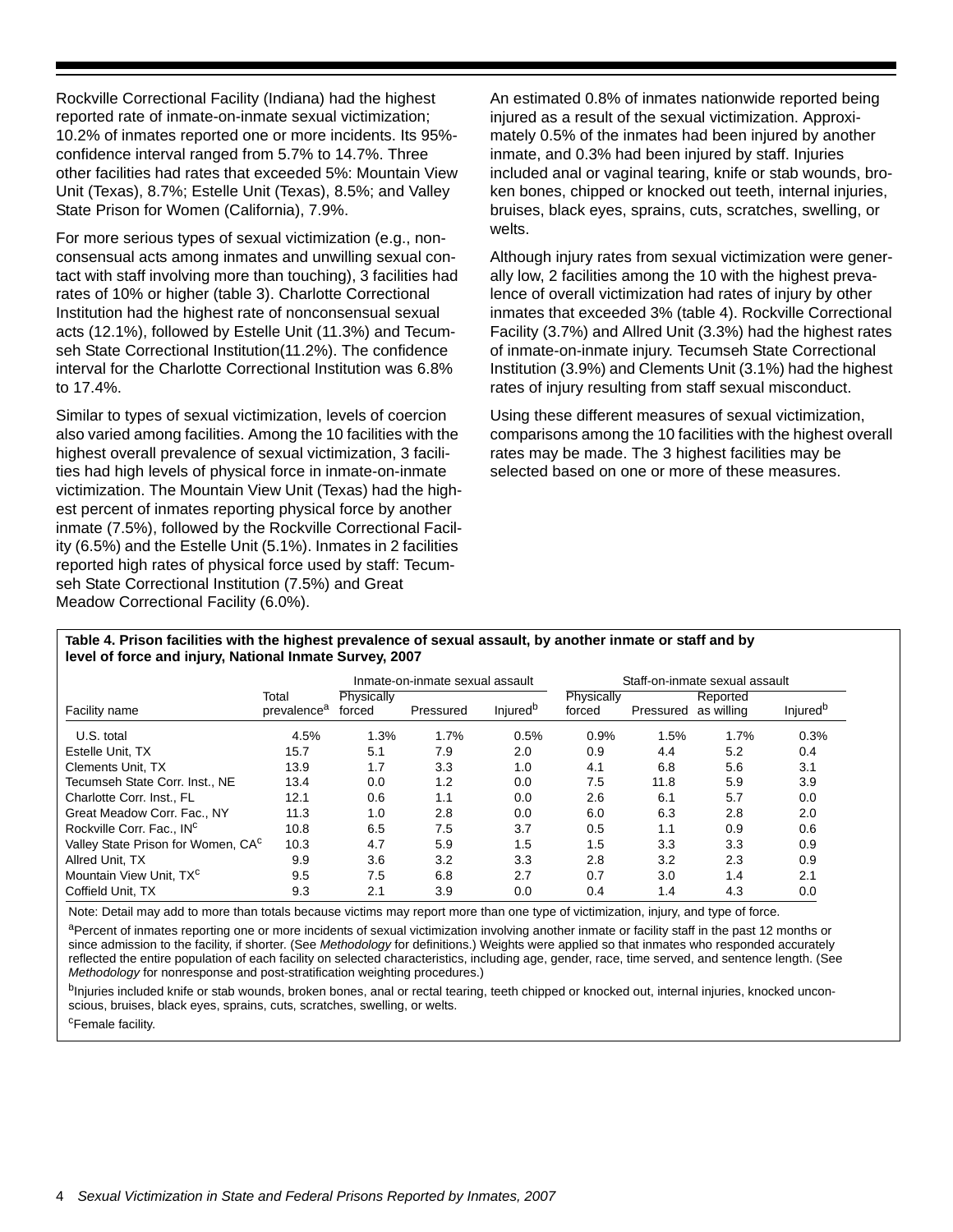Rockville Correctional Facility (Indiana) had the highest reported rate of inmate-on-inmate sexual victimization; 10.2% of inmates reported one or more incidents. Its 95%-confidence interval ranged from 5.7% to 14.7%. Three other facilities had rates that exceeded 5%: Mountain View Unit (Texas), 8.7%; Estelle Unit (Texas), 8.5%; and Valley State Prison for Women (California), 7.9%.

For more serious types of sexual victimization (e.g., nonconsensual acts among inmates and unwilling sexual contact with staff involving more than touching), 3 facilities had rates of 10% or higher (table 3). Charlotte Correctional Institution had the highest rate of nonconsensual sexual acts (12.1%), followed by Estelle Unit (11.3%) and Tecumseh State Correctional Institution(11.2%). The confidence interval for the Charlotte Correctional Institution was 6.8% to 17.4%.

Similar to types of sexual victimization, levels of coercion also varied among facilities. Among the 10 facilities with the highest overall prevalence of sexual victimization, 3 facilities had high levels of physical force in inmate-on-inmate victimization. The Mountain View Unit (Texas) had the highest percent of inmates reporting physical force by another inmate (7.5%), followed by the Rockville Correctional Facility (6.5%) and the Estelle Unit (5.1%). Inmates in 2 facilities reported high rates of physical force used by staff: Tecumseh State Correctional Institution (7.5%) and Great Meadow Correctional Facility (6.0%).

An estimated 0.8% of inmates nationwide reported being injured as a result of the sexual victimization. Approximately 0.5% of the inmates had been injured by another inmate, and 0.3% had been injured by staff. Injuries included anal or vaginal tearing, knife or stab wounds, broken bones, chipped or knocked out teeth, internal injuries, bruises, black eyes, sprains, cuts, scratches, swelling, or welts.

Although injury rates from sexual victimization were generally low, 2 facilities among the 10 with the highest prevalence of overall victimization had rates of injury by other inmates that exceeded 3% (table 4). Rockville Correctional Facility (3.7%) and Allred Unit (3.3%) had the highest rates of inmate-on-inmate injury. Tecumseh State Correctional Institution (3.9%) and Clements Unit (3.1%) had the highest rates of injury resulting from staff sexual misconduct.

Using these different measures of sexual victimization, comparisons among the 10 facilities with the highest overall rates may be made. The 3 highest facilities may be selected based on one or more of these measures.

**Table 4. Prison facilities with the highest prevalence of sexual assault, by another inmate or staff and by level of force and injury, National Inmate Survey, 2007**

| | | Inmate-on-inmate sexual assault | | | Staff-on-inmate sexual assault | | | |
|---|---|---|---|---|---|---|---|---|
| Facility name | Total prevalence[a] | Physically forced | Pressured | Injured[b] | Physically forced | Pressured | Reported as willing | Injured[b] |
| U.S. total | 4.5% | 1.3% | 1.7% | 0.5% | 0.9% | 1.5% | 1.7% | 0.3% |
| Estelle Unit, TX | 15.7 | 5.1 | 7.9 | 2.0 | 0.9 | 4.4 | 5.2 | 0.4 |
| Clements Unit, TX | 13.9 | 1.7 | 3.3 | 1.0 | 4.1 | 6.8 | 5.6 | 3.1 |
| Tecumseh State Corr. Inst., NE | 13.4 | 0.0 | 1.2 | 0.0 | 7.5 | 11.8 | 5.9 | 3.9 |
| Charlotte Corr. Inst., FL | 12.1 | 0.6 | 1.1 | 0.0 | 2.6 | 6.1 | 5.7 | 0.0 |
| Great Meadow Corr. Fac., NY | 11.3 | 1.0 | 2.8 | 0.0 | 6.0 | 6.3 | 2.8 | 2.0 |
| Rockville Corr. Fac., IN[c] | 10.8 | 6.5 | 7.5 | 3.7 | 0.5 | 1.1 | 0.9 | 0.6 |
| Valley State Prison for Women, CA[c] | 10.3 | 4.7 | 5.9 | 1.5 | 1.5 | 3.3 | 3.3 | 0.9 |
| Allred Unit, TX | 9.9 | 3.6 | 3.2 | 3.3 | 2.8 | 3.2 | 2.3 | 0.9 |
| Mountain View Unit, TX[c] | 9.5 | 7.5 | 6.8 | 2.7 | 0.7 | 3.0 | 1.4 | 2.1 |
| Coffield Unit, TX | 9.3 | 2.1 | 3.9 | 0.0 | 0.4 | 1.4 | 4.3 | 0.0 |

Note: Detail may add to more than totals because victims may report more than one type of victimization, injury, and type of force.

[a]Percent of inmates reporting one or more incidents of sexual victimization involving another inmate or facility staff in the past 12 months or since admission to the facility, if shorter. (See *Methodology* for definitions.) Weights were applied so that inmates who responded accurately reflected the entire population of each facility on selected characteristics, including age, gender, race, time served, and sentence length. (See *Methodology* for nonresponse and post-stratification weighting procedures.)

[b]Injuries included knife or stab wounds, broken bones, anal or rectal tearing, teeth chipped or knocked out, internal injuries, knocked unconscious, bruises, black eyes, sprains, cuts, scratches, swelling, or welts.

[c]Female facility.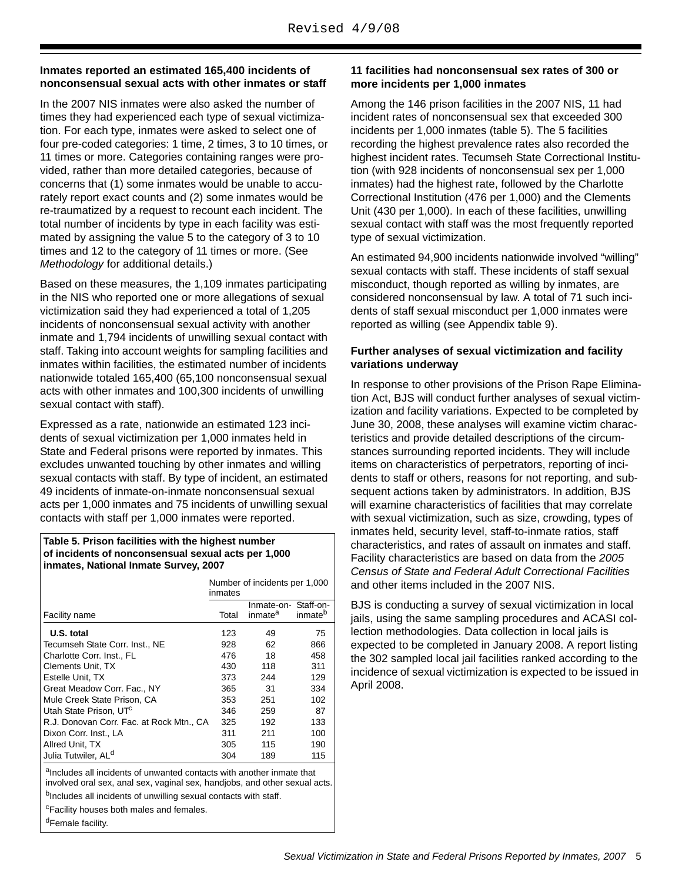Revised 4/9/08

### Inmates reported an estimated 165,400 incidents of nonconsensual sexual acts with other inmates or staff

In the 2007 NIS inmates were also asked the number of times they had experienced each type of sexual victimization. For each type, inmates were asked to select one of four pre-coded categories: 1 time, 2 times, 3 to 10 times, or 11 times or more. Categories containing ranges were provided, rather than more detailed categories, because of concerns that (1) some inmates would be unable to accurately report exact counts and (2) some inmates would be re-traumatized by a request to recount each incident. The total number of incidents by type in each facility was estimated by assigning the value 5 to the category of 3 to 10 times and 12 to the category of 11 times or more. (See *Methodology* for additional details.)

Based on these measures, the 1,109 inmates participating in the NIS who reported one or more allegations of sexual victimization said they had experienced a total of 1,205 incidents of nonconsensual sexual activity with another inmate and 1,794 incidents of unwilling sexual contact with staff. Taking into account weights for sampling facilities and inmates within facilities, the estimated number of incidents nationwide totaled 165,400 (65,100 nonconsensual sexual acts with other inmates and 100,300 incidents of unwilling sexual contact with staff).

Expressed as a rate, nationwide an estimated 123 incidents of sexual victimization per 1,000 inmates held in State and Federal prisons were reported by inmates. This excludes unwanted touching by other inmates and willing sexual contacts with staff. By type of incident, an estimated 49 incidents of inmate-on-inmate nonconsensual sexual acts per 1,000 inmates and 75 incidents of unwilling sexual contacts with staff per 1,000 inmates were reported.

**Table 5. Prison facilities with the highest number of incidents of nonconsensual sexual acts per 1,000 inmates, National Inmate Survey, 2007**

| | Number of incidents per 1,000 inmates | | |
|---|---|---|---|
| Facility name | Total | Inmate-on-inmate[a] | Staff-on-inmate[b] |
| **U.S. total** | 123 | 49 | 75 |
| Tecumseh State Corr. Inst., NE | 928 | 62 | 866 |
| Charlotte Corr. Inst., FL | 476 | 18 | 458 |
| Clements Unit, TX | 430 | 118 | 311 |
| Estelle Unit, TX | 373 | 244 | 129 |
| Great Meadow Corr. Fac., NY | 365 | 31 | 334 |
| Mule Creek State Prison, CA | 353 | 251 | 102 |
| Utah State Prison, UT[c] | 346 | 259 | 87 |
| R.J. Donovan Corr. Fac. at Rock Mtn., CA | 325 | 192 | 133 |
| Dixon Corr. Inst., LA | 311 | 211 | 100 |
| Allred Unit, TX | 305 | 115 | 190 |
| Julia Tutwiler, AL[d] | 304 | 189 | 115 |

[a]Includes all incidents of unwanted contacts with another inmate that involved oral sex, anal sex, vaginal sex, handjobs, and other sexual acts.
[b]Includes all incidents of unwilling sexual contacts with staff.
[c]Facility houses both males and females.
[d]Female facility.

### 11 facilities had nonconsensual sex rates of 300 or more incidents per 1,000 inmates

Among the 146 prison facilities in the 2007 NIS, 11 had incident rates of nonconsensual sex that exceeded 300 incidents per 1,000 inmates (table 5). The 5 facilities recording the highest prevalence rates also recorded the highest incident rates. Tecumseh State Correctional Institution (with 928 incidents of nonconsensual sex per 1,000 inmates) had the highest rate, followed by the Charlotte Correctional Institution (476 per 1,000) and the Clements Unit (430 per 1,000). In each of these facilities, unwilling sexual contact with staff was the most frequently reported type of sexual victimization.

An estimated 94,900 incidents nationwide involved "willing" sexual contacts with staff. These incidents of staff sexual misconduct, though reported as willing by inmates, are considered nonconsensual by law. A total of 71 such incidents of staff sexual misconduct per 1,000 inmates were reported as willing (see Appendix table 9).

### Further analyses of sexual victimization and facility variations underway

In response to other provisions of the Prison Rape Elimination Act, BJS will conduct further analyses of sexual victimization and facility variations. Expected to be completed by June 30, 2008, these analyses will examine victim characteristics and provide detailed descriptions of the circumstances surrounding reported incidents. They will include items on characteristics of perpetrators, reporting of incidents to staff or others, reasons for not reporting, and subsequent actions taken by administrators. In addition, BJS will examine characteristics of facilities that may correlate with sexual victimization, such as size, crowding, types of inmates held, security level, staff-to-inmate ratios, staff characteristics, and rates of assault on inmates and staff. Facility characteristics are based on data from the *2005 Census of State and Federal Adult Correctional Facilities* and other items included in the 2007 NIS.

BJS is conducting a survey of sexual victimization in local jails, using the same sampling procedures and ACASI collection methodologies. Data collection in local jails is expected to be completed in January 2008. A report listing the 302 sampled local jail facilities ranked according to the incidence of sexual victimization is expected to be issued in April 2008.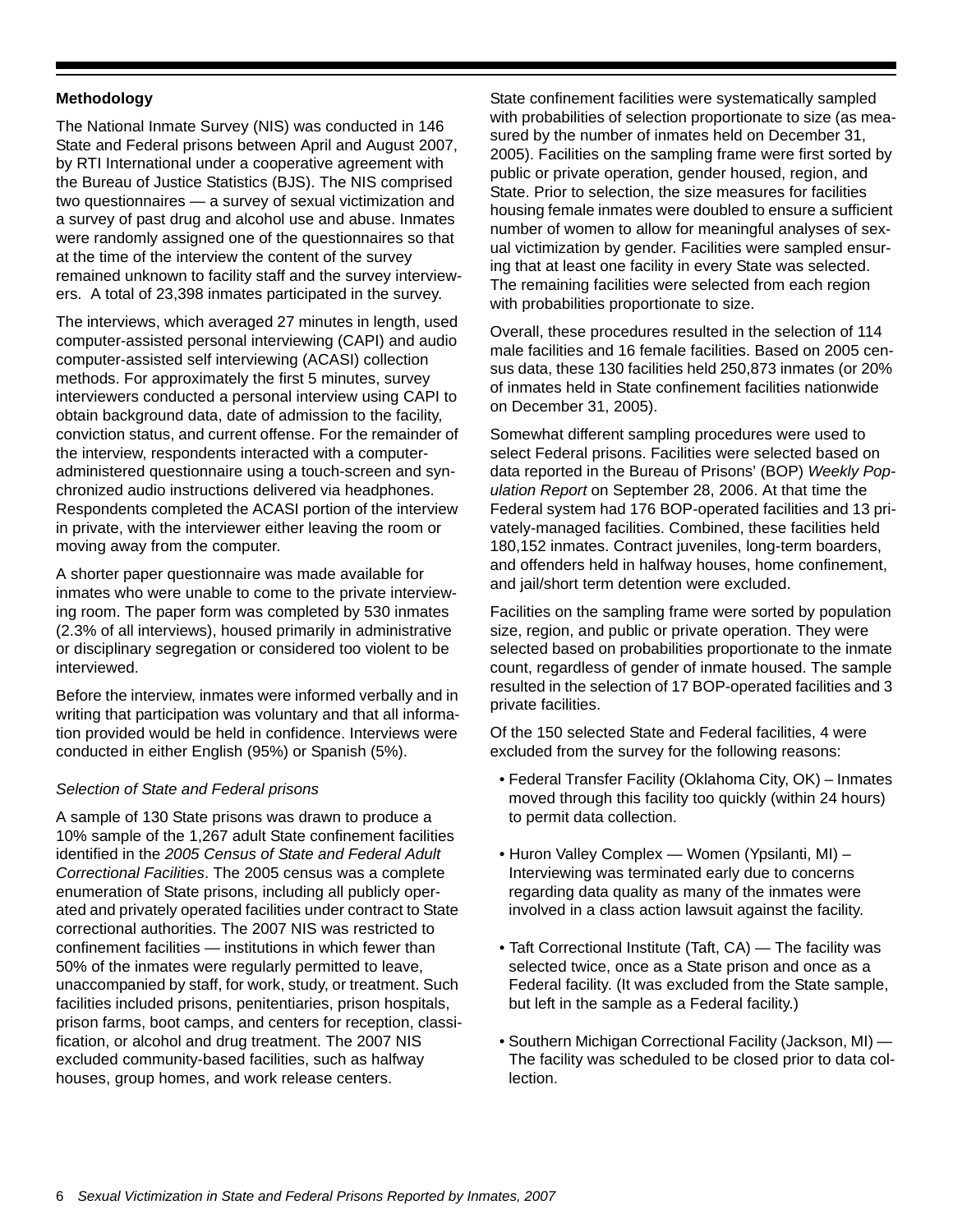### Methodology

The National Inmate Survey (NIS) was conducted in 146 State and Federal prisons between April and August 2007, by RTI International under a cooperative agreement with the Bureau of Justice Statistics (BJS). The NIS comprised two questionnaires — a survey of sexual victimization and a survey of past drug and alcohol use and abuse. Inmates were randomly assigned one of the questionnaires so that at the time of the interview the content of the survey remained unknown to facility staff and the survey interviewers. A total of 23,398 inmates participated in the survey.

The interviews, which averaged 27 minutes in length, used computer-assisted personal interviewing (CAPI) and audio computer-assisted self interviewing (ACASI) collection methods. For approximately the first 5 minutes, survey interviewers conducted a personal interview using CAPI to obtain background data, date of admission to the facility, conviction status, and current offense. For the remainder of the interview, respondents interacted with a computer-administered questionnaire using a touch-screen and synchronized audio instructions delivered via headphones. Respondents completed the ACASI portion of the interview in private, with the interviewer either leaving the room or moving away from the computer.

A shorter paper questionnaire was made available for inmates who were unable to come to the private interviewing room. The paper form was completed by 530 inmates (2.3% of all interviews), housed primarily in administrative or disciplinary segregation or considered too violent to be interviewed.

Before the interview, inmates were informed verbally and in writing that participation was voluntary and that all information provided would be held in confidence. Interviews were conducted in either English (95%) or Spanish (5%).

*Selection of State and Federal prisons*

A sample of 130 State prisons was drawn to produce a 10% sample of the 1,267 adult State confinement facilities identified in the *2005 Census of State and Federal Adult Correctional Facilities*. The 2005 census was a complete enumeration of State prisons, including all publicly operated and privately operated facilities under contract to State correctional authorities. The 2007 NIS was restricted to confinement facilities — institutions in which fewer than 50% of the inmates were regularly permitted to leave, unaccompanied by staff, for work, study, or treatment. Such facilities included prisons, penitentiaries, prison hospitals, prison farms, boot camps, and centers for reception, classification, or alcohol and drug treatment. The 2007 NIS excluded community-based facilities, such as halfway houses, group homes, and work release centers.

State confinement facilities were systematically sampled with probabilities of selection proportionate to size (as measured by the number of inmates held on December 31, 2005). Facilities on the sampling frame were first sorted by public or private operation, gender housed, region, and State. Prior to selection, the size measures for facilities housing female inmates were doubled to ensure a sufficient number of women to allow for meaningful analyses of sexual victimization by gender. Facilities were sampled ensuring that at least one facility in every State was selected. The remaining facilities were selected from each region with probabilities proportionate to size.

Overall, these procedures resulted in the selection of 114 male facilities and 16 female facilities. Based on 2005 census data, these 130 facilities held 250,873 inmates (or 20% of inmates held in State confinement facilities nationwide on December 31, 2005).

Somewhat different sampling procedures were used to select Federal prisons. Facilities were selected based on data reported in the Bureau of Prisons' (BOP) *Weekly Population Report* on September 28, 2006. At that time the Federal system had 176 BOP-operated facilities and 13 privately-managed facilities. Combined, these facilities held 180,152 inmates. Contract juveniles, long-term boarders, and offenders held in halfway houses, home confinement, and jail/short term detention were excluded.

Facilities on the sampling frame were sorted by population size, region, and public or private operation. They were selected based on probabilities proportionate to the inmate count, regardless of gender of inmate housed. The sample resulted in the selection of 17 BOP-operated facilities and 3 private facilities.

Of the 150 selected State and Federal facilities, 4 were excluded from the survey for the following reasons:

- Federal Transfer Facility (Oklahoma City, OK) – Inmates moved through this facility too quickly (within 24 hours) to permit data collection.
- Huron Valley Complex — Women (Ypsilanti, MI) – Interviewing was terminated early due to concerns regarding data quality as many of the inmates were involved in a class action lawsuit against the facility.
- Taft Correctional Institute (Taft, CA) — The facility was selected twice, once as a State prison and once as a Federal facility. (It was excluded from the State sample, but left in the sample as a Federal facility.)
- Southern Michigan Correctional Facility (Jackson, MI) — The facility was scheduled to be closed prior to data collection.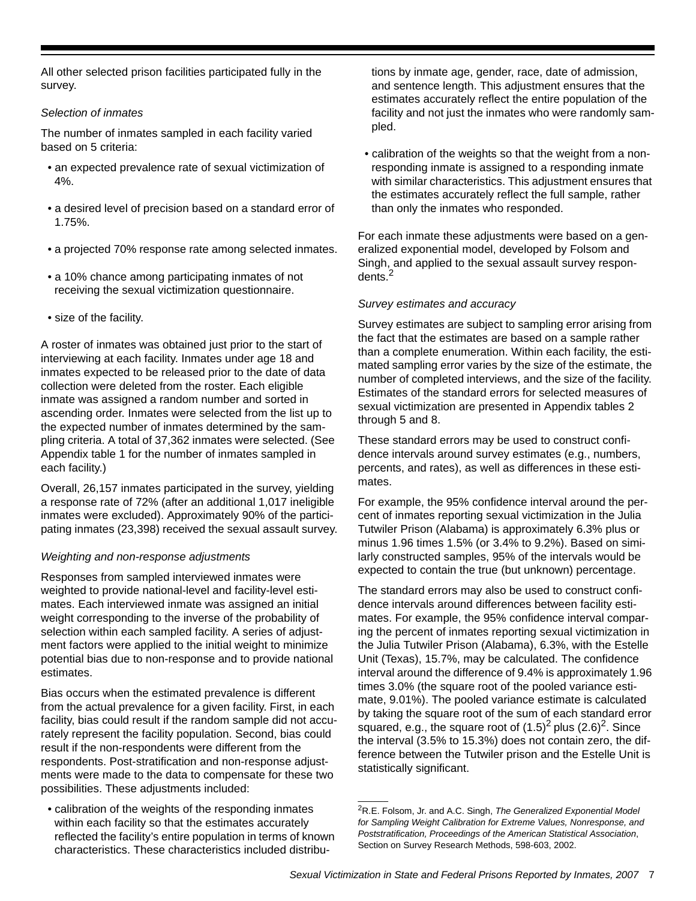All other selected prison facilities participated fully in the survey.

*Selection of inmates*

The number of inmates sampled in each facility varied based on 5 criteria:

- an expected prevalence rate of sexual victimization of 4%.
- a desired level of precision based on a standard error of 1.75%.
- a projected 70% response rate among selected inmates.
- a 10% chance among participating inmates of not receiving the sexual victimization questionnaire.
- size of the facility.

A roster of inmates was obtained just prior to the start of interviewing at each facility. Inmates under age 18 and inmates expected to be released prior to the date of data collection were deleted from the roster. Each eligible inmate was assigned a random number and sorted in ascending order. Inmates were selected from the list up to the expected number of inmates determined by the sampling criteria. A total of 37,362 inmates were selected. (See Appendix table 1 for the number of inmates sampled in each facility.)

Overall, 26,157 inmates participated in the survey, yielding a response rate of 72% (after an additional 1,017 ineligible inmates were excluded). Approximately 90% of the participating inmates (23,398) received the sexual assault survey.

*Weighting and non-response adjustments*

Responses from sampled interviewed inmates were weighted to provide national-level and facility-level estimates. Each interviewed inmate was assigned an initial weight corresponding to the inverse of the probability of selection within each sampled facility. A series of adjustment factors were applied to the initial weight to minimize potential bias due to non-response and to provide national estimates.

Bias occurs when the estimated prevalence is different from the actual prevalence for a given facility. First, in each facility, bias could result if the random sample did not accurately represent the facility population. Second, bias could result if the non-respondents were different from the respondents. Post-stratification and non-response adjustments were made to the data to compensate for these two possibilities. These adjustments included:

- calibration of the weights of the responding inmates within each facility so that the estimates accurately reflected the facility's entire population in terms of known characteristics. These characteristics included distributions by inmate age, gender, race, date of admission, and sentence length. This adjustment ensures that the estimates accurately reflect the entire population of the facility and not just the inmates who were randomly sampled.
- calibration of the weights so that the weight from a non-responding inmate is assigned to a responding inmate with similar characteristics. This adjustment ensures that the estimates accurately reflect the full sample, rather than only the inmates who responded.

For each inmate these adjustments were based on a generalized exponential model, developed by Folsom and Singh, and applied to the sexual assault survey respondents.[2]

*Survey estimates and accuracy*

Survey estimates are subject to sampling error arising from the fact that the estimates are based on a sample rather than a complete enumeration. Within each facility, the estimated sampling error varies by the size of the estimate, the number of completed interviews, and the size of the facility. Estimates of the standard errors for selected measures of sexual victimization are presented in Appendix tables 2 through 5 and 8.

These standard errors may be used to construct confidence intervals around survey estimates (e.g., numbers, percents, and rates), as well as differences in these estimates.

For example, the 95% confidence interval around the percent of inmates reporting sexual victimization in the Julia Tutwiler Prison (Alabama) is approximately 6.3% plus or minus 1.96 times 1.5% (or 3.4% to 9.2%). Based on similarly constructed samples, 95% of the intervals would be expected to contain the true (but unknown) percentage.

The standard errors may also be used to construct confidence intervals around differences between facility estimates. For example, the 95% confidence interval comparing the percent of inmates reporting sexual victimization in the Julia Tutwiler Prison (Alabama), 6.3%, with the Estelle Unit (Texas), 15.7%, may be calculated. The confidence interval around the difference of 9.4% is approximately 1.96 times 3.0% (the square root of the pooled variance estimate, 9.01%). The pooled variance estimate is calculated by taking the square root of the sum of each standard error squared, e.g., the square root of $(1.5)^2$ plus $(2.6)^2$. Since the interval (3.5% to 15.3%) does not contain zero, the difference between the Tutwiler prison and the Estelle Unit is statistically significant.

---

[2]R.E. Folsom, Jr. and A.C. Singh, *The Generalized Exponential Model for Sampling Weight Calibration for Extreme Values, Nonresponse, and Poststratification, Proceedings of the American Statistical Association*, Section on Survey Research Methods, 598-603, 2002.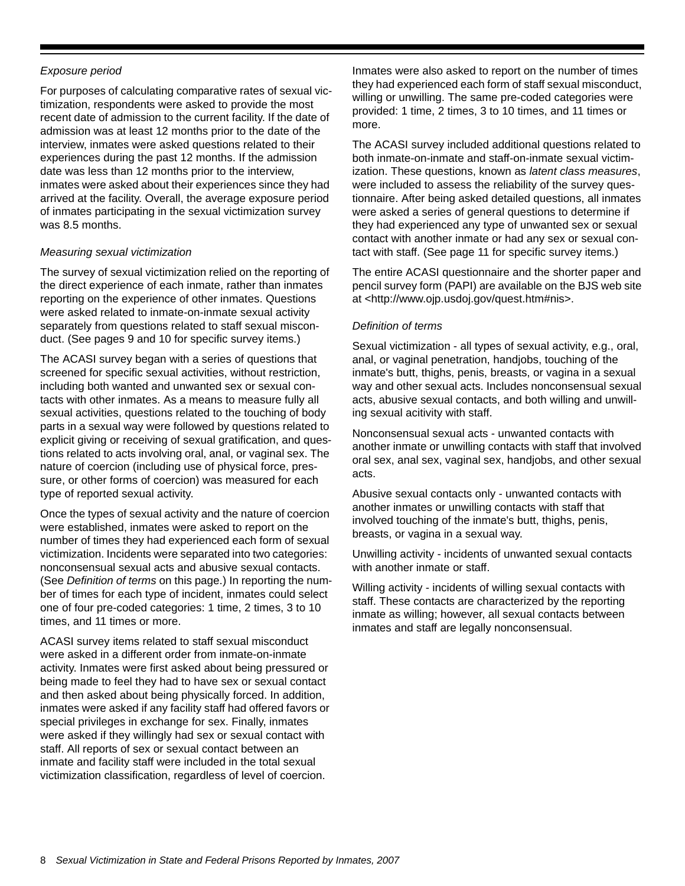*Exposure period*

For purposes of calculating comparative rates of sexual victimization, respondents were asked to provide the most recent date of admission to the current facility. If the date of admission was at least 12 months prior to the date of the interview, inmates were asked questions related to their experiences during the past 12 months. If the admission date was less than 12 months prior to the interview, inmates were asked about their experiences since they had arrived at the facility. Overall, the average exposure period of inmates participating in the sexual victimization survey was 8.5 months.

*Measuring sexual victimization*

The survey of sexual victimization relied on the reporting of the direct experience of each inmate, rather than inmates reporting on the experience of other inmates. Questions were asked related to inmate-on-inmate sexual activity separately from questions related to staff sexual misconduct. (See pages 9 and 10 for specific survey items.)

The ACASI survey began with a series of questions that screened for specific sexual activities, without restriction, including both wanted and unwanted sex or sexual contacts with other inmates. As a means to measure fully all sexual activities, questions related to the touching of body parts in a sexual way were followed by questions related to explicit giving or receiving of sexual gratification, and questions related to acts involving oral, anal, or vaginal sex. The nature of coercion (including use of physical force, pressure, or other forms of coercion) was measured for each type of reported sexual activity.

Once the types of sexual activity and the nature of coercion were established, inmates were asked to report on the number of times they had experienced each form of sexual victimization. Incidents were separated into two categories: nonconsensual sexual acts and abusive sexual contacts. (See *Definition of terms* on this page.) In reporting the number of times for each type of incident, inmates could select one of four pre-coded categories: 1 time, 2 times, 3 to 10 times, and 11 times or more.

ACASI survey items related to staff sexual misconduct were asked in a different order from inmate-on-inmate activity. Inmates were first asked about being pressured or being made to feel they had to have sex or sexual contact and then asked about being physically forced. In addition, inmates were asked if any facility staff had offered favors or special privileges in exchange for sex. Finally, inmates were asked if they willingly had sex or sexual contact with staff. All reports of sex or sexual contact between an inmate and facility staff were included in the total sexual victimization classification, regardless of level of coercion.

Inmates were also asked to report on the number of times they had experienced each form of staff sexual misconduct, willing or unwilling. The same pre-coded categories were provided: 1 time, 2 times, 3 to 10 times, and 11 times or more.

The ACASI survey included additional questions related to both inmate-on-inmate and staff-on-inmate sexual victimization. These questions, known as *latent class measures*, were included to assess the reliability of the survey questionnaire. After being asked detailed questions, all inmates were asked a series of general questions to determine if they had experienced any type of unwanted sex or sexual contact with another inmate or had any sex or sexual contact with staff. (See page 11 for specific survey items.)

The entire ACASI questionnaire and the shorter paper and pencil survey form (PAPI) are available on the BJS web site at <http://www.ojp.usdoj.gov/quest.htm#nis>.

*Definition of terms*

Sexual victimization - all types of sexual activity, e.g., oral, anal, or vaginal penetration, handjobs, touching of the inmate's butt, thighs, penis, breasts, or vagina in a sexual way and other sexual acts. Includes nonconsensual sexual acts, abusive sexual contacts, and both willing and unwilling sexual acitivity with staff.

Nonconsensual sexual acts - unwanted contacts with another inmate or unwilling contacts with staff that involved oral sex, anal sex, vaginal sex, handjobs, and other sexual acts.

Abusive sexual contacts only - unwanted contacts with another inmates or unwilling contacts with staff that involved touching of the inmate's butt, thighs, penis, breasts, or vagina in a sexual way.

Unwilling activity - incidents of unwanted sexual contacts with another inmate or staff.

Willing activity - incidents of willing sexual contacts with staff. These contacts are characterized by the reporting inmate as willing; however, all sexual contacts between inmates and staff are legally nonconsensual.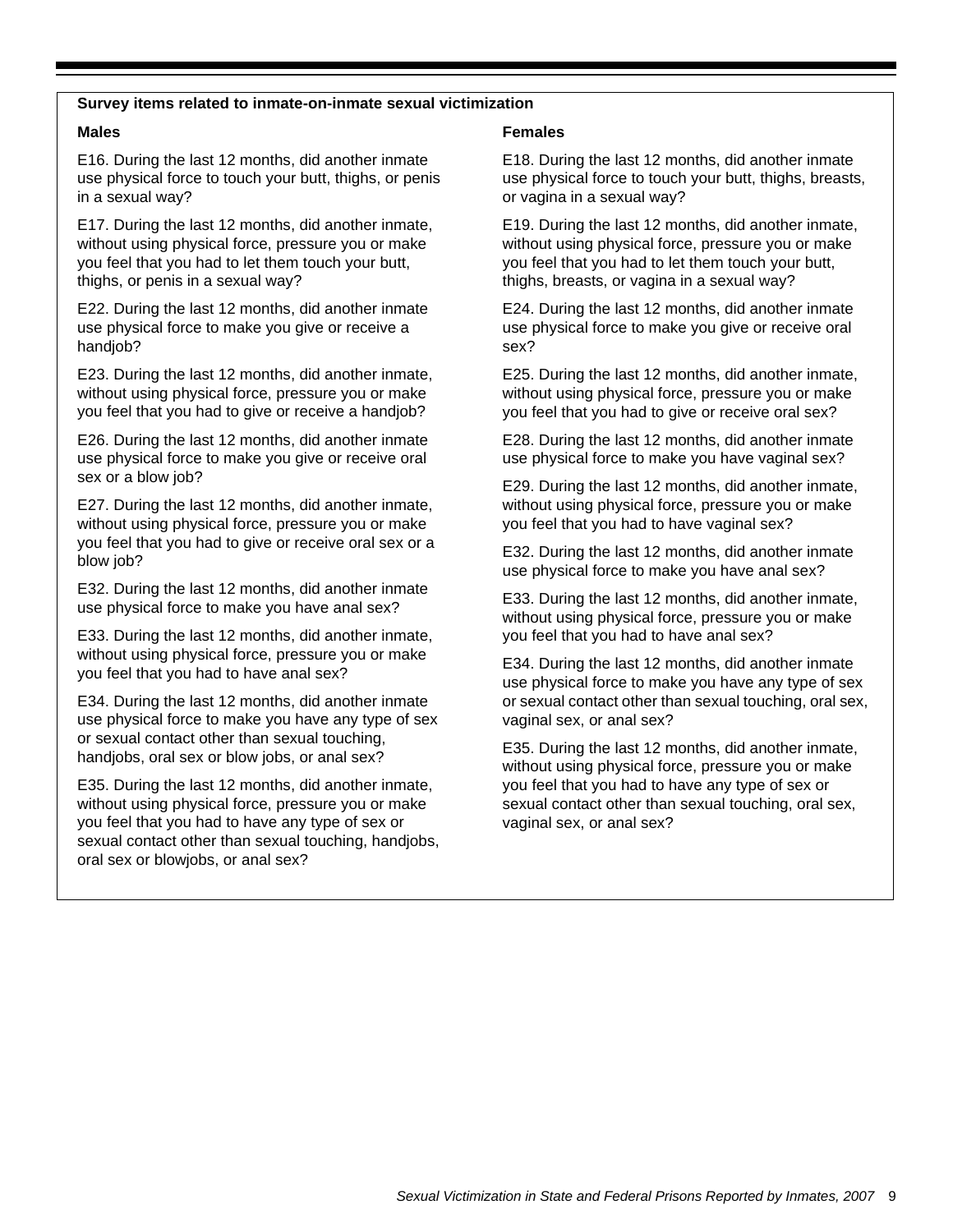**Survey items related to inmate-on-inmate sexual victimization**

**Males**

E16. During the last 12 months, did another inmate use physical force to touch your butt, thighs, or penis in a sexual way?

E17. During the last 12 months, did another inmate, without using physical force, pressure you or make you feel that you had to let them touch your butt, thighs, or penis in a sexual way?

E22. During the last 12 months, did another inmate use physical force to make you give or receive a handjob?

E23. During the last 12 months, did another inmate, without using physical force, pressure you or make you feel that you had to give or receive a handjob?

E26. During the last 12 months, did another inmate use physical force to make you give or receive oral sex or a blow job?

E27. During the last 12 months, did another inmate, without using physical force, pressure you or make you feel that you had to give or receive oral sex or a blow job?

E32. During the last 12 months, did another inmate use physical force to make you have anal sex?

E33. During the last 12 months, did another inmate, without using physical force, pressure you or make you feel that you had to have anal sex?

E34. During the last 12 months, did another inmate use physical force to make you have any type of sex or sexual contact other than sexual touching, handjobs, oral sex or blow jobs, or anal sex?

E35. During the last 12 months, did another inmate, without using physical force, pressure you or make you feel that you had to have any type of sex or sexual contact other than sexual touching, handjobs, oral sex or blowjobs, or anal sex?

**Females**

E18. During the last 12 months, did another inmate use physical force to touch your butt, thighs, breasts, or vagina in a sexual way?

E19. During the last 12 months, did another inmate, without using physical force, pressure you or make you feel that you had to let them touch your butt, thighs, breasts, or vagina in a sexual way?

E24. During the last 12 months, did another inmate use physical force to make you give or receive oral sex?

E25. During the last 12 months, did another inmate, without using physical force, pressure you or make you feel that you had to give or receive oral sex?

E28. During the last 12 months, did another inmate use physical force to make you have vaginal sex?

E29. During the last 12 months, did another inmate, without using physical force, pressure you or make you feel that you had to have vaginal sex?

E32. During the last 12 months, did another inmate use physical force to make you have anal sex?

E33. During the last 12 months, did another inmate, without using physical force, pressure you or make you feel that you had to have anal sex?

E34. During the last 12 months, did another inmate use physical force to make you have any type of sex or sexual contact other than sexual touching, oral sex, vaginal sex, or anal sex?

E35. During the last 12 months, did another inmate, without using physical force, pressure you or make you feel that you had to have any type of sex or sexual contact other than sexual touching, oral sex, vaginal sex, or anal sex?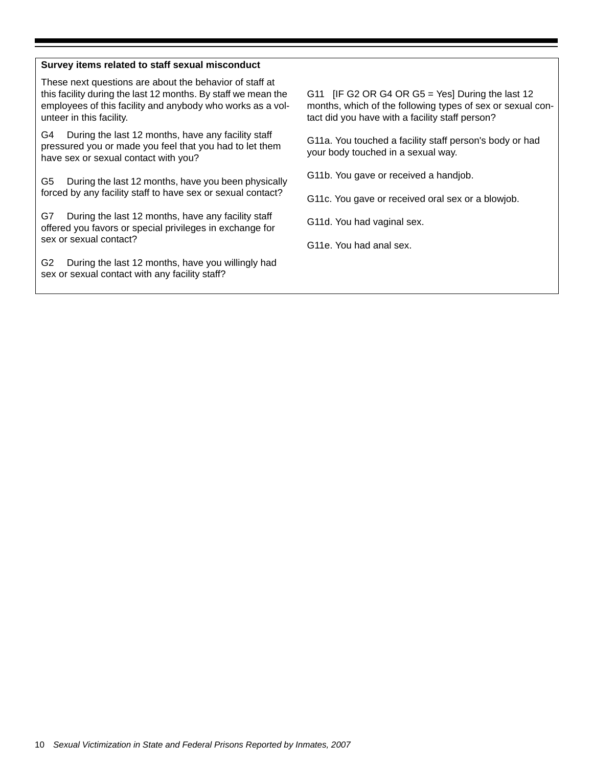**Survey items related to staff sexual misconduct**

These next questions are about the behavior of staff at this facility during the last 12 months. By staff we mean the employees of this facility and anybody who works as a volunteer in this facility.

G4 During the last 12 months, have any facility staff pressured you or made you feel that you had to let them have sex or sexual contact with you?

G5 During the last 12 months, have you been physically forced by any facility staff to have sex or sexual contact?

G7 During the last 12 months, have any facility staff offered you favors or special privileges in exchange for sex or sexual contact?

G2 During the last 12 months, have you willingly had sex or sexual contact with any facility staff?

G11 [IF G2 OR G4 OR G5 = Yes] During the last 12 months, which of the following types of sex or sexual contact did you have with a facility staff person?

G11a. You touched a facility staff person's body or had your body touched in a sexual way.

G11b. You gave or received a handjob.

G11c. You gave or received oral sex or a blowjob.

G11d. You had vaginal sex.

G11e. You had anal sex.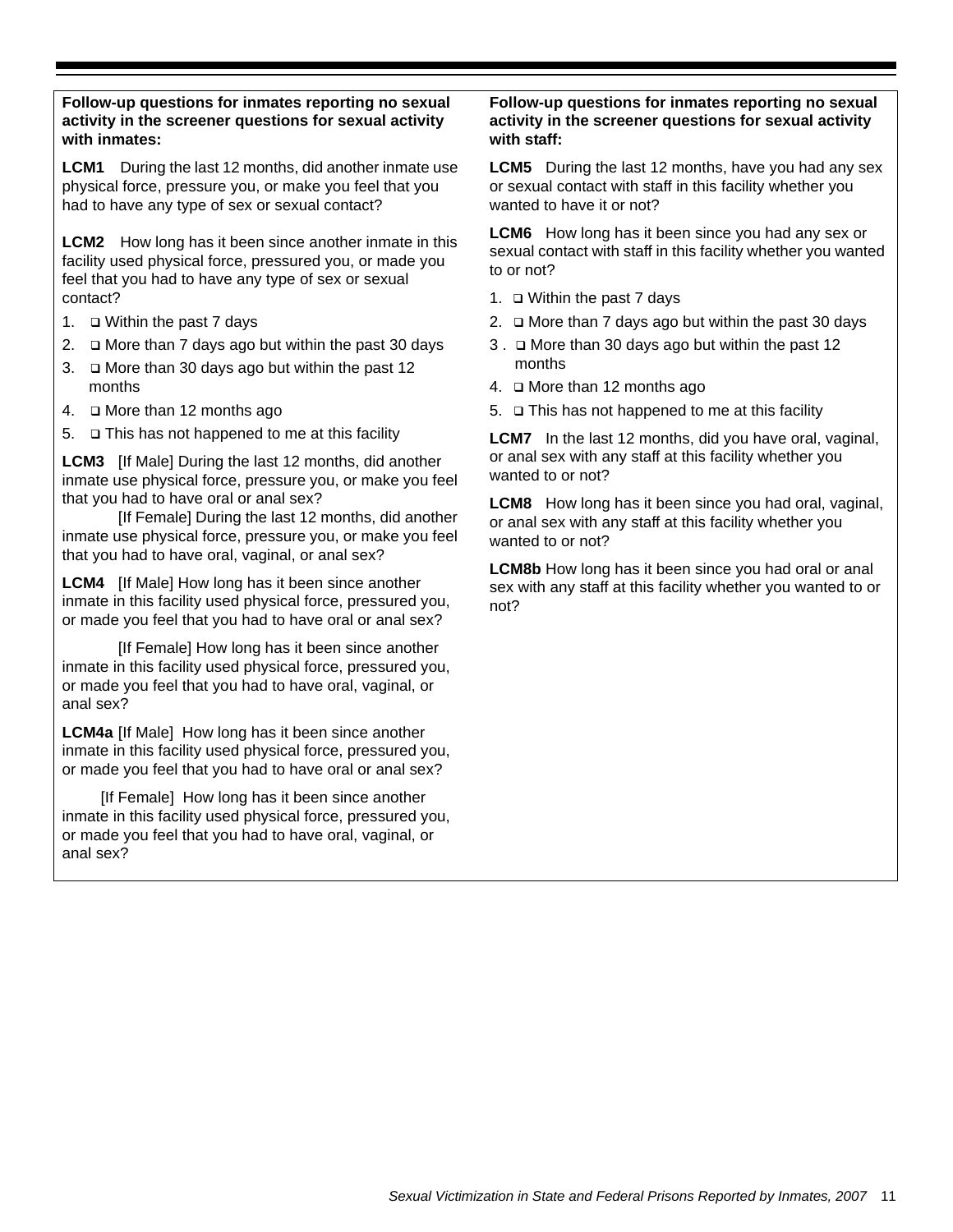**Follow-up questions for inmates reporting no sexual activity in the screener questions for sexual activity with inmates:**

**LCM1** During the last 12 months, did another inmate use physical force, pressure you, or make you feel that you had to have any type of sex or sexual contact?

**LCM2** How long has it been since another inmate in this facility used physical force, pressured you, or made you feel that you had to have any type of sex or sexual contact?

1. ❑ Within the past 7 days
2. ❑ More than 7 days ago but within the past 30 days
3. ❑ More than 30 days ago but within the past 12 months
4. ❑ More than 12 months ago
5. ❑ This has not happened to me at this facility

**LCM3** [If Male] During the last 12 months, did another inmate use physical force, pressure you, or make you feel that you had to have oral or anal sex?

[If Female] During the last 12 months, did another inmate use physical force, pressure you, or make you feel that you had to have oral, vaginal, or anal sex?

**LCM4** [If Male] How long has it been since another inmate in this facility used physical force, pressured you, or made you feel that you had to have oral or anal sex?

[If Female] How long has it been since another inmate in this facility used physical force, pressured you, or made you feel that you had to have oral, vaginal, or anal sex?

**LCM4a** [If Male] How long has it been since another inmate in this facility used physical force, pressured you, or made you feel that you had to have oral or anal sex?

[If Female] How long has it been since another inmate in this facility used physical force, pressured you, or made you feel that you had to have oral, vaginal, or anal sex?

**Follow-up questions for inmates reporting no sexual activity in the screener questions for sexual activity with staff:**

**LCM5** During the last 12 months, have you had any sex or sexual contact with staff in this facility whether you wanted to have it or not?

**LCM6** How long has it been since you had any sex or sexual contact with staff in this facility whether you wanted to or not?

1. ❑ Within the past 7 days
2. ❑ More than 7 days ago but within the past 30 days
3. ❑ More than 30 days ago but within the past 12 months
4. ❑ More than 12 months ago
5. ❑ This has not happened to me at this facility

**LCM7** In the last 12 months, did you have oral, vaginal, or anal sex with any staff at this facility whether you wanted to or not?

**LCM8** How long has it been since you had oral, vaginal, or anal sex with any staff at this facility whether you wanted to or not?

**LCM8b** How long has it been since you had oral or anal sex with any staff at this facility whether you wanted to or not?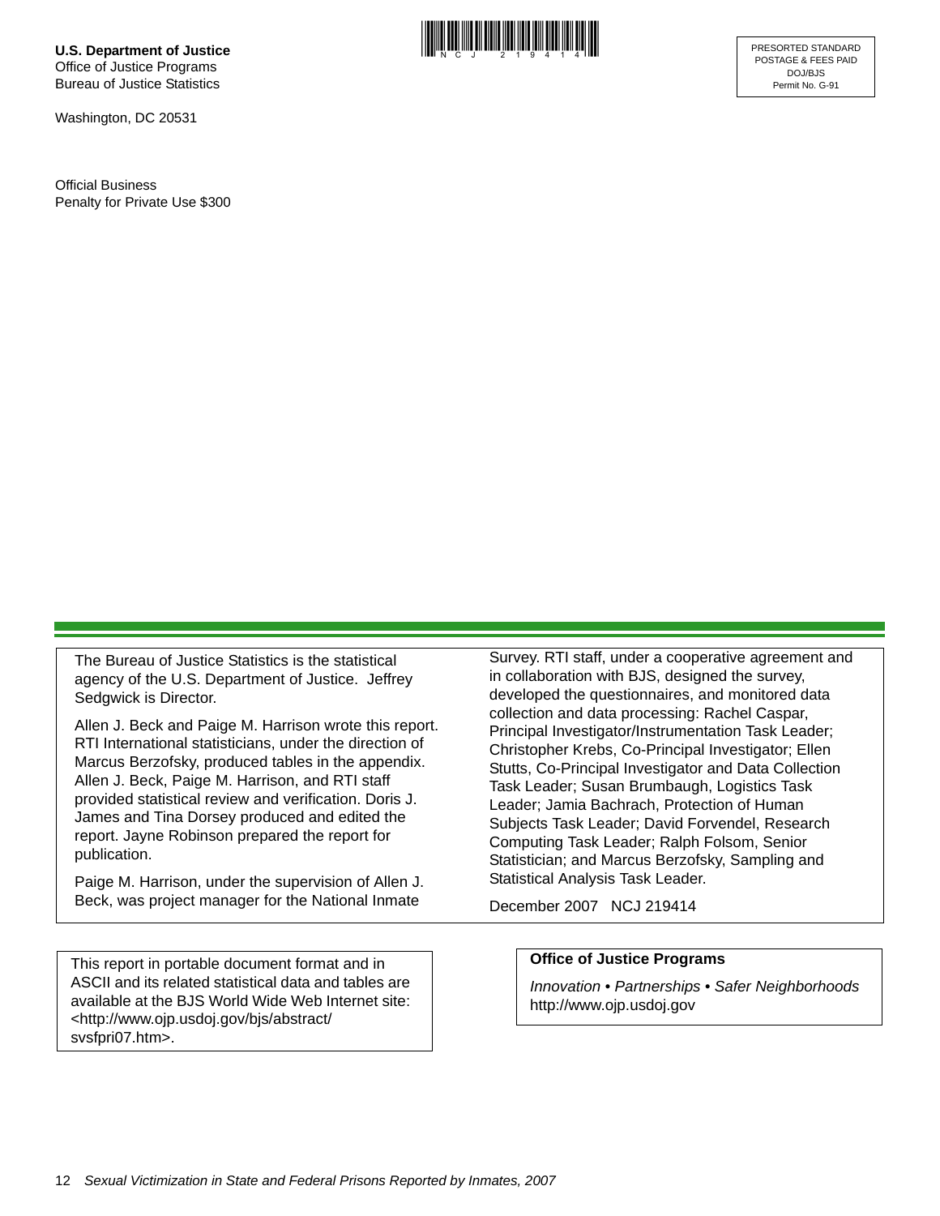**U.S. Department of Justice**
Office of Justice Programs
Bureau of Justice Statistics

Washington, DC 20531

Official Business
Penalty for Private Use $300

PRESORTED STANDARD
POSTAGE & FEES PAID
DOJ/BJS
Permit No. G-91

The Bureau of Justice Statistics is the statistical agency of the U.S. Department of Justice. Jeffrey Sedgwick is Director.

Allen J. Beck and Paige M. Harrison wrote this report. RTI International statisticians, under the direction of Marcus Berzofsky, produced tables in the appendix. Allen J. Beck, Paige M. Harrison, and RTI staff provided statistical review and verification. Doris J. James and Tina Dorsey produced and edited the report. Jayne Robinson prepared the report for publication.

Paige M. Harrison, under the supervision of Allen J. Beck, was project manager for the National Inmate Survey. RTI staff, under a cooperative agreement and in collaboration with BJS, designed the survey, developed the questionnaires, and monitored data collection and data processing: Rachel Caspar, Principal Investigator/Instrumentation Task Leader; Christopher Krebs, Co-Principal Investigator; Ellen Stutts, Co-Principal Investigator and Data Collection Task Leader; Susan Brumbaugh, Logistics Task Leader; Jamia Bachrach, Protection of Human Subjects Task Leader; David Forvendel, Research Computing Task Leader; Ralph Folsom, Senior Statistician; and Marcus Berzofsky, Sampling and Statistical Analysis Task Leader.

December 2007 NCJ 219414

This report in portable document format and in ASCII and its related statistical data and tables are available at the BJS World Wide Web Internet site: <http://www.ojp.usdoj.gov/bjs/abstract/svsfpri07.htm>.

**Office of Justice Programs**

*Innovation • Partnerships • Safer Neighborhoods*
http://www.ojp.usdoj.gov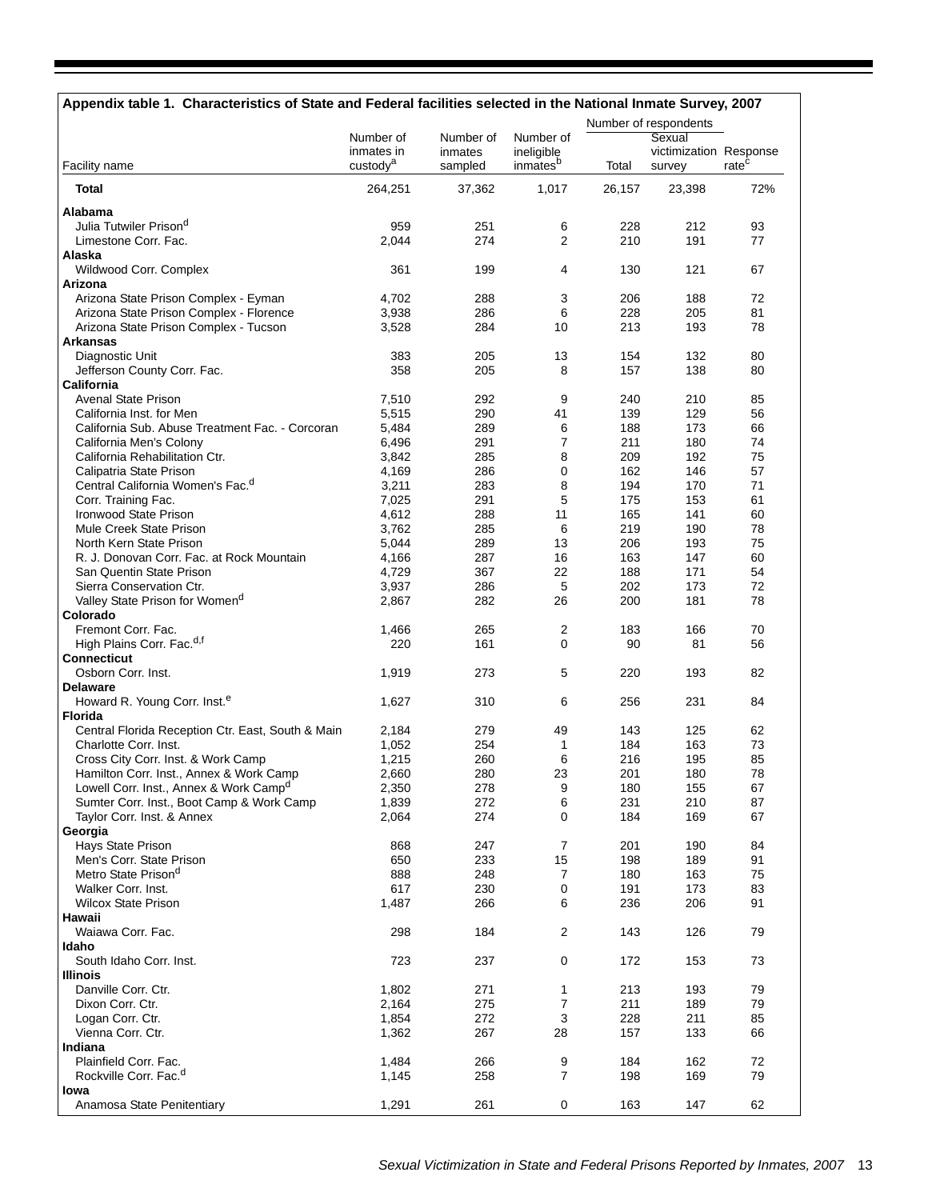**Appendix table 1. Characteristics of State and Federal facilities selected in the National Inmate Survey, 2007**

| Facility name | Number of inmates in custody[a] | Number of inmates sampled | Number of ineligible inmates[b] | Number of respondents | | Response rate[c] |
|---|---|---|---|---|---|---|
| | | | | Total | Sexual victimization survey | |
| **Total** | 264,251 | 37,362 | 1,017 | 26,157 | 23,398 | 72% |
| **Alabama** | | | | | | |
| Julia Tutwiler Prison[d] | 959 | 251 | 6 | 228 | 212 | 93 |
| Limestone Corr. Fac. | 2,044 | 274 | 2 | 210 | 191 | 77 |
| **Alaska** | | | | | | |
| Wildwood Corr. Complex | 361 | 199 | 4 | 130 | 121 | 67 |
| **Arizona** | | | | | | |
| Arizona State Prison Complex - Eyman | 4,702 | 288 | 3 | 206 | 188 | 72 |
| Arizona State Prison Complex - Florence | 3,938 | 286 | 6 | 228 | 205 | 81 |
| Arizona State Prison Complex - Tucson | 3,528 | 284 | 10 | 213 | 193 | 78 |
| **Arkansas** | | | | | | |
| Diagnostic Unit | 383 | 205 | 13 | 154 | 132 | 80 |
| Jefferson County Corr. Fac. | 358 | 205 | 8 | 157 | 138 | 80 |
| **California** | | | | | | |
| Avenal State Prison | 7,510 | 292 | 9 | 240 | 210 | 85 |
| California Inst. for Men | 5,515 | 290 | 41 | 139 | 129 | 56 |
| California Sub. Abuse Treatment Fac. - Corcoran | 5,484 | 289 | 6 | 188 | 173 | 66 |
| California Men's Colony | 6,496 | 291 | 7 | 211 | 180 | 74 |
| California Rehabilitation Ctr. | 3,842 | 285 | 8 | 209 | 192 | 75 |
| Calipatria State Prison | 4,169 | 286 | 0 | 162 | 146 | 57 |
| Central California Women's Fac.[d] | 3,211 | 283 | 8 | 194 | 170 | 71 |
| Corr. Training Fac. | 7,025 | 291 | 5 | 175 | 153 | 61 |
| Ironwood State Prison | 4,612 | 288 | 11 | 165 | 141 | 60 |
| Mule Creek State Prison | 3,762 | 285 | 6 | 219 | 190 | 78 |
| North Kern State Prison | 5,044 | 289 | 13 | 206 | 193 | 75 |
| R. J. Donovan Corr. Fac. at Rock Mountain | 4,166 | 287 | 16 | 163 | 147 | 60 |
| San Quentin State Prison | 4,729 | 367 | 22 | 188 | 171 | 54 |
| Sierra Conservation Ctr. | 3,937 | 286 | 5 | 202 | 173 | 72 |
| Valley State Prison for Women[d] | 2,867 | 282 | 26 | 200 | 181 | 78 |
| **Colorado** | | | | | | |
| Fremont Corr. Fac. | 1,466 | 265 | 2 | 183 | 166 | 70 |
| High Plains Corr. Fac.[d,f] | 220 | 161 | 0 | 90 | 81 | 56 |
| **Connecticut** | | | | | | |
| Osborn Corr. Inst. | 1,919 | 273 | 5 | 220 | 193 | 82 |
| **Delaware** | | | | | | |
| Howard R. Young Corr. Inst.[e] | 1,627 | 310 | 6 | 256 | 231 | 84 |
| **Florida** | | | | | | |
| Central Florida Reception Ctr. East, South & Main | 2,184 | 279 | 49 | 143 | 125 | 62 |
| Charlotte Corr. Inst. | 1,052 | 254 | 1 | 184 | 163 | 73 |
| Cross City Corr. Inst. & Work Camp | 1,215 | 260 | 6 | 216 | 195 | 85 |
| Hamilton Corr. Inst., Annex & Work Camp | 2,660 | 280 | 23 | 201 | 180 | 78 |
| Lowell Corr. Inst., Annex & Work Camp[d] | 2,350 | 278 | 9 | 180 | 155 | 67 |
| Sumter Corr. Inst., Boot Camp & Work Camp | 1,839 | 272 | 6 | 231 | 210 | 87 |
| Taylor Corr. Inst. & Annex | 2,064 | 274 | 0 | 184 | 169 | 67 |
| **Georgia** | | | | | | |
| Hays State Prison | 868 | 247 | 7 | 201 | 190 | 84 |
| Men's Corr. State Prison | 650 | 233 | 15 | 198 | 189 | 91 |
| Metro State Prison[d] | 888 | 248 | 7 | 180 | 163 | 75 |
| Walker Corr. Inst. | 617 | 230 | 0 | 191 | 173 | 83 |
| Wilcox State Prison | 1,487 | 266 | 6 | 236 | 206 | 91 |
| **Hawaii** | | | | | | |
| Waiawa Corr. Fac. | 298 | 184 | 2 | 143 | 126 | 79 |
| **Idaho** | | | | | | |
| South Idaho Corr. Inst. | 723 | 237 | 0 | 172 | 153 | 73 |
| **Illinois** | | | | | | |
| Danville Corr. Ctr. | 1,802 | 271 | 1 | 213 | 193 | 79 |
| Dixon Corr. Ctr. | 2,164 | 275 | 7 | 211 | 189 | 79 |
| Logan Corr. Ctr. | 1,854 | 272 | 3 | 228 | 211 | 85 |
| Vienna Corr. Ctr. | 1,362 | 267 | 28 | 157 | 133 | 66 |
| **Indiana** | | | | | | |
| Plainfield Corr. Fac. | 1,484 | 266 | 9 | 184 | 162 | 72 |
| Rockville Corr. Fac.[d] | 1,145 | 258 | 7 | 198 | 169 | 79 |
| **Iowa** | | | | | | |
| Anamosa State Penitentiary | 1,291 | 261 | 0 | 163 | 147 | 62 |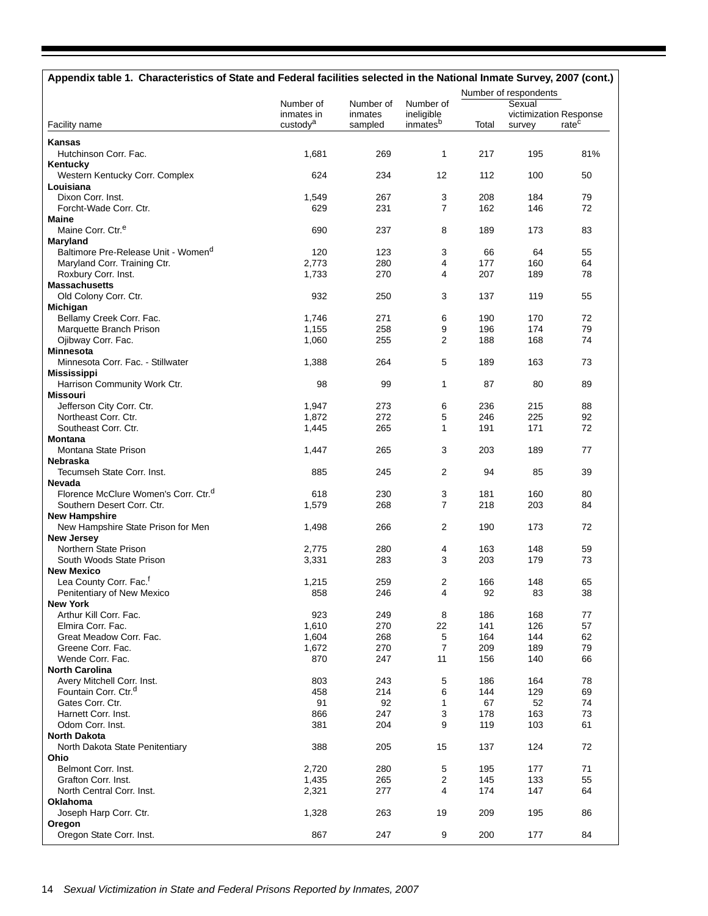**Appendix table 1. Characteristics of State and Federal facilities selected in the National Inmate Survey, 2007 (cont.)**

| Facility name | Number of inmates in custody[a] | Number of inmates sampled | Number of ineligible inmates[b] | Number of respondents | | Response rate[c] |
|---|---|---|---|---|---|---|
| | | | | Total | Sexual victimization survey | |
| **Kansas** | | | | | | |
| Hutchinson Corr. Fac. | 1,681 | 269 | 1 | 217 | 195 | 81% |
| **Kentucky** | | | | | | |
| Western Kentucky Corr. Complex | 624 | 234 | 12 | 112 | 100 | 50 |
| **Louisiana** | | | | | | |
| Dixon Corr. Inst. | 1,549 | 267 | 3 | 208 | 184 | 79 |
| Forcht-Wade Corr. Ctr. | 629 | 231 | 7 | 162 | 146 | 72 |
| **Maine** | | | | | | |
| Maine Corr. Ctr.[e] | 690 | 237 | 8 | 189 | 173 | 83 |
| **Maryland** | | | | | | |
| Baltimore Pre-Release Unit - Women[d] | 120 | 123 | 3 | 66 | 64 | 55 |
| Maryland Corr. Training Ctr. | 2,773 | 280 | 4 | 177 | 160 | 64 |
| Roxbury Corr. Inst. | 1,733 | 270 | 4 | 207 | 189 | 78 |
| **Massachusetts** | | | | | | |
| Old Colony Corr. Ctr. | 932 | 250 | 3 | 137 | 119 | 55 |
| **Michigan** | | | | | | |
| Bellamy Creek Corr. Fac. | 1,746 | 271 | 6 | 190 | 170 | 72 |
| Marquette Branch Prison | 1,155 | 258 | 9 | 196 | 174 | 79 |
| Ojibway Corr. Fac. | 1,060 | 255 | 2 | 188 | 168 | 74 |
| **Minnesota** | | | | | | |
| Minnesota Corr. Fac. - Stillwater | 1,388 | 264 | 5 | 189 | 163 | 73 |
| **Mississippi** | | | | | | |
| Harrison Community Work Ctr. | 98 | 99 | 1 | 87 | 80 | 89 |
| **Missouri** | | | | | | |
| Jefferson City Corr. Ctr. | 1,947 | 273 | 6 | 236 | 215 | 88 |
| Northeast Corr. Ctr. | 1,872 | 272 | 5 | 246 | 225 | 92 |
| Southeast Corr. Ctr. | 1,445 | 265 | 1 | 191 | 171 | 72 |
| **Montana** | | | | | | |
| Montana State Prison | 1,447 | 265 | 3 | 203 | 189 | 77 |
| **Nebraska** | | | | | | |
| Tecumseh State Corr. Inst. | 885 | 245 | 2 | 94 | 85 | 39 |
| **Nevada** | | | | | | |
| Florence McClure Women's Corr. Ctr.[d] | 618 | 230 | 3 | 181 | 160 | 80 |
| Southern Desert Corr. Ctr. | 1,579 | 268 | 7 | 218 | 203 | 84 |
| **New Hampshire** | | | | | | |
| New Hampshire State Prison for Men | 1,498 | 266 | 2 | 190 | 173 | 72 |
| **New Jersey** | | | | | | |
| Northern State Prison | 2,775 | 280 | 4 | 163 | 148 | 59 |
| South Woods State Prison | 3,331 | 283 | 3 | 203 | 179 | 73 |
| **New Mexico** | | | | | | |
| Lea County Corr. Fac.[f] | 1,215 | 259 | 2 | 166 | 148 | 65 |
| Penitentiary of New Mexico | 858 | 246 | 4 | 92 | 83 | 38 |
| **New York** | | | | | | |
| Arthur Kill Corr. Fac. | 923 | 249 | 8 | 186 | 168 | 77 |
| Elmira Corr. Fac. | 1,610 | 270 | 22 | 141 | 126 | 57 |
| Great Meadow Corr. Fac. | 1,604 | 268 | 5 | 164 | 144 | 62 |
| Greene Corr. Fac. | 1,672 | 270 | 7 | 209 | 189 | 79 |
| Wende Corr. Fac. | 870 | 247 | 11 | 156 | 140 | 66 |
| **North Carolina** | | | | | | |
| Avery Mitchell Corr. Inst. | 803 | 243 | 5 | 186 | 164 | 78 |
| Fountain Corr. Ctr.[d] | 458 | 214 | 6 | 144 | 129 | 69 |
| Gates Corr. Ctr. | 91 | 92 | 1 | 67 | 52 | 74 |
| Harnett Corr. Inst. | 866 | 247 | 3 | 178 | 163 | 73 |
| Odom Corr. Inst. | 381 | 204 | 9 | 119 | 103 | 61 |
| **North Dakota** | | | | | | |
| North Dakota State Penitentiary | 388 | 205 | 15 | 137 | 124 | 72 |
| **Ohio** | | | | | | |
| Belmont Corr. Inst. | 2,720 | 280 | 5 | 195 | 177 | 71 |
| Grafton Corr. Inst. | 1,435 | 265 | 2 | 145 | 133 | 55 |
| North Central Corr. Inst. | 2,321 | 277 | 4 | 174 | 147 | 64 |
| **Oklahoma** | | | | | | |
| Joseph Harp Corr. Ctr. | 1,328 | 263 | 19 | 209 | 195 | 86 |
| **Oregon** | | | | | | |
| Oregon State Corr. Inst. | 867 | 247 | 9 | 200 | 177 | 84 |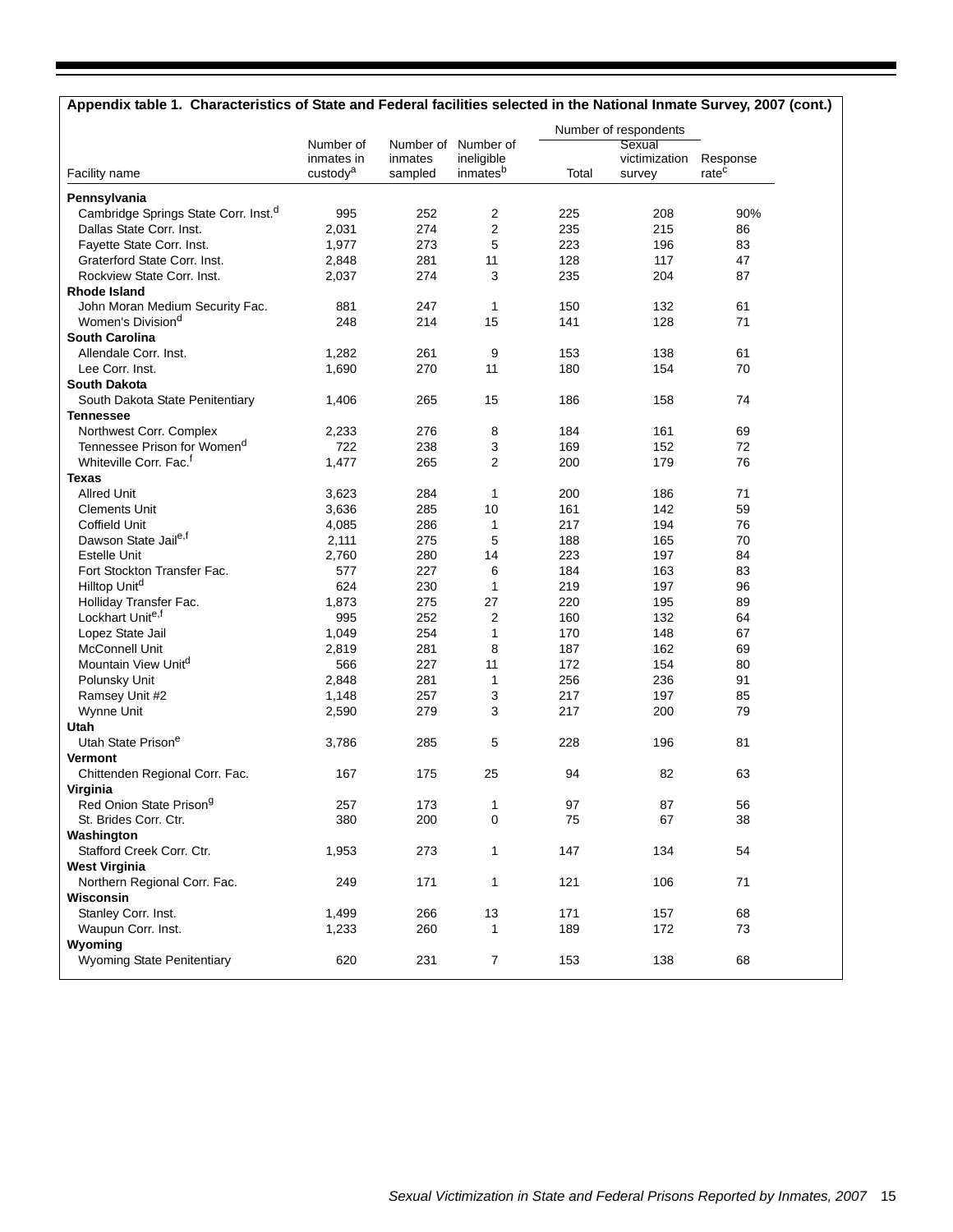**Appendix table 1. Characteristics of State and Federal facilities selected in the National Inmate Survey, 2007 (cont.)**

| Facility name | Number of inmates in custody[a] | Number of inmates sampled | Number of ineligible inmates[b] | Number of respondents | | Response rate[c] |
|---|---|---|---|---|---|---|
| | | | | Total | Sexual victimization survey | |
| **Pennsylvania** | | | | | | |
| Cambridge Springs State Corr. Inst.[d] | 995 | 252 | 2 | 225 | 208 | 90% |
| Dallas State Corr. Inst. | 2,031 | 274 | 2 | 235 | 215 | 86 |
| Fayette State Corr. Inst. | 1,977 | 273 | 5 | 223 | 196 | 83 |
| Graterford State Corr. Inst. | 2,848 | 281 | 11 | 128 | 117 | 47 |
| Rockview State Corr. Inst. | 2,037 | 274 | 3 | 235 | 204 | 87 |
| **Rhode Island** | | | | | | |
| John Moran Medium Security Fac. | 881 | 247 | 1 | 150 | 132 | 61 |
| Women's Division[d] | 248 | 214 | 15 | 141 | 128 | 71 |
| **South Carolina** | | | | | | |
| Allendale Corr. Inst. | 1,282 | 261 | 9 | 153 | 138 | 61 |
| Lee Corr. Inst. | 1,690 | 270 | 11 | 180 | 154 | 70 |
| **South Dakota** | | | | | | |
| South Dakota State Penitentiary | 1,406 | 265 | 15 | 186 | 158 | 74 |
| **Tennessee** | | | | | | |
| Northwest Corr. Complex | 2,233 | 276 | 8 | 184 | 161 | 69 |
| Tennessee Prison for Women[d] | 722 | 238 | 3 | 169 | 152 | 72 |
| Whiteville Corr. Fac.[f] | 1,477 | 265 | 2 | 200 | 179 | 76 |
| **Texas** | | | | | | |
| Allred Unit | 3,623 | 284 | 1 | 200 | 186 | 71 |
| Clements Unit | 3,636 | 285 | 10 | 161 | 142 | 59 |
| Coffield Unit | 4,085 | 286 | 1 | 217 | 194 | 76 |
| Dawson State Jail[e,f] | 2,111 | 275 | 5 | 188 | 165 | 70 |
| Estelle Unit | 2,760 | 280 | 14 | 223 | 197 | 84 |
| Fort Stockton Transfer Fac. | 577 | 227 | 6 | 184 | 163 | 83 |
| Hilltop Unit[d] | 624 | 230 | 1 | 219 | 197 | 96 |
| Holliday Transfer Fac. | 1,873 | 275 | 27 | 220 | 195 | 89 |
| Lockhart Unit[e,f] | 995 | 252 | 2 | 160 | 132 | 64 |
| Lopez State Jail | 1,049 | 254 | 1 | 170 | 148 | 67 |
| McConnell Unit | 2,819 | 281 | 8 | 187 | 162 | 69 |
| Mountain View Unit[d] | 566 | 227 | 11 | 172 | 154 | 80 |
| Polunsky Unit | 2,848 | 281 | 1 | 256 | 236 | 91 |
| Ramsey Unit #2 | 1,148 | 257 | 3 | 217 | 197 | 85 |
| Wynne Unit | 2,590 | 279 | 3 | 217 | 200 | 79 |
| **Utah** | | | | | | |
| Utah State Prison[e] | 3,786 | 285 | 5 | 228 | 196 | 81 |
| **Vermont** | | | | | | |
| Chittenden Regional Corr. Fac. | 167 | 175 | 25 | 94 | 82 | 63 |
| **Virginia** | | | | | | |
| Red Onion State Prison[g] | 257 | 173 | 1 | 97 | 87 | 56 |
| St. Brides Corr. Ctr. | 380 | 200 | 0 | 75 | 67 | 38 |
| **Washington** | | | | | | |
| Stafford Creek Corr. Ctr. | 1,953 | 273 | 1 | 147 | 134 | 54 |
| **West Virginia** | | | | | | |
| Northern Regional Corr. Fac. | 249 | 171 | 1 | 121 | 106 | 71 |
| **Wisconsin** | | | | | | |
| Stanley Corr. Inst. | 1,499 | 266 | 13 | 171 | 157 | 68 |
| Waupun Corr. Inst. | 1,233 | 260 | 1 | 189 | 172 | 73 |
| **Wyoming** | | | | | | |
| Wyoming State Penitentiary | 620 | 231 | 7 | 153 | 138 | 68 |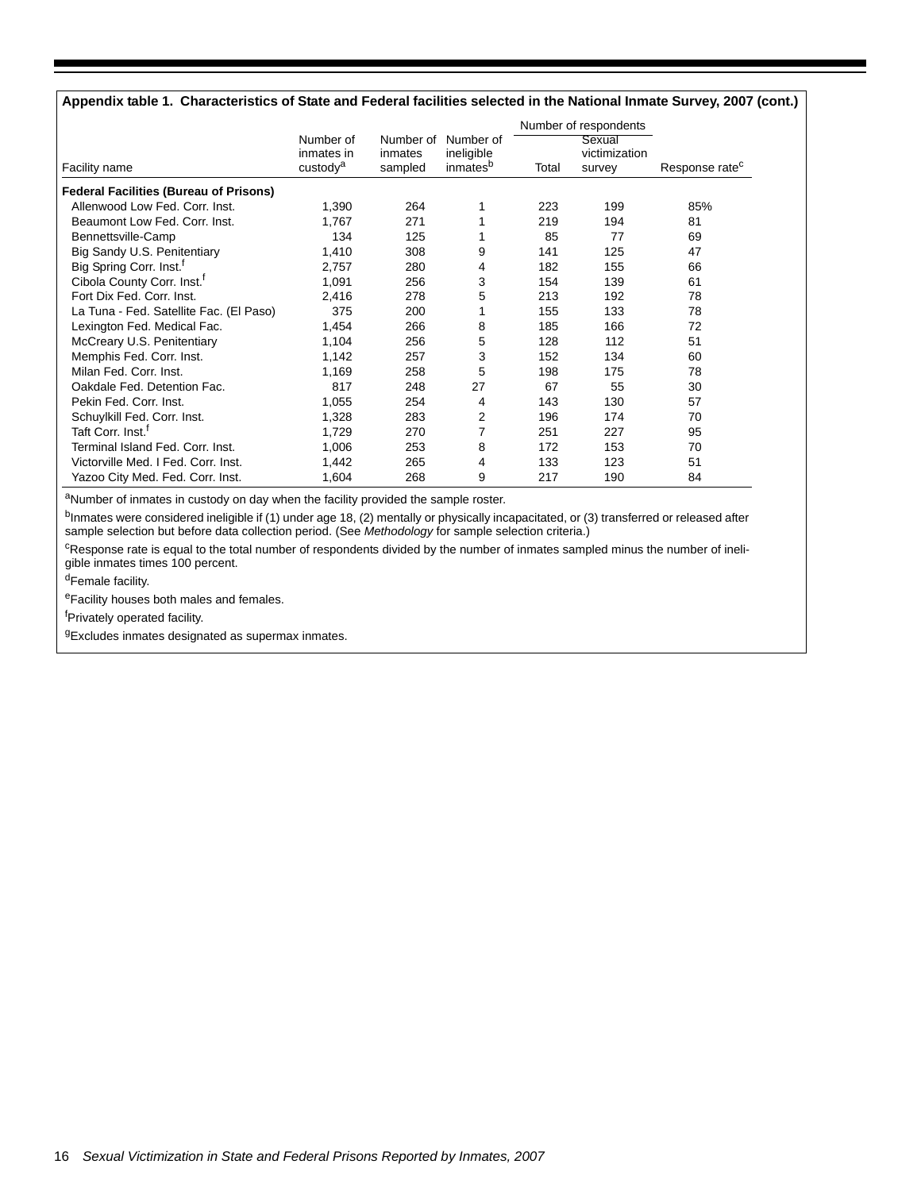**Appendix table 1. Characteristics of State and Federal facilities selected in the National Inmate Survey, 2007 (cont.)**

| Facility name | Number of inmates in custody[a] | Number of inmates sampled | Number of ineligible inmates[b] | Number of respondents | | Response rate[c] |
|---|---|---|---|---|---|---|
| | | | | Total | Sexual victimization survey | |
| **Federal Facilities (Bureau of Prisons)** | | | | | | |
| Allenwood Low Fed. Corr. Inst. | 1,390 | 264 | 1 | 223 | 199 | 85% |
| Beaumont Low Fed. Corr. Inst. | 1,767 | 271 | 1 | 219 | 194 | 81 |
| Bennettsville-Camp | 134 | 125 | 1 | 85 | 77 | 69 |
| Big Sandy U.S. Penitentiary | 1,410 | 308 | 9 | 141 | 125 | 47 |
| Big Spring Corr. Inst.[f] | 2,757 | 280 | 4 | 182 | 155 | 66 |
| Cibola County Corr. Inst.[f] | 1,091 | 256 | 3 | 154 | 139 | 61 |
| Fort Dix Fed. Corr. Inst. | 2,416 | 278 | 5 | 213 | 192 | 78 |
| La Tuna - Fed. Satellite Fac. (El Paso) | 375 | 200 | 1 | 155 | 133 | 78 |
| Lexington Fed. Medical Fac. | 1,454 | 266 | 8 | 185 | 166 | 72 |
| McCreary U.S. Penitentiary | 1,104 | 256 | 5 | 128 | 112 | 51 |
| Memphis Fed. Corr. Inst. | 1,142 | 257 | 3 | 152 | 134 | 60 |
| Milan Fed. Corr. Inst. | 1,169 | 258 | 5 | 198 | 175 | 78 |
| Oakdale Fed. Detention Fac. | 817 | 248 | 27 | 67 | 55 | 30 |
| Pekin Fed. Corr. Inst. | 1,055 | 254 | 4 | 143 | 130 | 57 |
| Schuylkill Fed. Corr. Inst. | 1,328 | 283 | 2 | 196 | 174 | 70 |
| Taft Corr. Inst.[f] | 1,729 | 270 | 7 | 251 | 227 | 95 |
| Terminal Island Fed. Corr. Inst. | 1,006 | 253 | 8 | 172 | 153 | 70 |
| Victorville Med. I Fed. Corr. Inst. | 1,442 | 265 | 4 | 133 | 123 | 51 |
| Yazoo City Med. Fed. Corr. Inst. | 1,604 | 268 | 9 | 217 | 190 | 84 |

[a]Number of inmates in custody on day when the facility provided the sample roster.

[b]Inmates were considered ineligible if (1) under age 18, (2) mentally or physically incapacitated, or (3) transferred or released after sample selection but before data collection period. (See *Methodology* for sample selection criteria.)

[c]Response rate is equal to the total number of respondents divided by the number of inmates sampled minus the number of ineligible inmates times 100 percent.

[d]Female facility.

[e]Facility houses both males and females.

[f]Privately operated facility.

[g]Excludes inmates designated as supermax inmates.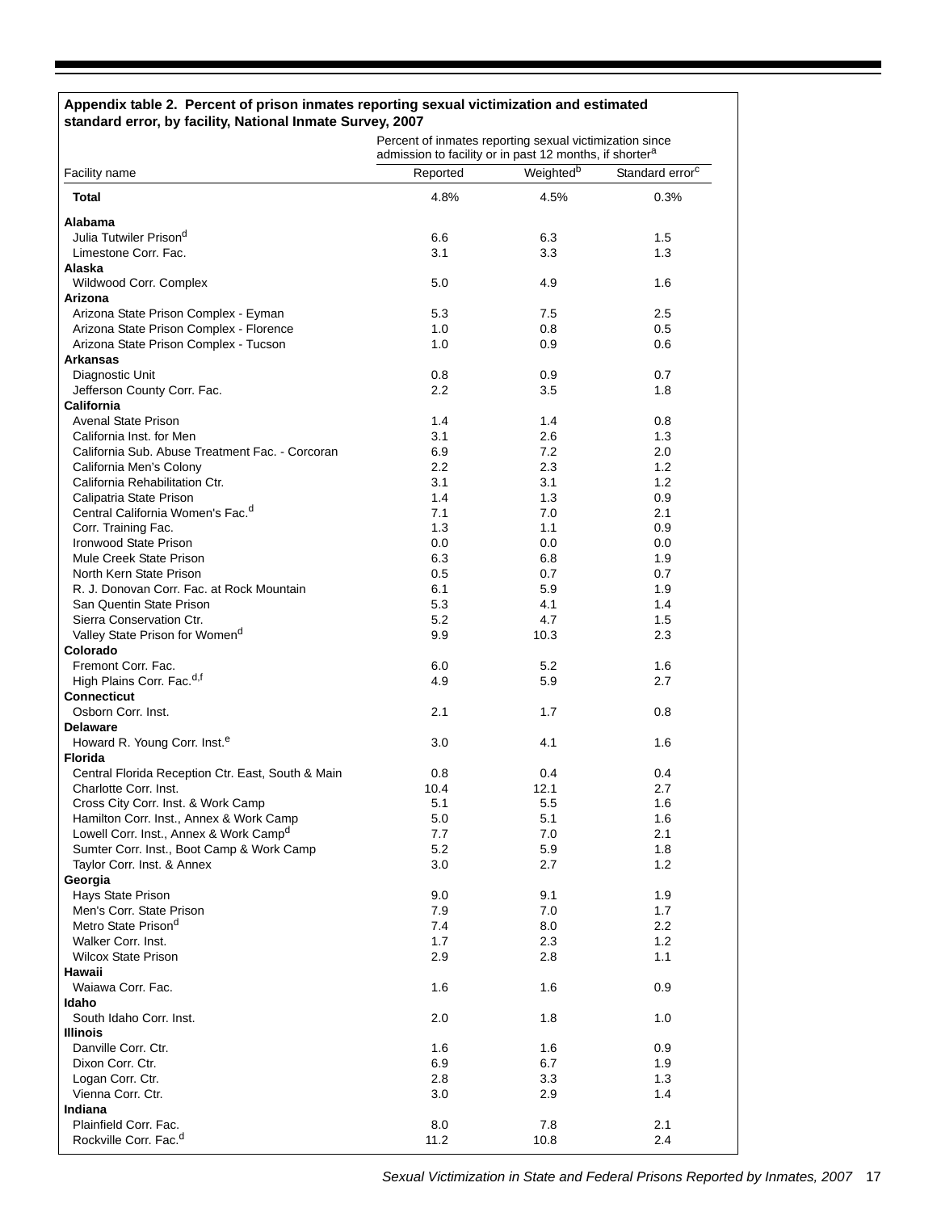**Appendix table 2. Percent of prison inmates reporting sexual victimization and estimated standard error, by facility, National Inmate Survey, 2007**

| Facility name | Percent of inmates reporting sexual victimization since admission to facility or in past 12 months, if shorter[a] | | |
|---|---|---|---|
| | Reported | Weighted[b] | Standard error[c] |
| **Total** | 4.8% | 4.5% | 0.3% |
| **Alabama** | | | |
| Julia Tutwiler Prison[d] | 6.6 | 6.3 | 1.5 |
| Limestone Corr. Fac. | 3.1 | 3.3 | 1.3 |
| **Alaska** | | | |
| Wildwood Corr. Complex | 5.0 | 4.9 | 1.6 |
| **Arizona** | | | |
| Arizona State Prison Complex - Eyman | 5.3 | 7.5 | 2.5 |
| Arizona State Prison Complex - Florence | 1.0 | 0.8 | 0.5 |
| Arizona State Prison Complex - Tucson | 1.0 | 0.9 | 0.6 |
| **Arkansas** | | | |
| Diagnostic Unit | 0.8 | 0.9 | 0.7 |
| Jefferson County Corr. Fac. | 2.2 | 3.5 | 1.8 |
| **California** | | | |
| Avenal State Prison | 1.4 | 1.4 | 0.8 |
| California Inst. for Men | 3.1 | 2.6 | 1.3 |
| California Sub. Abuse Treatment Fac. - Corcoran | 6.9 | 7.2 | 2.0 |
| California Men's Colony | 2.2 | 2.3 | 1.2 |
| California Rehabilitation Ctr. | 3.1 | 3.1 | 1.2 |
| Calipatria State Prison | 1.4 | 1.3 | 0.9 |
| Central California Women's Fac.[d] | 7.1 | 7.0 | 2.1 |
| Corr. Training Fac. | 1.3 | 1.1 | 0.9 |
| Ironwood State Prison | 0.0 | 0.0 | 0.0 |
| Mule Creek State Prison | 6.3 | 6.8 | 1.9 |
| North Kern State Prison | 0.5 | 0.7 | 0.7 |
| R. J. Donovan Corr. Fac. at Rock Mountain | 6.1 | 5.9 | 1.9 |
| San Quentin State Prison | 5.3 | 4.1 | 1.4 |
| Sierra Conservation Ctr. | 5.2 | 4.7 | 1.5 |
| Valley State Prison for Women[d] | 9.9 | 10.3 | 2.3 |
| **Colorado** | | | |
| Fremont Corr. Fac. | 6.0 | 5.2 | 1.6 |
| High Plains Corr. Fac.[d,f] | 4.9 | 5.9 | 2.7 |
| **Connecticut** | | | |
| Osborn Corr. Inst. | 2.1 | 1.7 | 0.8 |
| **Delaware** | | | |
| Howard R. Young Corr. Inst.[e] | 3.0 | 4.1 | 1.6 |
| **Florida** | | | |
| Central Florida Reception Ctr. East, South & Main | 0.8 | 0.4 | 0.4 |
| Charlotte Corr. Inst. | 10.4 | 12.1 | 2.7 |
| Cross City Corr. Inst. & Work Camp | 5.1 | 5.5 | 1.6 |
| Hamilton Corr. Inst., Annex & Work Camp | 5.0 | 5.1 | 1.6 |
| Lowell Corr. Inst., Annex & Work Camp[d] | 7.7 | 7.0 | 2.1 |
| Sumter Corr. Inst., Boot Camp & Work Camp | 5.2 | 5.9 | 1.8 |
| Taylor Corr. Inst. & Annex | 3.0 | 2.7 | 1.2 |
| **Georgia** | | | |
| Hays State Prison | 9.0 | 9.1 | 1.9 |
| Men's Corr. State Prison | 7.9 | 7.0 | 1.7 |
| Metro State Prison[d] | 7.4 | 8.0 | 2.2 |
| Walker Corr. Inst. | 1.7 | 2.3 | 1.2 |
| Wilcox State Prison | 2.9 | 2.8 | 1.1 |
| **Hawaii** | | | |
| Waiawa Corr. Fac. | 1.6 | 1.6 | 0.9 |
| **Idaho** | | | |
| South Idaho Corr. Inst. | 2.0 | 1.8 | 1.0 |
| **Illinois** | | | |
| Danville Corr. Ctr. | 1.6 | 1.6 | 0.9 |
| Dixon Corr. Ctr. | 6.9 | 6.7 | 1.9 |
| Logan Corr. Ctr. | 2.8 | 3.3 | 1.3 |
| Vienna Corr. Ctr. | 3.0 | 2.9 | 1.4 |
| **Indiana** | | | |
| Plainfield Corr. Fac. | 8.0 | 7.8 | 2.1 |
| Rockville Corr. Fac.[d] | 11.2 | 10.8 | 2.4 |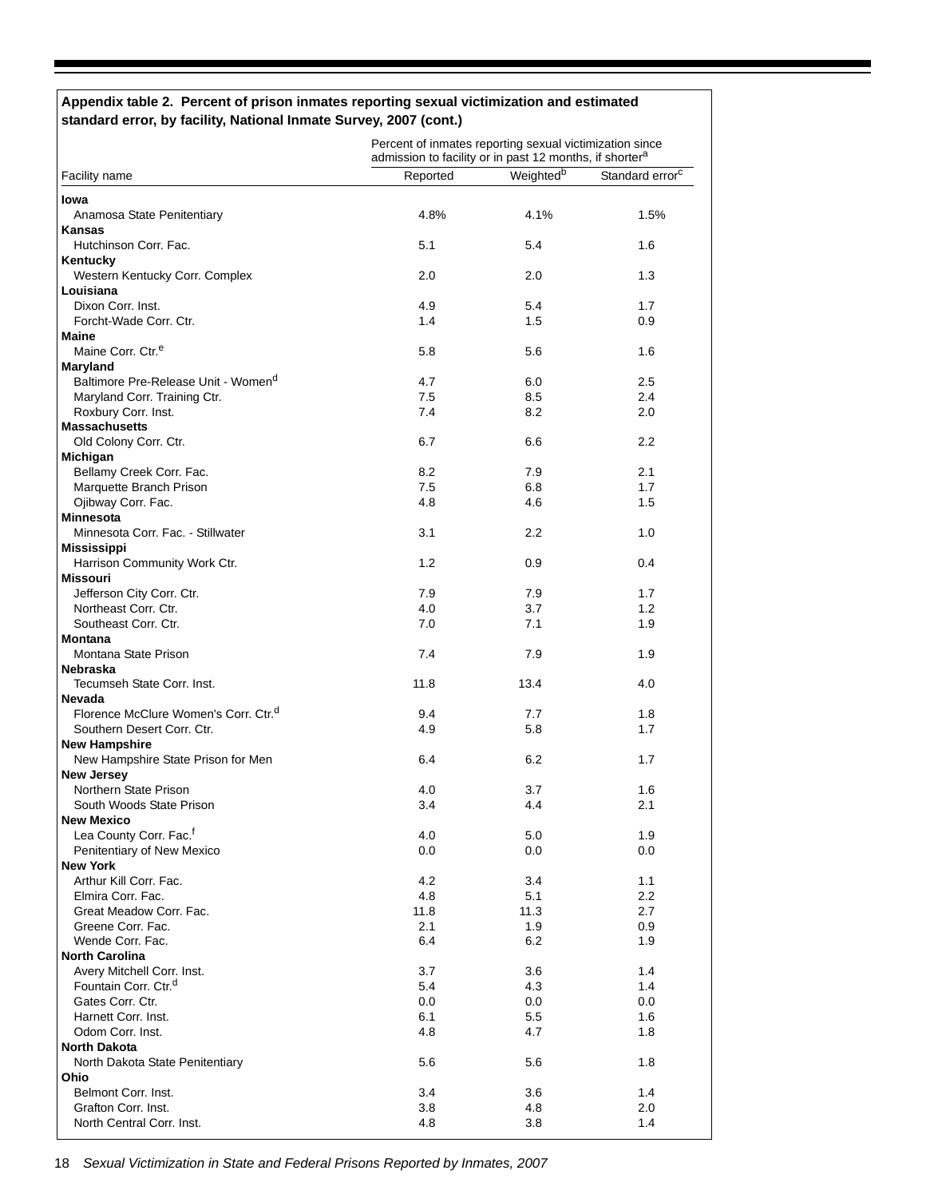**Appendix table 2. Percent of prison inmates reporting sexual victimization and estimated standard error, by facility, National Inmate Survey, 2007 (cont.)**

| Facility name | Percent of inmates reporting sexual victimization since admission to facility or in past 12 months, if shorter[a] Reported | Weighted[b] | Standard error[c] |
|---|---|---|---|
| **Iowa** | | | |
| Anamosa State Penitentiary | 4.8% | 4.1% | 1.5% |
| **Kansas** | | | |
| Hutchinson Corr. Fac. | 5.1 | 5.4 | 1.6 |
| **Kentucky** | | | |
| Western Kentucky Corr. Complex | 2.0 | 2.0 | 1.3 |
| **Louisiana** | | | |
| Dixon Corr. Inst. | 4.9 | 5.4 | 1.7 |
| Forcht-Wade Corr. Ctr. | 1.4 | 1.5 | 0.9 |
| **Maine** | | | |
| Maine Corr. Ctr.[e] | 5.8 | 5.6 | 1.6 |
| **Maryland** | | | |
| Baltimore Pre-Release Unit - Women[d] | 4.7 | 6.0 | 2.5 |
| Maryland Corr. Training Ctr. | 7.5 | 8.5 | 2.4 |
| Roxbury Corr. Inst. | 7.4 | 8.2 | 2.0 |
| **Massachusetts** | | | |
| Old Colony Corr. Ctr. | 6.7 | 6.6 | 2.2 |
| **Michigan** | | | |
| Bellamy Creek Corr. Fac. | 8.2 | 7.9 | 2.1 |
| Marquette Branch Prison | 7.5 | 6.8 | 1.7 |
| Ojibway Corr. Fac. | 4.8 | 4.6 | 1.5 |
| **Minnesota** | | | |
| Minnesota Corr. Fac. - Stillwater | 3.1 | 2.2 | 1.0 |
| **Mississippi** | | | |
| Harrison Community Work Ctr. | 1.2 | 0.9 | 0.4 |
| **Missouri** | | | |
| Jefferson City Corr. Ctr. | 7.9 | 7.9 | 1.7 |
| Northeast Corr. Ctr. | 4.0 | 3.7 | 1.2 |
| Southeast Corr. Ctr. | 7.0 | 7.1 | 1.9 |
| **Montana** | | | |
| Montana State Prison | 7.4 | 7.9 | 1.9 |
| **Nebraska** | | | |
| Tecumseh State Corr. Inst. | 11.8 | 13.4 | 4.0 |
| **Nevada** | | | |
| Florence McClure Women's Corr. Ctr.[d] | 9.4 | 7.7 | 1.8 |
| Southern Desert Corr. Ctr. | 4.9 | 5.8 | 1.7 |
| **New Hampshire** | | | |
| New Hampshire State Prison for Men | 6.4 | 6.2 | 1.7 |
| **New Jersey** | | | |
| Northern State Prison | 4.0 | 3.7 | 1.6 |
| South Woods State Prison | 3.4 | 4.4 | 2.1 |
| **New Mexico** | | | |
| Lea County Corr. Fac.[f] | 4.0 | 5.0 | 1.9 |
| Penitentiary of New Mexico | 0.0 | 0.0 | 0.0 |
| **New York** | | | |
| Arthur Kill Corr. Fac. | 4.2 | 3.4 | 1.1 |
| Elmira Corr. Fac. | 4.8 | 5.1 | 2.2 |
| Great Meadow Corr. Fac. | 11.8 | 11.3 | 2.7 |
| Greene Corr. Fac. | 2.1 | 1.9 | 0.9 |
| Wende Corr. Fac. | 6.4 | 6.2 | 1.9 |
| **North Carolina** | | | |
| Avery Mitchell Corr. Inst. | 3.7 | 3.6 | 1.4 |
| Fountain Corr. Ctr.[d] | 5.4 | 4.3 | 1.4 |
| Gates Corr. Ctr. | 0.0 | 0.0 | 0.0 |
| Harnett Corr. Inst. | 6.1 | 5.5 | 1.6 |
| Odom Corr. Inst. | 4.8 | 4.7 | 1.8 |
| **North Dakota** | | | |
| North Dakota State Penitentiary | 5.6 | 5.6 | 1.8 |
| **Ohio** | | | |
| Belmont Corr. Inst. | 3.4 | 3.6 | 1.4 |
| Grafton Corr. Inst. | 3.8 | 4.8 | 2.0 |
| North Central Corr. Inst. | 4.8 | 3.8 | 1.4 |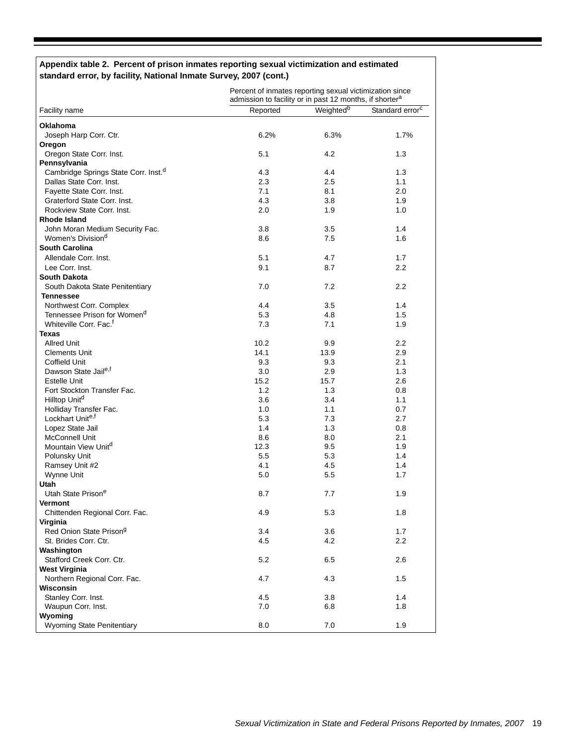**Appendix table 2. Percent of prison inmates reporting sexual victimization and estimated standard error, by facility, National Inmate Survey, 2007 (cont.)**

| Facility name | Percent of inmates reporting sexual victimization since admission to facility or in past 12 months, if shorter[a] | | |
|---|---|---|---|
| | Reported | Weighted[b] | Standard error[c] |
| **Oklahoma** | | | |
| Joseph Harp Corr. Ctr. | 6.2% | 6.3% | 1.7% |
| **Oregon** | | | |
| Oregon State Corr. Inst. | 5.1 | 4.2 | 1.3 |
| **Pennsylvania** | | | |
| Cambridge Springs State Corr. Inst.[d] | 4.3 | 4.4 | 1.3 |
| Dallas State Corr. Inst. | 2.3 | 2.5 | 1.1 |
| Fayette State Corr. Inst. | 7.1 | 8.1 | 2.0 |
| Graterford State Corr. Inst. | 4.3 | 3.8 | 1.9 |
| Rockview State Corr. Inst. | 2.0 | 1.9 | 1.0 |
| **Rhode Island** | | | |
| John Moran Medium Security Fac. | 3.8 | 3.5 | 1.4 |
| Women's Division[d] | 8.6 | 7.5 | 1.6 |
| **South Carolina** | | | |
| Allendale Corr. Inst. | 5.1 | 4.7 | 1.7 |
| Lee Corr. Inst. | 9.1 | 8.7 | 2.2 |
| **South Dakota** | | | |
| South Dakota State Penitentiary | 7.0 | 7.2 | 2.2 |
| **Tennessee** | | | |
| Northwest Corr. Complex | 4.4 | 3.5 | 1.4 |
| Tennessee Prison for Women[d] | 5.3 | 4.8 | 1.5 |
| Whiteville Corr. Fac.[f] | 7.3 | 7.1 | 1.9 |
| **Texas** | | | |
| Allred Unit | 10.2 | 9.9 | 2.2 |
| Clements Unit | 14.1 | 13.9 | 2.9 |
| Coffield Unit | 9.3 | 9.3 | 2.1 |
| Dawson State Jail[e,f] | 3.0 | 2.9 | 1.3 |
| Estelle Unit | 15.2 | 15.7 | 2.6 |
| Fort Stockton Transfer Fac. | 1.2 | 1.3 | 0.8 |
| Hilltop Unit[d] | 3.6 | 3.4 | 1.1 |
| Holliday Transfer Fac. | 1.0 | 1.1 | 0.7 |
| Lockhart Unit[e,f] | 5.3 | 7.3 | 2.7 |
| Lopez State Jail | 1.4 | 1.3 | 0.8 |
| McConnell Unit | 8.6 | 8.0 | 2.1 |
| Mountain View Unit[d] | 12.3 | 9.5 | 1.9 |
| Polunsky Unit | 5.5 | 5.3 | 1.4 |
| Ramsey Unit #2 | 4.1 | 4.5 | 1.4 |
| Wynne Unit | 5.0 | 5.5 | 1.7 |
| **Utah** | | | |
| Utah State Prison[e] | 8.7 | 7.7 | 1.9 |
| **Vermont** | | | |
| Chittenden Regional Corr. Fac. | 4.9 | 5.3 | 1.8 |
| **Virginia** | | | |
| Red Onion State Prison[g] | 3.4 | 3.6 | 1.7 |
| St. Brides Corr. Ctr. | 4.5 | 4.2 | 2.2 |
| **Washington** | | | |
| Stafford Creek Corr. Ctr. | 5.2 | 6.5 | 2.6 |
| **West Virginia** | | | |
| Northern Regional Corr. Fac. | 4.7 | 4.3 | 1.5 |
| **Wisconsin** | | | |
| Stanley Corr. Inst. | 4.5 | 3.8 | 1.4 |
| Waupun Corr. Inst. | 7.0 | 6.8 | 1.8 |
| **Wyoming** | | | |
| Wyoming State Penitentiary | 8.0 | 7.0 | 1.9 |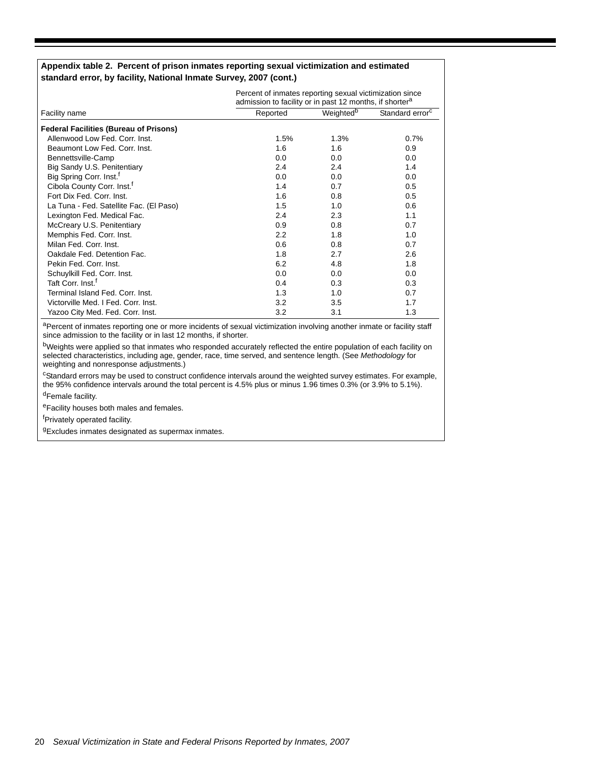**Appendix table 2. Percent of prison inmates reporting sexual victimization and estimated standard error, by facility, National Inmate Survey, 2007 (cont.)**

| Facility name | Percent of inmates reporting sexual victimization since admission to facility or in past 12 months, if shorter[a] | | |
|---|---|---|---|
| | Reported | Weighted[b] | Standard error[c] |
| **Federal Facilities (Bureau of Prisons)** | | | |
| Allenwood Low Fed. Corr. Inst. | 1.5% | 1.3% | 0.7% |
| Beaumont Low Fed. Corr. Inst. | 1.6 | 1.6 | 0.9 |
| Bennettsville-Camp | 0.0 | 0.0 | 0.0 |
| Big Sandy U.S. Penitentiary | 2.4 | 2.4 | 1.4 |
| Big Spring Corr. Inst.[f] | 0.0 | 0.0 | 0.0 |
| Cibola County Corr. Inst.[f] | 1.4 | 0.7 | 0.5 |
| Fort Dix Fed. Corr. Inst. | 1.6 | 0.8 | 0.5 |
| La Tuna - Fed. Satellite Fac. (El Paso) | 1.5 | 1.0 | 0.6 |
| Lexington Fed. Medical Fac. | 2.4 | 2.3 | 1.1 |
| McCreary U.S. Penitentiary | 0.9 | 0.8 | 0.7 |
| Memphis Fed. Corr. Inst. | 2.2 | 1.8 | 1.0 |
| Milan Fed. Corr. Inst. | 0.6 | 0.8 | 0.7 |
| Oakdale Fed. Detention Fac. | 1.8 | 2.7 | 2.6 |
| Pekin Fed. Corr. Inst. | 6.2 | 4.8 | 1.8 |
| Schuylkill Fed. Corr. Inst. | 0.0 | 0.0 | 0.0 |
| Taft Corr. Inst.[f] | 0.4 | 0.3 | 0.3 |
| Terminal Island Fed. Corr. Inst. | 1.3 | 1.0 | 0.7 |
| Victorville Med. I Fed. Corr. Inst. | 3.2 | 3.5 | 1.7 |
| Yazoo City Med. Fed. Corr. Inst. | 3.2 | 3.1 | 1.3 |

[a]Percent of inmates reporting one or more incidents of sexual victimization involving another inmate or facility staff since admission to the facility or in last 12 months, if shorter.

[b]Weights were applied so that inmates who responded accurately reflected the entire population of each facility on selected characteristics, including age, gender, race, time served, and sentence length. (See *Methodology* for weighting and nonresponse adjustments.)

[c]Standard errors may be used to construct confidence intervals around the weighted survey estimates. For example, the 95% confidence intervals around the total percent is 4.5% plus or minus 1.96 times 0.3% (or 3.9% to 5.1%).

[d]Female facility.

[e]Facility houses both males and females.

[f]Privately operated facility.

[g]Excludes inmates designated as supermax inmates.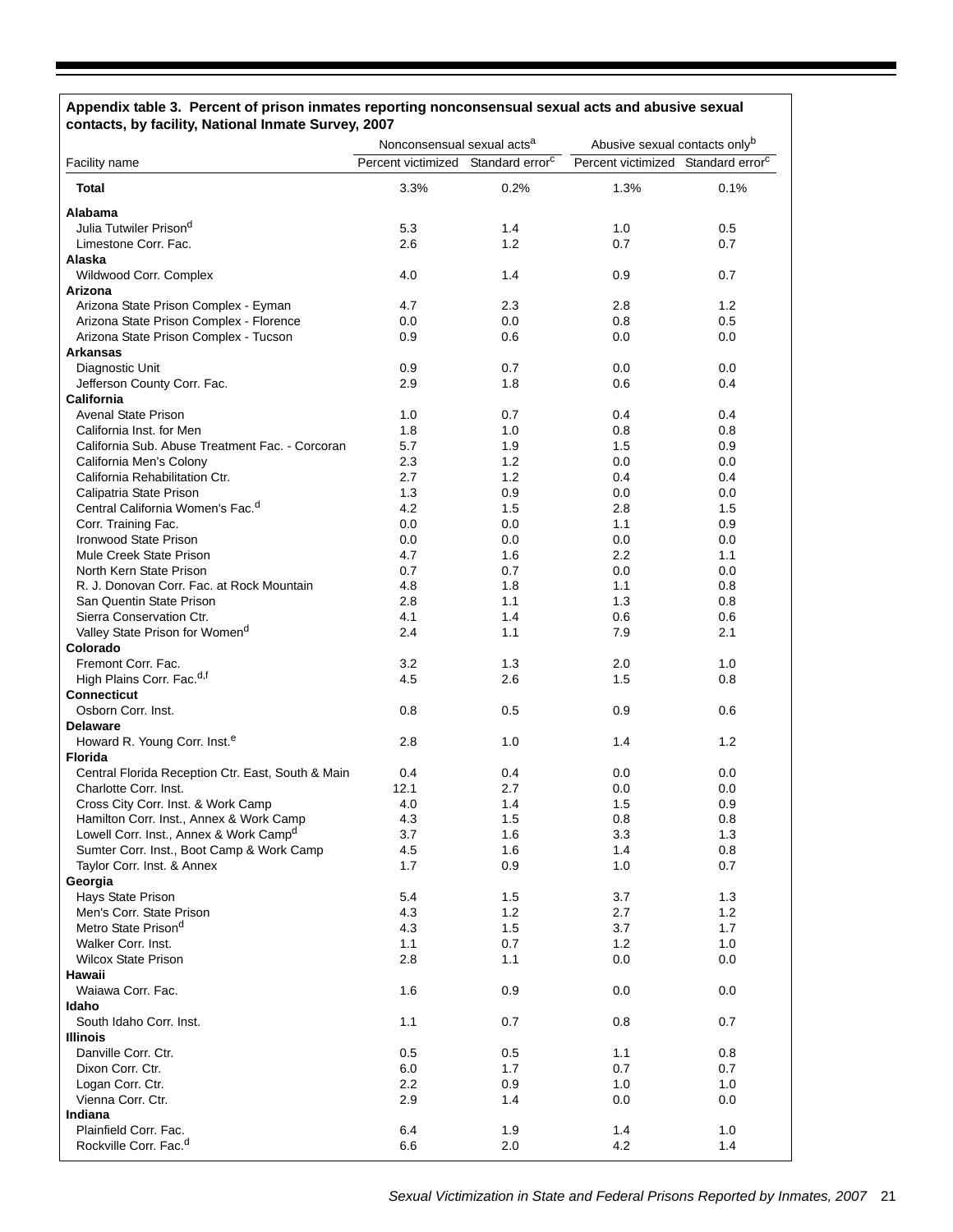**Appendix table 3. Percent of prison inmates reporting nonconsensual sexual acts and abusive sexual contacts, by facility, National Inmate Survey, 2007**

| | Nonconsensual sexual acts[a] | | Abusive sexual contacts only[b] | |
|---|---|---|---|---|
| Facility name | Percent victimized | Standard error[c] | Percent victimized | Standard error[c] |
| **Total** | 3.3% | 0.2% | 1.3% | 0.1% |
| **Alabama** | | | | |
| Julia Tutwiler Prison[d] | 5.3 | 1.4 | 1.0 | 0.5 |
| Limestone Corr. Fac. | 2.6 | 1.2 | 0.7 | 0.7 |
| **Alaska** | | | | |
| Wildwood Corr. Complex | 4.0 | 1.4 | 0.9 | 0.7 |
| **Arizona** | | | | |
| Arizona State Prison Complex - Eyman | 4.7 | 2.3 | 2.8 | 1.2 |
| Arizona State Prison Complex - Florence | 0.0 | 0.0 | 0.8 | 0.5 |
| Arizona State Prison Complex - Tucson | 0.9 | 0.6 | 0.0 | 0.0 |
| **Arkansas** | | | | |
| Diagnostic Unit | 0.9 | 0.7 | 0.0 | 0.0 |
| Jefferson County Corr. Fac. | 2.9 | 1.8 | 0.6 | 0.4 |
| **California** | | | | |
| Avenal State Prison | 1.0 | 0.7 | 0.4 | 0.4 |
| California Inst. for Men | 1.8 | 1.0 | 0.8 | 0.8 |
| California Sub. Abuse Treatment Fac. - Corcoran | 5.7 | 1.9 | 1.5 | 0.9 |
| California Men's Colony | 2.3 | 1.2 | 0.0 | 0.0 |
| California Rehabilitation Ctr. | 2.7 | 1.2 | 0.4 | 0.4 |
| Calipatria State Prison | 1.3 | 0.9 | 0.0 | 0.0 |
| Central California Women's Fac.[d] | 4.2 | 1.5 | 2.8 | 1.5 |
| Corr. Training Fac. | 0.0 | 0.0 | 1.1 | 0.9 |
| Ironwood State Prison | 0.0 | 0.0 | 0.0 | 0.0 |
| Mule Creek State Prison | 4.7 | 1.6 | 2.2 | 1.1 |
| North Kern State Prison | 0.7 | 0.7 | 0.0 | 0.0 |
| R. J. Donovan Corr. Fac. at Rock Mountain | 4.8 | 1.8 | 1.1 | 0.8 |
| San Quentin State Prison | 2.8 | 1.1 | 1.3 | 0.8 |
| Sierra Conservation Ctr. | 4.1 | 1.4 | 0.6 | 0.6 |
| Valley State Prison for Women[d] | 2.4 | 1.1 | 7.9 | 2.1 |
| **Colorado** | | | | |
| Fremont Corr. Fac. | 3.2 | 1.3 | 2.0 | 1.0 |
| High Plains Corr. Fac.[d,f] | 4.5 | 2.6 | 1.5 | 0.8 |
| **Connecticut** | | | | |
| Osborn Corr. Inst. | 0.8 | 0.5 | 0.9 | 0.6 |
| **Delaware** | | | | |
| Howard R. Young Corr. Inst.[e] | 2.8 | 1.0 | 1.4 | 1.2 |
| **Florida** | | | | |
| Central Florida Reception Ctr. East, South & Main | 0.4 | 0.4 | 0.0 | 0.0 |
| Charlotte Corr. Inst. | 12.1 | 2.7 | 0.0 | 0.0 |
| Cross City Corr. Inst. & Work Camp | 4.0 | 1.4 | 1.5 | 0.9 |
| Hamilton Corr. Inst., Annex & Work Camp | 4.3 | 1.5 | 0.8 | 0.8 |
| Lowell Corr. Inst., Annex & Work Camp[d] | 3.7 | 1.6 | 3.3 | 1.3 |
| Sumter Corr. Inst., Boot Camp & Work Camp | 4.5 | 1.6 | 1.4 | 0.8 |
| Taylor Corr. Inst. & Annex | 1.7 | 0.9 | 1.0 | 0.7 |
| **Georgia** | | | | |
| Hays State Prison | 5.4 | 1.5 | 3.7 | 1.3 |
| Men's Corr. State Prison | 4.3 | 1.2 | 2.7 | 1.2 |
| Metro State Prison[d] | 4.3 | 1.5 | 3.7 | 1.7 |
| Walker Corr. Inst. | 1.1 | 0.7 | 1.2 | 1.0 |
| Wilcox State Prison | 2.8 | 1.1 | 0.0 | 0.0 |
| **Hawaii** | | | | |
| Waiawa Corr. Fac. | 1.6 | 0.9 | 0.0 | 0.0 |
| **Idaho** | | | | |
| South Idaho Corr. Inst. | 1.1 | 0.7 | 0.8 | 0.7 |
| **Illinois** | | | | |
| Danville Corr. Ctr. | 0.5 | 0.5 | 1.1 | 0.8 |
| Dixon Corr. Ctr. | 6.0 | 1.7 | 0.7 | 0.7 |
| Logan Corr. Ctr. | 2.2 | 0.9 | 1.0 | 1.0 |
| Vienna Corr. Ctr. | 2.9 | 1.4 | 0.0 | 0.0 |
| **Indiana** | | | | |
| Plainfield Corr. Fac. | 6.4 | 1.9 | 1.4 | 1.0 |
| Rockville Corr. Fac.[d] | 6.6 | 2.0 | 4.2 | 1.4 |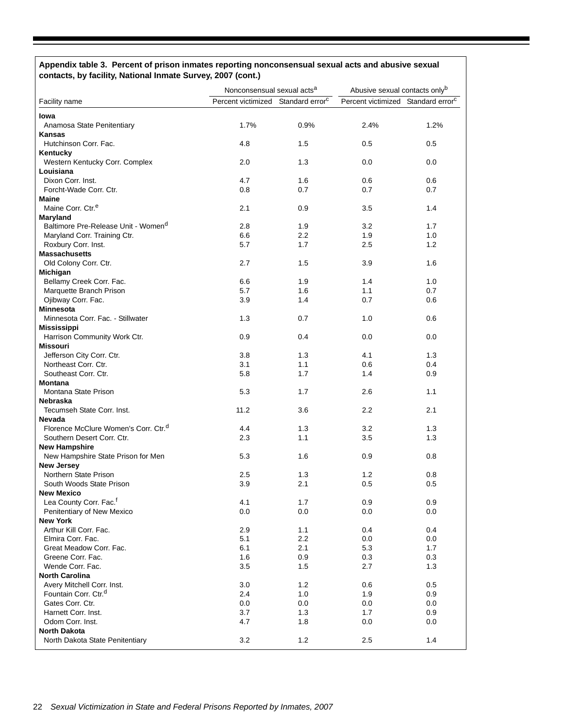**Appendix table 3. Percent of prison inmates reporting nonconsensual sexual acts and abusive sexual contacts, by facility, National Inmate Survey, 2007 (cont.)**

| Facility name | Nonconsensual sexual acts[a] | | Abusive sexual contacts only[b] | |
|---|---|---|---|---|
| | Percent victimized | Standard error[c] | Percent victimized | Standard error[c] |
| **Iowa** | | | | |
| Anamosa State Penitentiary | 1.7% | 0.9% | 2.4% | 1.2% |
| **Kansas** | | | | |
| Hutchinson Corr. Fac. | 4.8 | 1.5 | 0.5 | 0.5 |
| **Kentucky** | | | | |
| Western Kentucky Corr. Complex | 2.0 | 1.3 | 0.0 | 0.0 |
| **Louisiana** | | | | |
| Dixon Corr. Inst. | 4.7 | 1.6 | 0.6 | 0.6 |
| Forcht-Wade Corr. Ctr. | 0.8 | 0.7 | 0.7 | 0.7 |
| **Maine** | | | | |
| Maine Corr. Ctr.[e] | 2.1 | 0.9 | 3.5 | 1.4 |
| **Maryland** | | | | |
| Baltimore Pre-Release Unit - Women[d] | 2.8 | 1.9 | 3.2 | 1.7 |
| Maryland Corr. Training Ctr. | 6.6 | 2.2 | 1.9 | 1.0 |
| Roxbury Corr. Inst. | 5.7 | 1.7 | 2.5 | 1.2 |
| **Massachusetts** | | | | |
| Old Colony Corr. Ctr. | 2.7 | 1.5 | 3.9 | 1.6 |
| **Michigan** | | | | |
| Bellamy Creek Corr. Fac. | 6.6 | 1.9 | 1.4 | 1.0 |
| Marquette Branch Prison | 5.7 | 1.6 | 1.1 | 0.7 |
| Ojibway Corr. Fac. | 3.9 | 1.4 | 0.7 | 0.6 |
| **Minnesota** | | | | |
| Minnesota Corr. Fac. - Stillwater | 1.3 | 0.7 | 1.0 | 0.6 |
| **Mississippi** | | | | |
| Harrison Community Work Ctr. | 0.9 | 0.4 | 0.0 | 0.0 |
| **Missouri** | | | | |
| Jefferson City Corr. Ctr. | 3.8 | 1.3 | 4.1 | 1.3 |
| Northeast Corr. Ctr. | 3.1 | 1.1 | 0.6 | 0.4 |
| Southeast Corr. Ctr. | 5.8 | 1.7 | 1.4 | 0.9 |
| **Montana** | | | | |
| Montana State Prison | 5.3 | 1.7 | 2.6 | 1.1 |
| **Nebraska** | | | | |
| Tecumseh State Corr. Inst. | 11.2 | 3.6 | 2.2 | 2.1 |
| **Nevada** | | | | |
| Florence McClure Women's Corr. Ctr.[d] | 4.4 | 1.3 | 3.2 | 1.3 |
| Southern Desert Corr. Ctr. | 2.3 | 1.1 | 3.5 | 1.3 |
| **New Hampshire** | | | | |
| New Hampshire State Prison for Men | 5.3 | 1.6 | 0.9 | 0.8 |
| **New Jersey** | | | | |
| Northern State Prison | 2.5 | 1.3 | 1.2 | 0.8 |
| South Woods State Prison | 3.9 | 2.1 | 0.5 | 0.5 |
| **New Mexico** | | | | |
| Lea County Corr. Fac.[f] | 4.1 | 1.7 | 0.9 | 0.9 |
| Penitentiary of New Mexico | 0.0 | 0.0 | 0.0 | 0.0 |
| **New York** | | | | |
| Arthur Kill Corr. Fac. | 2.9 | 1.1 | 0.4 | 0.4 |
| Elmira Corr. Fac. | 5.1 | 2.2 | 0.0 | 0.0 |
| Great Meadow Corr. Fac. | 6.1 | 2.1 | 5.3 | 1.7 |
| Greene Corr. Fac. | 1.6 | 0.9 | 0.3 | 0.3 |
| Wende Corr. Fac. | 3.5 | 1.5 | 2.7 | 1.3 |
| **North Carolina** | | | | |
| Avery Mitchell Corr. Inst. | 3.0 | 1.2 | 0.6 | 0.5 |
| Fountain Corr. Ctr.[d] | 2.4 | 1.0 | 1.9 | 0.9 |
| Gates Corr. Ctr. | 0.0 | 0.0 | 0.0 | 0.0 |
| Harnett Corr. Inst. | 3.7 | 1.3 | 1.7 | 0.9 |
| Odom Corr. Inst. | 4.7 | 1.8 | 0.0 | 0.0 |
| **North Dakota** | | | | |
| North Dakota State Penitentiary | 3.2 | 1.2 | 2.5 | 1.4 |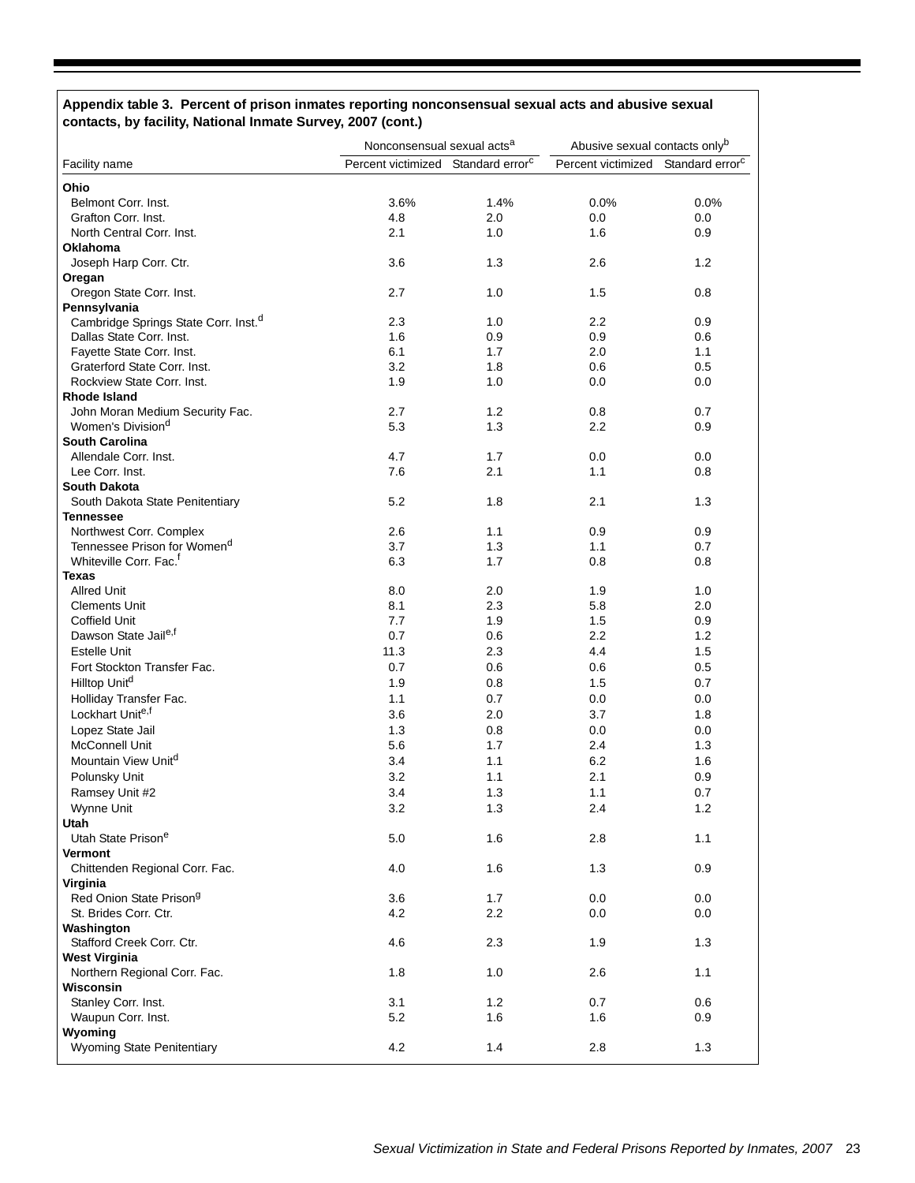**Appendix table 3. Percent of prison inmates reporting nonconsensual sexual acts and abusive sexual contacts, by facility, National Inmate Survey, 2007 (cont.)**

| Facility name | Nonconsensual sexual acts[a] | | Abusive sexual contacts only[b] | |
|---|---|---|---|---|
| | Percent victimized | Standard error[c] | Percent victimized | Standard error[c] |
| **Ohio** | | | | |
| Belmont Corr. Inst. | 3.6% | 1.4% | 0.0% | 0.0% |
| Grafton Corr. Inst. | 4.8 | 2.0 | 0.0 | 0.0 |
| North Central Corr. Inst. | 2.1 | 1.0 | 1.6 | 0.9 |
| **Oklahoma** | | | | |
| Joseph Harp Corr. Ctr. | 3.6 | 1.3 | 2.6 | 1.2 |
| **Oregon** | | | | |
| Oregon State Corr. Inst. | 2.7 | 1.0 | 1.5 | 0.8 |
| **Pennsylvania** | | | | |
| Cambridge Springs State Corr. Inst.[d] | 2.3 | 1.0 | 2.2 | 0.9 |
| Dallas State Corr. Inst. | 1.6 | 0.9 | 0.9 | 0.6 |
| Fayette State Corr. Inst. | 6.1 | 1.7 | 2.0 | 1.1 |
| Graterford State Corr. Inst. | 3.2 | 1.8 | 0.6 | 0.5 |
| Rockview State Corr. Inst. | 1.9 | 1.0 | 0.0 | 0.0 |
| **Rhode Island** | | | | |
| John Moran Medium Security Fac. | 2.7 | 1.2 | 0.8 | 0.7 |
| Women's Division[d] | 5.3 | 1.3 | 2.2 | 0.9 |
| **South Carolina** | | | | |
| Allendale Corr. Inst. | 4.7 | 1.7 | 0.0 | 0.0 |
| Lee Corr. Inst. | 7.6 | 2.1 | 1.1 | 0.8 |
| **South Dakota** | | | | |
| South Dakota State Penitentiary | 5.2 | 1.8 | 2.1 | 1.3 |
| **Tennessee** | | | | |
| Northwest Corr. Complex | 2.6 | 1.1 | 0.9 | 0.9 |
| Tennessee Prison for Women[d] | 3.7 | 1.3 | 1.1 | 0.7 |
| Whiteville Corr. Fac.[f] | 6.3 | 1.7 | 0.8 | 0.8 |
| **Texas** | | | | |
| Allred Unit | 8.0 | 2.0 | 1.9 | 1.0 |
| Clements Unit | 8.1 | 2.3 | 5.8 | 2.0 |
| Coffield Unit | 7.7 | 1.9 | 1.5 | 0.9 |
| Dawson State Jail[e,f] | 0.7 | 0.6 | 2.2 | 1.2 |
| Estelle Unit | 11.3 | 2.3 | 4.4 | 1.5 |
| Fort Stockton Transfer Fac. | 0.7 | 0.6 | 0.6 | 0.5 |
| Hilltop Unit[d] | 1.9 | 0.8 | 1.5 | 0.7 |
| Holliday Transfer Fac. | 1.1 | 0.7 | 0.0 | 0.0 |
| Lockhart Unit[e,f] | 3.6 | 2.0 | 3.7 | 1.8 |
| Lopez State Jail | 1.3 | 0.8 | 0.0 | 0.0 |
| McConnell Unit | 5.6 | 1.7 | 2.4 | 1.3 |
| Mountain View Unit[d] | 3.4 | 1.1 | 6.2 | 1.6 |
| Polunsky Unit | 3.2 | 1.1 | 2.1 | 0.9 |
| Ramsey Unit #2 | 3.4 | 1.3 | 1.1 | 0.7 |
| Wynne Unit | 3.2 | 1.3 | 2.4 | 1.2 |
| **Utah** | | | | |
| Utah State Prison[e] | 5.0 | 1.6 | 2.8 | 1.1 |
| **Vermont** | | | | |
| Chittenden Regional Corr. Fac. | 4.0 | 1.6 | 1.3 | 0.9 |
| **Virginia** | | | | |
| Red Onion State Prison[g] | 3.6 | 1.7 | 0.0 | 0.0 |
| St. Brides Corr. Ctr. | 4.2 | 2.2 | 0.0 | 0.0 |
| **Washington** | | | | |
| Stafford Creek Corr. Ctr. | 4.6 | 2.3 | 1.9 | 1.3 |
| **West Virginia** | | | | |
| Northern Regional Corr. Fac. | 1.8 | 1.0 | 2.6 | 1.1 |
| **Wisconsin** | | | | |
| Stanley Corr. Inst. | 3.1 | 1.2 | 0.7 | 0.6 |
| Waupun Corr. Inst. | 5.2 | 1.6 | 1.6 | 0.9 |
| **Wyoming** | | | | |
| Wyoming State Penitentiary | 4.2 | 1.4 | 2.8 | 1.3 |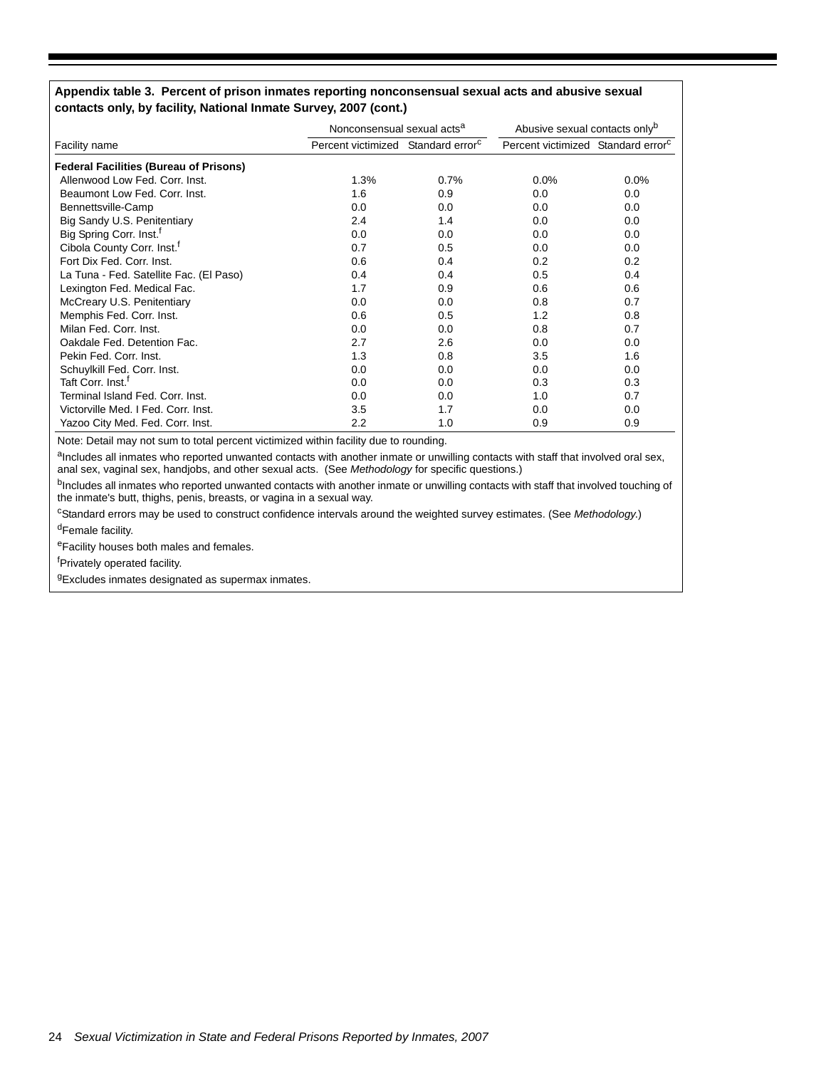**Appendix table 3. Percent of prison inmates reporting nonconsensual sexual acts and abusive sexual contacts only, by facility, National Inmate Survey, 2007 (cont.)**

| | Nonconsensual sexual acts[a] | | Abusive sexual contacts only[b] | |
|---|---|---|---|---|
| Facility name | Percent victimized | Standard error[c] | Percent victimized | Standard error[c] |
| **Federal Facilities (Bureau of Prisons)** | | | | |
| Allenwood Low Fed. Corr. Inst. | 1.3% | 0.7% | 0.0% | 0.0% |
| Beaumont Low Fed. Corr. Inst. | 1.6 | 0.9 | 0.0 | 0.0 |
| Bennettsville-Camp | 0.0 | 0.0 | 0.0 | 0.0 |
| Big Sandy U.S. Penitentiary | 2.4 | 1.4 | 0.0 | 0.0 |
| Big Spring Corr. Inst.[f] | 0.0 | 0.0 | 0.0 | 0.0 |
| Cibola County Corr. Inst.[f] | 0.7 | 0.5 | 0.0 | 0.0 |
| Fort Dix Fed. Corr. Inst. | 0.6 | 0.4 | 0.2 | 0.2 |
| La Tuna - Fed. Satellite Fac. (El Paso) | 0.4 | 0.4 | 0.5 | 0.4 |
| Lexington Fed. Medical Fac. | 1.7 | 0.9 | 0.6 | 0.6 |
| McCreary U.S. Penitentiary | 0.0 | 0.0 | 0.8 | 0.7 |
| Memphis Fed. Corr. Inst. | 0.6 | 0.5 | 1.2 | 0.8 |
| Milan Fed. Corr. Inst. | 0.0 | 0.0 | 0.8 | 0.7 |
| Oakdale Fed. Detention Fac. | 2.7 | 2.6 | 0.0 | 0.0 |
| Pekin Fed. Corr. Inst. | 1.3 | 0.8 | 3.5 | 1.6 |
| Schuylkill Fed. Corr. Inst. | 0.0 | 0.0 | 0.0 | 0.0 |
| Taft Corr. Inst.[f] | 0.0 | 0.0 | 0.3 | 0.3 |
| Terminal Island Fed. Corr. Inst. | 0.0 | 0.0 | 1.0 | 0.7 |
| Victorville Med. I Fed. Corr. Inst. | 3.5 | 1.7 | 0.0 | 0.0 |
| Yazoo City Med. Fed. Corr. Inst. | 2.2 | 1.0 | 0.9 | 0.9 |

Note: Detail may not sum to total percent victimized within facility due to rounding.

[a]Includes all inmates who reported unwanted contacts with another inmate or unwilling contacts with staff that involved oral sex, anal sex, vaginal sex, handjobs, and other sexual acts. (See *Methodology* for specific questions.)

[b]Includes all inmates who reported unwanted contacts with another inmate or unwilling contacts with staff that involved touching of the inmate's butt, thighs, penis, breasts, or vagina in a sexual way.

[c]Standard errors may be used to construct confidence intervals around the weighted survey estimates. (See *Methodology.*)

[d]Female facility.

[e]Facility houses both males and females.

[f]Privately operated facility.

[g]Excludes inmates designated as supermax inmates.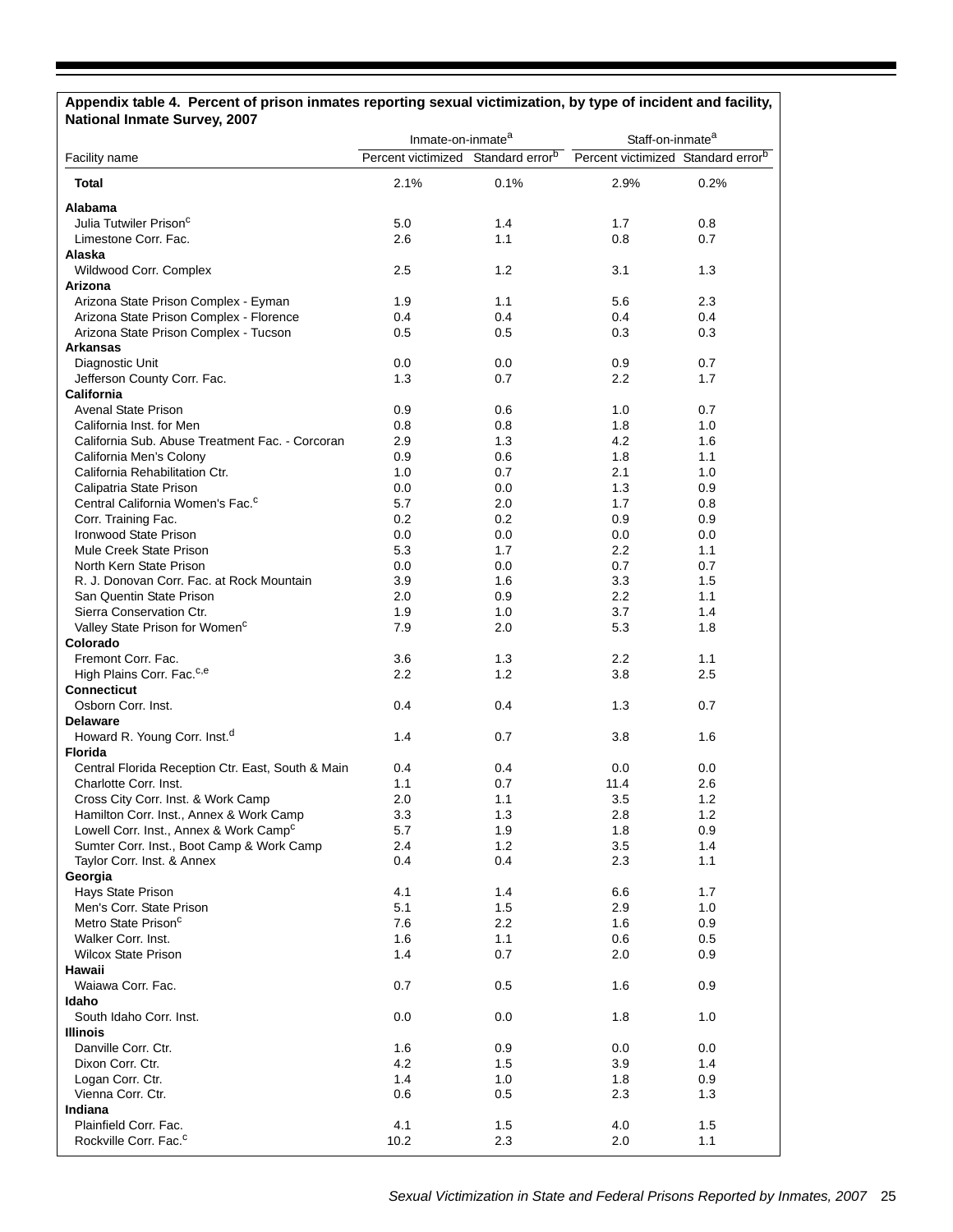**Appendix table 4. Percent of prison inmates reporting sexual victimization, by type of incident and facility, National Inmate Survey, 2007**

| Facility name | Inmate-on-inmate[a] | | Staff-on-inmate[a] | |
|---|---|---|---|---|
| | Percent victimized | Standard error[b] | Percent victimized | Standard error[b] |
| **Total** | 2.1% | 0.1% | 2.9% | 0.2% |
| **Alabama** | | | | |
| Julia Tutwiler Prison[c] | 5.0 | 1.4 | 1.7 | 0.8 |
| Limestone Corr. Fac. | 2.6 | 1.1 | 0.8 | 0.7 |
| **Alaska** | | | | |
| Wildwood Corr. Complex | 2.5 | 1.2 | 3.1 | 1.3 |
| **Arizona** | | | | |
| Arizona State Prison Complex - Eyman | 1.9 | 1.1 | 5.6 | 2.3 |
| Arizona State Prison Complex - Florence | 0.4 | 0.4 | 0.4 | 0.4 |
| Arizona State Prison Complex - Tucson | 0.5 | 0.5 | 0.3 | 0.3 |
| **Arkansas** | | | | |
| Diagnostic Unit | 0.0 | 0.0 | 0.9 | 0.7 |
| Jefferson County Corr. Fac. | 1.3 | 0.7 | 2.2 | 1.7 |
| **California** | | | | |
| Avenal State Prison | 0.9 | 0.6 | 1.0 | 0.7 |
| California Inst. for Men | 0.8 | 0.8 | 1.8 | 1.0 |
| California Sub. Abuse Treatment Fac. - Corcoran | 2.9 | 1.3 | 4.2 | 1.6 |
| California Men's Colony | 0.9 | 0.6 | 1.8 | 1.1 |
| California Rehabilitation Ctr. | 1.0 | 0.7 | 2.1 | 1.0 |
| Calipatria State Prison | 0.0 | 0.0 | 1.3 | 0.9 |
| Central California Women's Fac.[c] | 5.7 | 2.0 | 1.7 | 0.8 |
| Corr. Training Fac. | 0.2 | 0.2 | 0.9 | 0.9 |
| Ironwood State Prison | 0.0 | 0.0 | 0.0 | 0.0 |
| Mule Creek State Prison | 5.3 | 1.7 | 2.2 | 1.1 |
| North Kern State Prison | 0.0 | 0.0 | 0.7 | 0.7 |
| R. J. Donovan Corr. Fac. at Rock Mountain | 3.9 | 1.6 | 3.3 | 1.5 |
| San Quentin State Prison | 2.0 | 0.9 | 2.2 | 1.1 |
| Sierra Conservation Ctr. | 1.9 | 1.0 | 3.7 | 1.4 |
| Valley State Prison for Women[c] | 7.9 | 2.0 | 5.3 | 1.8 |
| **Colorado** | | | | |
| Fremont Corr. Fac. | 3.6 | 1.3 | 2.2 | 1.1 |
| High Plains Corr. Fac.[c,e] | 2.2 | 1.2 | 3.8 | 2.5 |
| **Connecticut** | | | | |
| Osborn Corr. Inst. | 0.4 | 0.4 | 1.3 | 0.7 |
| **Delaware** | | | | |
| Howard R. Young Corr. Inst.[d] | 1.4 | 0.7 | 3.8 | 1.6 |
| **Florida** | | | | |
| Central Florida Reception Ctr. East, South & Main | 0.4 | 0.4 | 0.0 | 0.0 |
| Charlotte Corr. Inst. | 1.1 | 0.7 | 11.4 | 2.6 |
| Cross City Corr. Inst. & Work Camp | 2.0 | 1.1 | 3.5 | 1.2 |
| Hamilton Corr. Inst., Annex & Work Camp | 3.3 | 1.3 | 2.8 | 1.2 |
| Lowell Corr. Inst., Annex & Work Camp[c] | 5.7 | 1.9 | 1.8 | 0.9 |
| Sumter Corr. Inst., Boot Camp & Work Camp | 2.4 | 1.2 | 3.5 | 1.4 |
| Taylor Corr. Inst. & Annex | 0.4 | 0.4 | 2.3 | 1.1 |
| **Georgia** | | | | |
| Hays State Prison | 4.1 | 1.4 | 6.6 | 1.7 |
| Men's Corr. State Prison | 5.1 | 1.5 | 2.9 | 1.0 |
| Metro State Prison[c] | 7.6 | 2.2 | 1.6 | 0.9 |
| Walker Corr. Inst. | 1.6 | 1.1 | 0.6 | 0.5 |
| Wilcox State Prison | 1.4 | 0.7 | 2.0 | 0.9 |
| **Hawaii** | | | | |
| Waiawa Corr. Fac. | 0.7 | 0.5 | 1.6 | 0.9 |
| **Idaho** | | | | |
| South Idaho Corr. Inst. | 0.0 | 0.0 | 1.8 | 1.0 |
| **Illinois** | | | | |
| Danville Corr. Ctr. | 1.6 | 0.9 | 0.0 | 0.0 |
| Dixon Corr. Ctr. | 4.2 | 1.5 | 3.9 | 1.4 |
| Logan Corr. Ctr. | 1.4 | 1.0 | 1.8 | 0.9 |
| Vienna Corr. Ctr. | 0.6 | 0.5 | 2.3 | 1.3 |
| **Indiana** | | | | |
| Plainfield Corr. Fac. | 4.1 | 1.5 | 4.0 | 1.5 |
| Rockville Corr. Fac.[c] | 10.2 | 2.3 | 2.0 | 1.1 |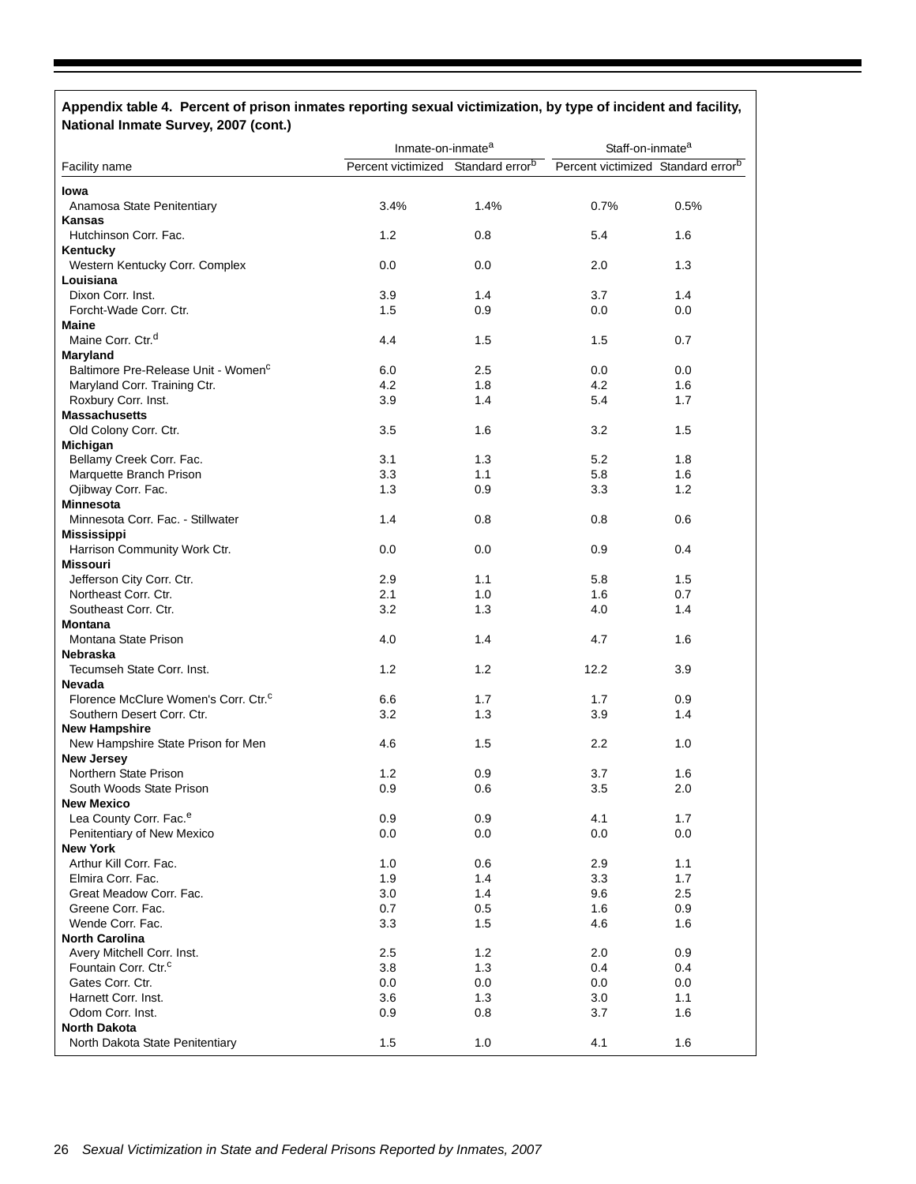**Appendix table 4. Percent of prison inmates reporting sexual victimization, by type of incident and facility, National Inmate Survey, 2007 (cont.)**

| Facility name | Inmate-on-inmate[a] | | Staff-on-inmate[a] | |
|---|---|---|---|---|
| | Percent victimized | Standard error[b] | Percent victimized | Standard error[b] |
| **Iowa** | | | | |
| Anamosa State Penitentiary | 3.4% | 1.4% | 0.7% | 0.5% |
| **Kansas** | | | | |
| Hutchinson Corr. Fac. | 1.2 | 0.8 | 5.4 | 1.6 |
| **Kentucky** | | | | |
| Western Kentucky Corr. Complex | 0.0 | 0.0 | 2.0 | 1.3 |
| **Louisiana** | | | | |
| Dixon Corr. Inst. | 3.9 | 1.4 | 3.7 | 1.4 |
| Forcht-Wade Corr. Ctr. | 1.5 | 0.9 | 0.0 | 0.0 |
| **Maine** | | | | |
| Maine Corr. Ctr.[d] | 4.4 | 1.5 | 1.5 | 0.7 |
| **Maryland** | | | | |
| Baltimore Pre-Release Unit - Women[c] | 6.0 | 2.5 | 0.0 | 0.0 |
| Maryland Corr. Training Ctr. | 4.2 | 1.8 | 4.2 | 1.6 |
| Roxbury Corr. Inst. | 3.9 | 1.4 | 5.4 | 1.7 |
| **Massachusetts** | | | | |
| Old Colony Corr. Ctr. | 3.5 | 1.6 | 3.2 | 1.5 |
| **Michigan** | | | | |
| Bellamy Creek Corr. Fac. | 3.1 | 1.3 | 5.2 | 1.8 |
| Marquette Branch Prison | 3.3 | 1.1 | 5.8 | 1.6 |
| Ojibway Corr. Fac. | 1.3 | 0.9 | 3.3 | 1.2 |
| **Minnesota** | | | | |
| Minnesota Corr. Fac. - Stillwater | 1.4 | 0.8 | 0.8 | 0.6 |
| **Mississippi** | | | | |
| Harrison Community Work Ctr. | 0.0 | 0.0 | 0.9 | 0.4 |
| **Missouri** | | | | |
| Jefferson City Corr. Ctr. | 2.9 | 1.1 | 5.8 | 1.5 |
| Northeast Corr. Ctr. | 2.1 | 1.0 | 1.6 | 0.7 |
| Southeast Corr. Ctr. | 3.2 | 1.3 | 4.0 | 1.4 |
| **Montana** | | | | |
| Montana State Prison | 4.0 | 1.4 | 4.7 | 1.6 |
| **Nebraska** | | | | |
| Tecumseh State Corr. Inst. | 1.2 | 1.2 | 12.2 | 3.9 |
| **Nevada** | | | | |
| Florence McClure Women's Corr. Ctr.[c] | 6.6 | 1.7 | 1.7 | 0.9 |
| Southern Desert Corr. Ctr. | 3.2 | 1.3 | 3.9 | 1.4 |
| **New Hampshire** | | | | |
| New Hampshire State Prison for Men | 4.6 | 1.5 | 2.2 | 1.0 |
| **New Jersey** | | | | |
| Northern State Prison | 1.2 | 0.9 | 3.7 | 1.6 |
| South Woods State Prison | 0.9 | 0.6 | 3.5 | 2.0 |
| **New Mexico** | | | | |
| Lea County Corr. Fac.[e] | 0.9 | 0.9 | 4.1 | 1.7 |
| Penitentiary of New Mexico | 0.0 | 0.0 | 0.0 | 0.0 |
| **New York** | | | | |
| Arthur Kill Corr. Fac. | 1.0 | 0.6 | 2.9 | 1.1 |
| Elmira Corr. Fac. | 1.9 | 1.4 | 3.3 | 1.7 |
| Great Meadow Corr. Fac. | 3.0 | 1.4 | 9.6 | 2.5 |
| Greene Corr. Fac. | 0.7 | 0.5 | 1.6 | 0.9 |
| Wende Corr. Fac. | 3.3 | 1.5 | 4.6 | 1.6 |
| **North Carolina** | | | | |
| Avery Mitchell Corr. Inst. | 2.5 | 1.2 | 2.0 | 0.9 |
| Fountain Corr. Ctr.[c] | 3.8 | 1.3 | 0.4 | 0.4 |
| Gates Corr. Ctr. | 0.0 | 0.0 | 0.0 | 0.0 |
| Harnett Corr. Inst. | 3.6 | 1.3 | 3.0 | 1.1 |
| Odom Corr. Inst. | 0.9 | 0.8 | 3.7 | 1.6 |
| **North Dakota** | | | | |
| North Dakota State Penitentiary | 1.5 | 1.0 | 4.1 | 1.6 |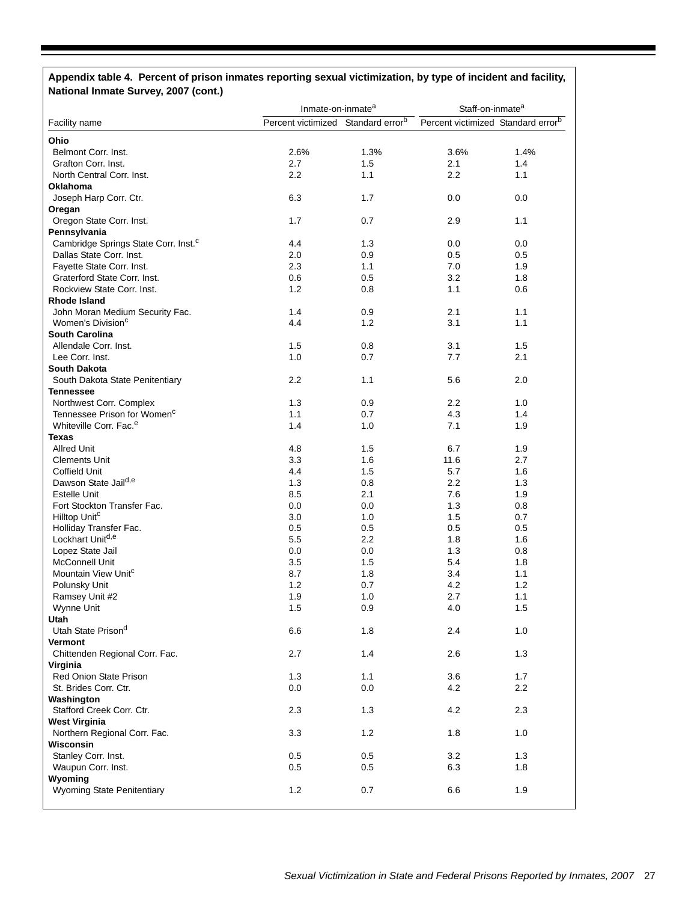**Appendix table 4. Percent of prison inmates reporting sexual victimization, by type of incident and facility, National Inmate Survey, 2007 (cont.)**

| Facility name | Inmate-on-inmate[a] | | Staff-on-inmate[a] | |
|---|---|---|---|---|
| | Percent victimized | Standard error[b] | Percent victimized | Standard error[b] |
| **Ohio** | | | | |
| Belmont Corr. Inst. | 2.6% | 1.3% | 3.6% | 1.4% |
| Grafton Corr. Inst. | 2.7 | 1.5 | 2.1 | 1.4 |
| North Central Corr. Inst. | 2.2 | 1.1 | 2.2 | 1.1 |
| **Oklahoma** | | | | |
| Joseph Harp Corr. Ctr. | 6.3 | 1.7 | 0.0 | 0.0 |
| **Oregon** | | | | |
| Oregon State Corr. Inst. | 1.7 | 0.7 | 2.9 | 1.1 |
| **Pennsylvania** | | | | |
| Cambridge Springs State Corr. Inst.[c] | 4.4 | 1.3 | 0.0 | 0.0 |
| Dallas State Corr. Inst. | 2.0 | 0.9 | 0.5 | 0.5 |
| Fayette State Corr. Inst. | 2.3 | 1.1 | 7.0 | 1.9 |
| Graterford State Corr. Inst. | 0.6 | 0.5 | 3.2 | 1.8 |
| Rockview State Corr. Inst. | 1.2 | 0.8 | 1.1 | 0.6 |
| **Rhode Island** | | | | |
| John Moran Medium Security Fac. | 1.4 | 0.9 | 2.1 | 1.1 |
| Women's Division[c] | 4.4 | 1.2 | 3.1 | 1.1 |
| **South Carolina** | | | | |
| Allendale Corr. Inst. | 1.5 | 0.8 | 3.1 | 1.5 |
| Lee Corr. Inst. | 1.0 | 0.7 | 7.7 | 2.1 |
| **South Dakota** | | | | |
| South Dakota State Penitentiary | 2.2 | 1.1 | 5.6 | 2.0 |
| **Tennessee** | | | | |
| Northwest Corr. Complex | 1.3 | 0.9 | 2.2 | 1.0 |
| Tennessee Prison for Women[c] | 1.1 | 0.7 | 4.3 | 1.4 |
| Whiteville Corr. Fac.[e] | 1.4 | 1.0 | 7.1 | 1.9 |
| **Texas** | | | | |
| Allred Unit | 4.8 | 1.5 | 6.7 | 1.9 |
| Clements Unit | 3.3 | 1.6 | 11.6 | 2.7 |
| Coffield Unit | 4.4 | 1.5 | 5.7 | 1.6 |
| Dawson State Jail[d,e] | 1.3 | 0.8 | 2.2 | 1.3 |
| Estelle Unit | 8.5 | 2.1 | 7.6 | 1.9 |
| Fort Stockton Transfer Fac. | 0.0 | 0.0 | 1.3 | 0.8 |
| Hilltop Unit[c] | 3.0 | 1.0 | 1.5 | 0.7 |
| Holliday Transfer Fac. | 0.5 | 0.5 | 0.5 | 0.5 |
| Lockhart Unit[d,e] | 5.5 | 2.2 | 1.8 | 1.6 |
| Lopez State Jail | 0.0 | 0.0 | 1.3 | 0.8 |
| McConnell Unit | 3.5 | 1.5 | 5.4 | 1.8 |
| Mountain View Unit[c] | 8.7 | 1.8 | 3.4 | 1.1 |
| Polunsky Unit | 1.2 | 0.7 | 4.2 | 1.2 |
| Ramsey Unit #2 | 1.9 | 1.0 | 2.7 | 1.1 |
| Wynne Unit | 1.5 | 0.9 | 4.0 | 1.5 |
| **Utah** | | | | |
| Utah State Prison[d] | 6.6 | 1.8 | 2.4 | 1.0 |
| **Vermont** | | | | |
| Chittenden Regional Corr. Fac. | 2.7 | 1.4 | 2.6 | 1.3 |
| **Virginia** | | | | |
| Red Onion State Prison | 1.3 | 1.1 | 3.6 | 1.7 |
| St. Brides Corr. Ctr. | 0.0 | 0.0 | 4.2 | 2.2 |
| **Washington** | | | | |
| Stafford Creek Corr. Ctr. | 2.3 | 1.3 | 4.2 | 2.3 |
| **West Virginia** | | | | |
| Northern Regional Corr. Fac. | 3.3 | 1.2 | 1.8 | 1.0 |
| **Wisconsin** | | | | |
| Stanley Corr. Inst. | 0.5 | 0.5 | 3.2 | 1.3 |
| Waupun Corr. Inst. | 0.5 | 0.5 | 6.3 | 1.8 |
| **Wyoming** | | | | |
| Wyoming State Penitentiary | 1.2 | 0.7 | 6.6 | 1.9 |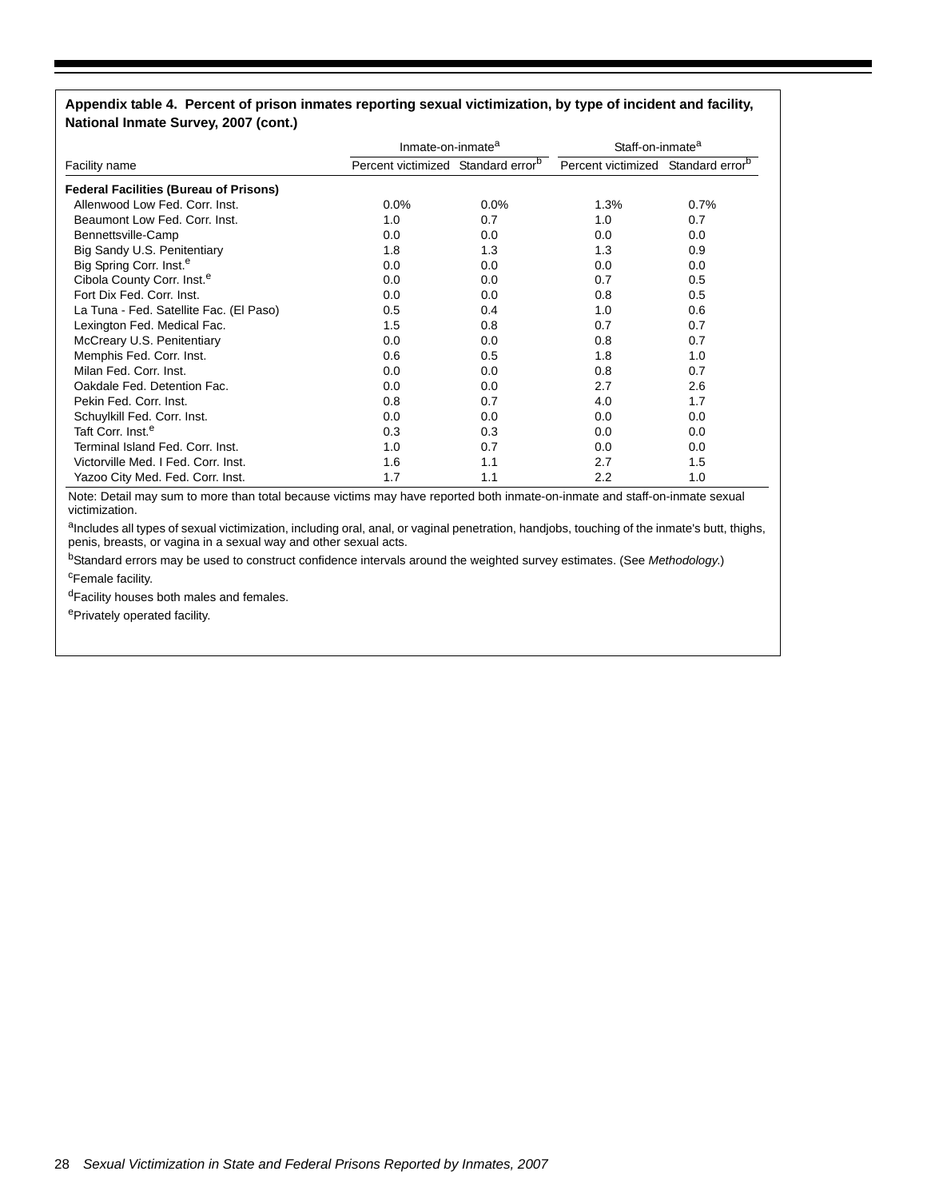**Appendix table 4. Percent of prison inmates reporting sexual victimization, by type of incident and facility, National Inmate Survey, 2007 (cont.)**

| Facility name | Inmate-on-inmate[a] | | Staff-on-inmate[a] | |
|---|---|---|---|---|
| | Percent victimized | Standard error[b] | Percent victimized | Standard error[b] |
| **Federal Facilities (Bureau of Prisons)** | | | | |
| Allenwood Low Fed. Corr. Inst. | 0.0% | 0.0% | 1.3% | 0.7% |
| Beaumont Low Fed. Corr. Inst. | 1.0 | 0.7 | 1.0 | 0.7 |
| Bennettsville-Camp | 0.0 | 0.0 | 0.0 | 0.0 |
| Big Sandy U.S. Penitentiary | 1.8 | 1.3 | 1.3 | 0.9 |
| Big Spring Corr. Inst.[e] | 0.0 | 0.0 | 0.0 | 0.0 |
| Cibola County Corr. Inst.[e] | 0.0 | 0.0 | 0.7 | 0.5 |
| Fort Dix Fed. Corr. Inst. | 0.0 | 0.0 | 0.8 | 0.5 |
| La Tuna - Fed. Satellite Fac. (El Paso) | 0.5 | 0.4 | 1.0 | 0.6 |
| Lexington Fed. Medical Fac. | 1.5 | 0.8 | 0.7 | 0.7 |
| McCreary U.S. Penitentiary | 0.0 | 0.0 | 0.8 | 0.7 |
| Memphis Fed. Corr. Inst. | 0.6 | 0.5 | 1.8 | 1.0 |
| Milan Fed. Corr. Inst. | 0.0 | 0.0 | 0.8 | 0.7 |
| Oakdale Fed. Detention Fac. | 0.0 | 0.0 | 2.7 | 2.6 |
| Pekin Fed. Corr. Inst. | 0.8 | 0.7 | 4.0 | 1.7 |
| Schuylkill Fed. Corr. Inst. | 0.0 | 0.0 | 0.0 | 0.0 |
| Taft Corr. Inst.[e] | 0.3 | 0.3 | 0.0 | 0.0 |
| Terminal Island Fed. Corr. Inst. | 1.0 | 0.7 | 0.0 | 0.0 |
| Victorville Med. I Fed. Corr. Inst. | 1.6 | 1.1 | 2.7 | 1.5 |
| Yazoo City Med. Fed. Corr. Inst. | 1.7 | 1.1 | 2.2 | 1.0 |

Note: Detail may sum to more than total because victims may have reported both inmate-on-inmate and staff-on-inmate sexual victimization.

[a]Includes all types of sexual victimization, including oral, anal, or vaginal penetration, handjobs, touching of the inmate's butt, thighs, penis, breasts, or vagina in a sexual way and other sexual acts.

[b]Standard errors may be used to construct confidence intervals around the weighted survey estimates. (See *Methodology.*)

[c]Female facility.

[d]Facility houses both males and females.

[e]Privately operated facility.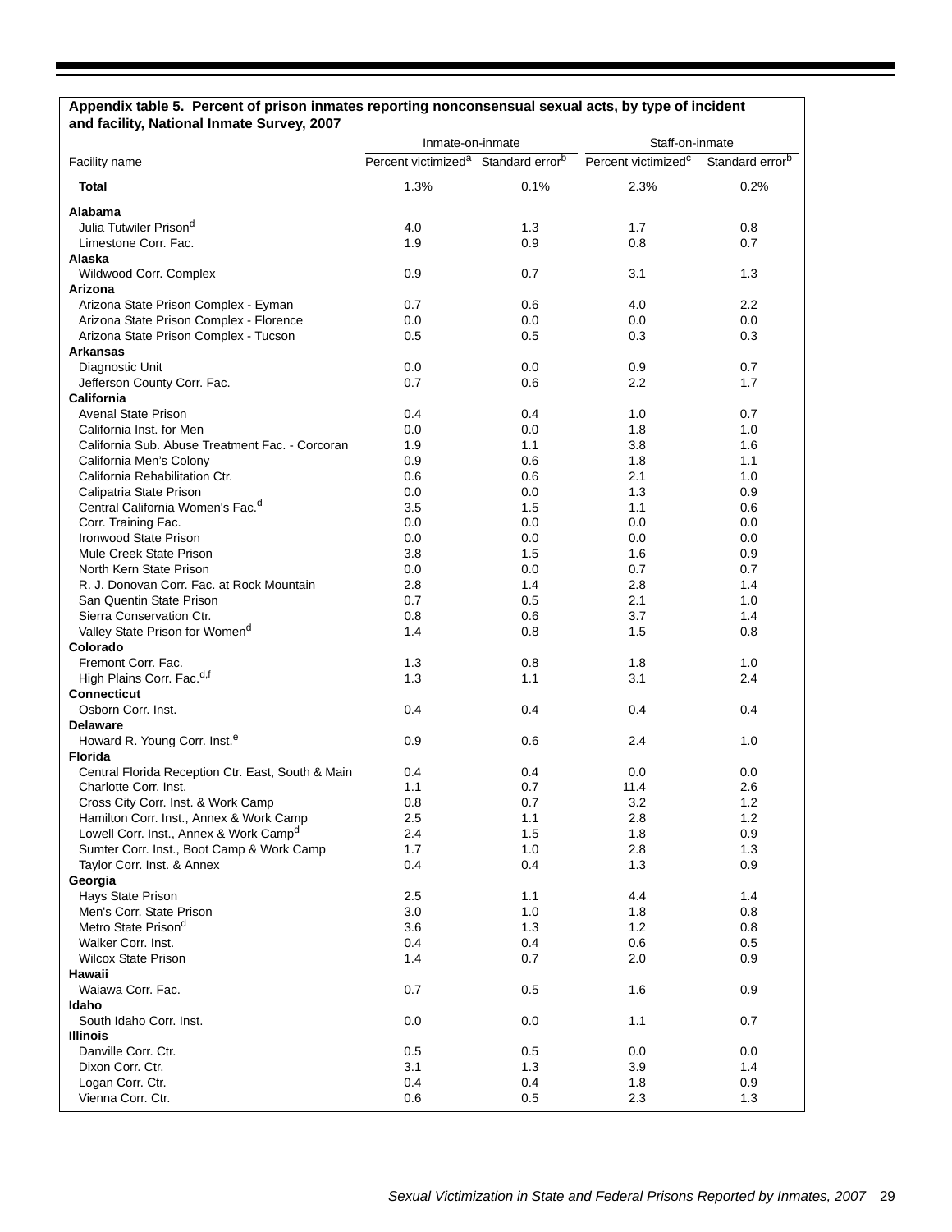**Appendix table 5. Percent of prison inmates reporting nonconsensual sexual acts, by type of incident and facility, National Inmate Survey, 2007**

| Facility name | Inmate-on-inmate | | Staff-on-inmate | |
|---|---|---|---|---|
| | Percent victimized[a] | Standard error[b] | Percent victimized[c] | Standard error[b] |
| **Total** | 1.3% | 0.1% | 2.3% | 0.2% |
| **Alabama** | | | | |
| Julia Tutwiler Prison[d] | 4.0 | 1.3 | 1.7 | 0.8 |
| Limestone Corr. Fac. | 1.9 | 0.9 | 0.8 | 0.7 |
| **Alaska** | | | | |
| Wildwood Corr. Complex | 0.9 | 0.7 | 3.1 | 1.3 |
| **Arizona** | | | | |
| Arizona State Prison Complex - Eyman | 0.7 | 0.6 | 4.0 | 2.2 |
| Arizona State Prison Complex - Florence | 0.0 | 0.0 | 0.0 | 0.0 |
| Arizona State Prison Complex - Tucson | 0.5 | 0.5 | 0.3 | 0.3 |
| **Arkansas** | | | | |
| Diagnostic Unit | 0.0 | 0.0 | 0.9 | 0.7 |
| Jefferson County Corr. Fac. | 0.7 | 0.6 | 2.2 | 1.7 |
| **California** | | | | |
| Avenal State Prison | 0.4 | 0.4 | 1.0 | 0.7 |
| California Inst. for Men | 0.0 | 0.0 | 1.8 | 1.0 |
| California Sub. Abuse Treatment Fac. - Corcoran | 1.9 | 1.1 | 3.8 | 1.6 |
| California Men's Colony | 0.9 | 0.6 | 1.8 | 1.1 |
| California Rehabilitation Ctr. | 0.6 | 0.6 | 2.1 | 1.0 |
| Calipatria State Prison | 0.0 | 0.0 | 1.3 | 0.9 |
| Central California Women's Fac.[d] | 3.5 | 1.5 | 1.1 | 0.6 |
| Corr. Training Fac. | 0.0 | 0.0 | 0.0 | 0.0 |
| Ironwood State Prison | 0.0 | 0.0 | 0.0 | 0.0 |
| Mule Creek State Prison | 3.8 | 1.5 | 1.6 | 0.9 |
| North Kern State Prison | 0.0 | 0.0 | 0.7 | 0.7 |
| R. J. Donovan Corr. Fac. at Rock Mountain | 2.8 | 1.4 | 2.8 | 1.4 |
| San Quentin State Prison | 0.7 | 0.5 | 2.1 | 1.0 |
| Sierra Conservation Ctr. | 0.8 | 0.6 | 3.7 | 1.4 |
| Valley State Prison for Women[d] | 1.4 | 0.8 | 1.5 | 0.8 |
| **Colorado** | | | | |
| Fremont Corr. Fac. | 1.3 | 0.8 | 1.8 | 1.0 |
| High Plains Corr. Fac.[d,f] | 1.3 | 1.1 | 3.1 | 2.4 |
| **Connecticut** | | | | |
| Osborn Corr. Inst. | 0.4 | 0.4 | 0.4 | 0.4 |
| **Delaware** | | | | |
| Howard R. Young Corr. Inst.[e] | 0.9 | 0.6 | 2.4 | 1.0 |
| **Florida** | | | | |
| Central Florida Reception Ctr. East, South & Main | 0.4 | 0.4 | 0.0 | 0.0 |
| Charlotte Corr. Inst. | 1.1 | 0.7 | 11.4 | 2.6 |
| Cross City Corr. Inst. & Work Camp | 0.8 | 0.7 | 3.2 | 1.2 |
| Hamilton Corr. Inst., Annex & Work Camp | 2.5 | 1.1 | 2.8 | 1.2 |
| Lowell Corr. Inst., Annex & Work Camp[d] | 2.4 | 1.5 | 1.8 | 0.9 |
| Sumter Corr. Inst., Boot Camp & Work Camp | 1.7 | 1.0 | 2.8 | 1.3 |
| Taylor Corr. Inst. & Annex | 0.4 | 0.4 | 1.3 | 0.9 |
| **Georgia** | | | | |
| Hays State Prison | 2.5 | 1.1 | 4.4 | 1.4 |
| Men's Corr. State Prison | 3.0 | 1.0 | 1.8 | 0.8 |
| Metro State Prison[d] | 3.6 | 1.3 | 1.2 | 0.8 |
| Walker Corr. Inst. | 0.4 | 0.4 | 0.6 | 0.5 |
| Wilcox State Prison | 1.4 | 0.7 | 2.0 | 0.9 |
| **Hawaii** | | | | |
| Waiawa Corr. Fac. | 0.7 | 0.5 | 1.6 | 0.9 |
| **Idaho** | | | | |
| South Idaho Corr. Inst. | 0.0 | 0.0 | 1.1 | 0.7 |
| **Illinois** | | | | |
| Danville Corr. Ctr. | 0.5 | 0.5 | 0.0 | 0.0 |
| Dixon Corr. Ctr. | 3.1 | 1.3 | 3.9 | 1.4 |
| Logan Corr. Ctr. | 0.4 | 0.4 | 1.8 | 0.9 |
| Vienna Corr. Ctr. | 0.6 | 0.5 | 2.3 | 1.3 |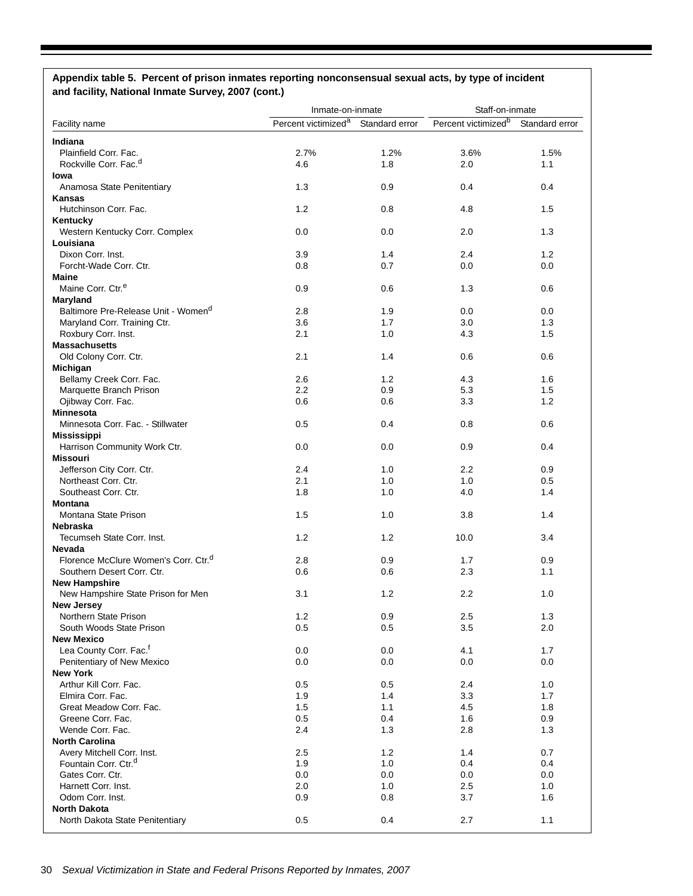**Appendix table 5. Percent of prison inmates reporting nonconsensual sexual acts, by type of incident and facility, National Inmate Survey, 2007 (cont.)**

| | Inmate-on-inmate | | Staff-on-inmate | |
|---|---|---|---|---|
| Facility name | Percent victimized[a] | Standard error | Percent victimized[b] | Standard error |
| **Indiana** | | | | |
| Plainfield Corr. Fac. | 2.7% | 1.2% | 3.6% | 1.5% |
| Rockville Corr. Fac.[d] | 4.6 | 1.8 | 2.0 | 1.1 |
| **Iowa** | | | | |
| Anamosa State Penitentiary | 1.3 | 0.9 | 0.4 | 0.4 |
| **Kansas** | | | | |
| Hutchinson Corr. Fac. | 1.2 | 0.8 | 4.8 | 1.5 |
| **Kentucky** | | | | |
| Western Kentucky Corr. Complex | 0.0 | 0.0 | 2.0 | 1.3 |
| **Louisiana** | | | | |
| Dixon Corr. Inst. | 3.9 | 1.4 | 2.4 | 1.2 |
| Forcht-Wade Corr. Ctr. | 0.8 | 0.7 | 0.0 | 0.0 |
| **Maine** | | | | |
| Maine Corr. Ctr.[e] | 0.9 | 0.6 | 1.3 | 0.6 |
| **Maryland** | | | | |
| Baltimore Pre-Release Unit - Women[d] | 2.8 | 1.9 | 0.0 | 0.0 |
| Maryland Corr. Training Ctr. | 3.6 | 1.7 | 3.0 | 1.3 |
| Roxbury Corr. Inst. | 2.1 | 1.0 | 4.3 | 1.5 |
| **Massachusetts** | | | | |
| Old Colony Corr. Ctr. | 2.1 | 1.4 | 0.6 | 0.6 |
| **Michigan** | | | | |
| Bellamy Creek Corr. Fac. | 2.6 | 1.2 | 4.3 | 1.6 |
| Marquette Branch Prison | 2.2 | 0.9 | 5.3 | 1.5 |
| Ojibway Corr. Fac. | 0.6 | 0.6 | 3.3 | 1.2 |
| **Minnesota** | | | | |
| Minnesota Corr. Fac. - Stillwater | 0.5 | 0.4 | 0.8 | 0.6 |
| **Mississippi** | | | | |
| Harrison Community Work Ctr. | 0.0 | 0.0 | 0.9 | 0.4 |
| **Missouri** | | | | |
| Jefferson City Corr. Ctr. | 2.4 | 1.0 | 2.2 | 0.9 |
| Northeast Corr. Ctr. | 2.1 | 1.0 | 1.0 | 0.5 |
| Southeast Corr. Ctr. | 1.8 | 1.0 | 4.0 | 1.4 |
| **Montana** | | | | |
| Montana State Prison | 1.5 | 1.0 | 3.8 | 1.4 |
| **Nebraska** | | | | |
| Tecumseh State Corr. Inst. | 1.2 | 1.2 | 10.0 | 3.4 |
| **Nevada** | | | | |
| Florence McClure Women's Corr. Ctr.[d] | 2.8 | 0.9 | 1.7 | 0.9 |
| Southern Desert Corr. Ctr. | 0.6 | 0.6 | 2.3 | 1.1 |
| **New Hampshire** | | | | |
| New Hampshire State Prison for Men | 3.1 | 1.2 | 2.2 | 1.0 |
| **New Jersey** | | | | |
| Northern State Prison | 1.2 | 0.9 | 2.5 | 1.3 |
| South Woods State Prison | 0.5 | 0.5 | 3.5 | 2.0 |
| **New Mexico** | | | | |
| Lea County Corr. Fac.[f] | 0.0 | 0.0 | 4.1 | 1.7 |
| Penitentiary of New Mexico | 0.0 | 0.0 | 0.0 | 0.0 |
| **New York** | | | | |
| Arthur Kill Corr. Fac. | 0.5 | 0.5 | 2.4 | 1.0 |
| Elmira Corr. Fac. | 1.9 | 1.4 | 3.3 | 1.7 |
| Great Meadow Corr. Fac. | 1.5 | 1.1 | 4.5 | 1.8 |
| Greene Corr. Fac. | 0.5 | 0.4 | 1.6 | 0.9 |
| Wende Corr. Fac. | 2.4 | 1.3 | 2.8 | 1.3 |
| **North Carolina** | | | | |
| Avery Mitchell Corr. Inst. | 2.5 | 1.2 | 1.4 | 0.7 |
| Fountain Corr. Ctr.[d] | 1.9 | 1.0 | 0.4 | 0.4 |
| Gates Corr. Ctr. | 0.0 | 0.0 | 0.0 | 0.0 |
| Harnett Corr. Inst. | 2.0 | 1.0 | 2.5 | 1.0 |
| Odom Corr. Inst. | 0.9 | 0.8 | 3.7 | 1.6 |
| **North Dakota** | | | | |
| North Dakota State Penitentiary | 0.5 | 0.4 | 2.7 | 1.1 |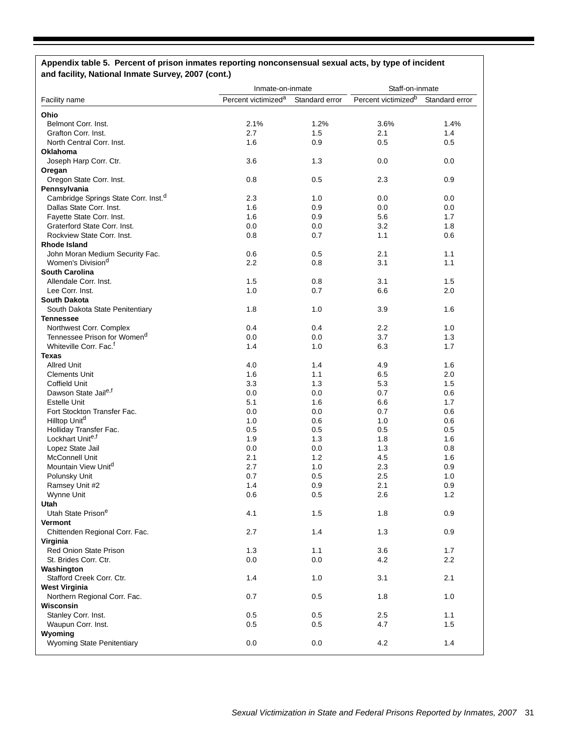**Appendix table 5. Percent of prison inmates reporting nonconsensual sexual acts, by type of incident and facility, National Inmate Survey, 2007 (cont.)**

| | Inmate-on-inmate | | Staff-on-inmate | |
|---|---|---|---|---|
| Facility name | Percent victimized[a] | Standard error | Percent victimized[b] | Standard error |
| **Ohio** | | | | |
| Belmont Corr. Inst. | 2.1% | 1.2% | 3.6% | 1.4% |
| Grafton Corr. Inst. | 2.7 | 1.5 | 2.1 | 1.4 |
| North Central Corr. Inst. | 1.6 | 0.9 | 0.5 | 0.5 |
| **Oklahoma** | | | | |
| Joseph Harp Corr. Ctr. | 3.6 | 1.3 | 0.0 | 0.0 |
| **Oregon** | | | | |
| Oregon State Corr. Inst. | 0.8 | 0.5 | 2.3 | 0.9 |
| **Pennsylvania** | | | | |
| Cambridge Springs State Corr. Inst.[d] | 2.3 | 1.0 | 0.0 | 0.0 |
| Dallas State Corr. Inst. | 1.6 | 0.9 | 0.0 | 0.0 |
| Fayette State Corr. Inst. | 1.6 | 0.9 | 5.6 | 1.7 |
| Graterford State Corr. Inst. | 0.0 | 0.0 | 3.2 | 1.8 |
| Rockview State Corr. Inst. | 0.8 | 0.7 | 1.1 | 0.6 |
| **Rhode Island** | | | | |
| John Moran Medium Security Fac. | 0.6 | 0.5 | 2.1 | 1.1 |
| Women's Division[d] | 2.2 | 0.8 | 3.1 | 1.1 |
| **South Carolina** | | | | |
| Allendale Corr. Inst. | 1.5 | 0.8 | 3.1 | 1.5 |
| Lee Corr. Inst. | 1.0 | 0.7 | 6.6 | 2.0 |
| **South Dakota** | | | | |
| South Dakota State Penitentiary | 1.8 | 1.0 | 3.9 | 1.6 |
| **Tennessee** | | | | |
| Northwest Corr. Complex | 0.4 | 0.4 | 2.2 | 1.0 |
| Tennessee Prison for Women[d] | 0.0 | 0.0 | 3.7 | 1.3 |
| Whiteville Corr. Fac.[f] | 1.4 | 1.0 | 6.3 | 1.7 |
| **Texas** | | | | |
| Allred Unit | 4.0 | 1.4 | 4.9 | 1.6 |
| Clements Unit | 1.6 | 1.1 | 6.5 | 2.0 |
| Coffield Unit | 3.3 | 1.3 | 5.3 | 1.5 |
| Dawson State Jail[e,f] | 0.0 | 0.0 | 0.7 | 0.6 |
| Estelle Unit | 5.1 | 1.6 | 6.6 | 1.7 |
| Fort Stockton Transfer Fac. | 0.0 | 0.0 | 0.7 | 0.6 |
| Hilltop Unit[d] | 1.0 | 0.6 | 1.0 | 0.6 |
| Holliday Transfer Fac. | 0.5 | 0.5 | 0.5 | 0.5 |
| Lockhart Unit[e,f] | 1.9 | 1.3 | 1.8 | 1.6 |
| Lopez State Jail | 0.0 | 0.0 | 1.3 | 0.8 |
| McConnell Unit | 2.1 | 1.2 | 4.5 | 1.6 |
| Mountain View Unit[d] | 2.7 | 1.0 | 2.3 | 0.9 |
| Polunsky Unit | 0.7 | 0.5 | 2.5 | 1.0 |
| Ramsey Unit #2 | 1.4 | 0.9 | 2.1 | 0.9 |
| Wynne Unit | 0.6 | 0.5 | 2.6 | 1.2 |
| **Utah** | | | | |
| Utah State Prison[e] | 4.1 | 1.5 | 1.8 | 0.9 |
| **Vermont** | | | | |
| Chittenden Regional Corr. Fac. | 2.7 | 1.4 | 1.3 | 0.9 |
| **Virginia** | | | | |
| Red Onion State Prison | 1.3 | 1.1 | 3.6 | 1.7 |
| St. Brides Corr. Ctr. | 0.0 | 0.0 | 4.2 | 2.2 |
| **Washington** | | | | |
| Stafford Creek Corr. Ctr. | 1.4 | 1.0 | 3.1 | 2.1 |
| **West Virginia** | | | | |
| Northern Regional Corr. Fac. | 0.7 | 0.5 | 1.8 | 1.0 |
| **Wisconsin** | | | | |
| Stanley Corr. Inst. | 0.5 | 0.5 | 2.5 | 1.1 |
| Waupun Corr. Inst. | 0.5 | 0.5 | 4.7 | 1.5 |
| **Wyoming** | | | | |
| Wyoming State Penitentiary | 0.0 | 0.0 | 4.2 | 1.4 |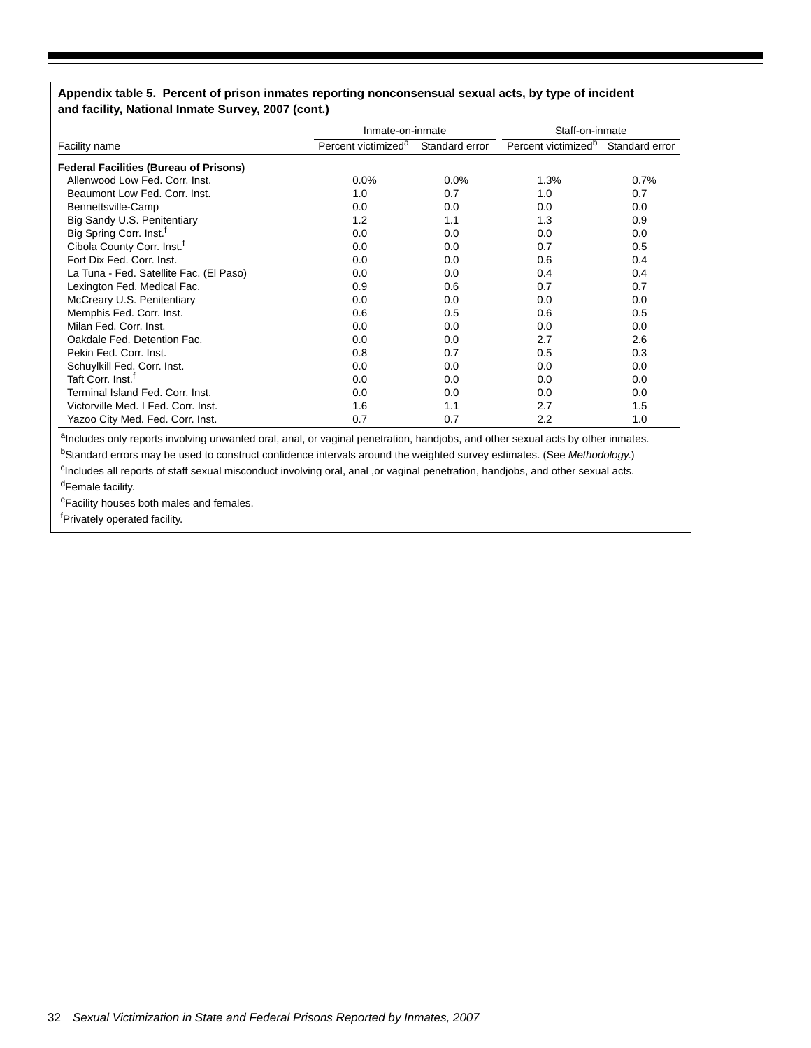**Appendix table 5. Percent of prison inmates reporting nonconsensual sexual acts, by type of incident and facility, National Inmate Survey, 2007 (cont.)**

| Facility name | Inmate-on-inmate | | Staff-on-inmate | |
|---|---|---|---|---|
| | Percent victimized[a] | Standard error | Percent victimized[b] | Standard error |
| **Federal Facilities (Bureau of Prisons)** | | | | |
| Allenwood Low Fed. Corr. Inst. | 0.0% | 0.0% | 1.3% | 0.7% |
| Beaumont Low Fed. Corr. Inst. | 1.0 | 0.7 | 1.0 | 0.7 |
| Bennettsville-Camp | 0.0 | 0.0 | 0.0 | 0.0 |
| Big Sandy U.S. Penitentiary | 1.2 | 1.1 | 1.3 | 0.9 |
| Big Spring Corr. Inst.[f] | 0.0 | 0.0 | 0.0 | 0.0 |
| Cibola County Corr. Inst.[f] | 0.0 | 0.0 | 0.7 | 0.5 |
| Fort Dix Fed. Corr. Inst. | 0.0 | 0.0 | 0.6 | 0.4 |
| La Tuna - Fed. Satellite Fac. (El Paso) | 0.0 | 0.0 | 0.4 | 0.4 |
| Lexington Fed. Medical Fac. | 0.9 | 0.6 | 0.7 | 0.7 |
| McCreary U.S. Penitentiary | 0.0 | 0.0 | 0.0 | 0.0 |
| Memphis Fed. Corr. Inst. | 0.6 | 0.5 | 0.6 | 0.5 |
| Milan Fed. Corr. Inst. | 0.0 | 0.0 | 0.0 | 0.0 |
| Oakdale Fed. Detention Fac. | 0.0 | 0.0 | 2.7 | 2.6 |
| Pekin Fed. Corr. Inst. | 0.8 | 0.7 | 0.5 | 0.3 |
| Schuylkill Fed. Corr. Inst. | 0.0 | 0.0 | 0.0 | 0.0 |
| Taft Corr. Inst.[f] | 0.0 | 0.0 | 0.0 | 0.0 |
| Terminal Island Fed. Corr. Inst. | 0.0 | 0.0 | 0.0 | 0.0 |
| Victorville Med. I Fed. Corr. Inst. | 1.6 | 1.1 | 2.7 | 1.5 |
| Yazoo City Med. Fed. Corr. Inst. | 0.7 | 0.7 | 2.2 | 1.0 |

[a]Includes only reports involving unwanted oral, anal, or vaginal penetration, handjobs, and other sexual acts by other inmates.

[b]Standard errors may be used to construct confidence intervals around the weighted survey estimates. (See *Methodology.*)

[c]Includes all reports of staff sexual misconduct involving oral, anal ,or vaginal penetration, handjobs, and other sexual acts.

[d]Female facility.

[e]Facility houses both males and females.

[f]Privately operated facility.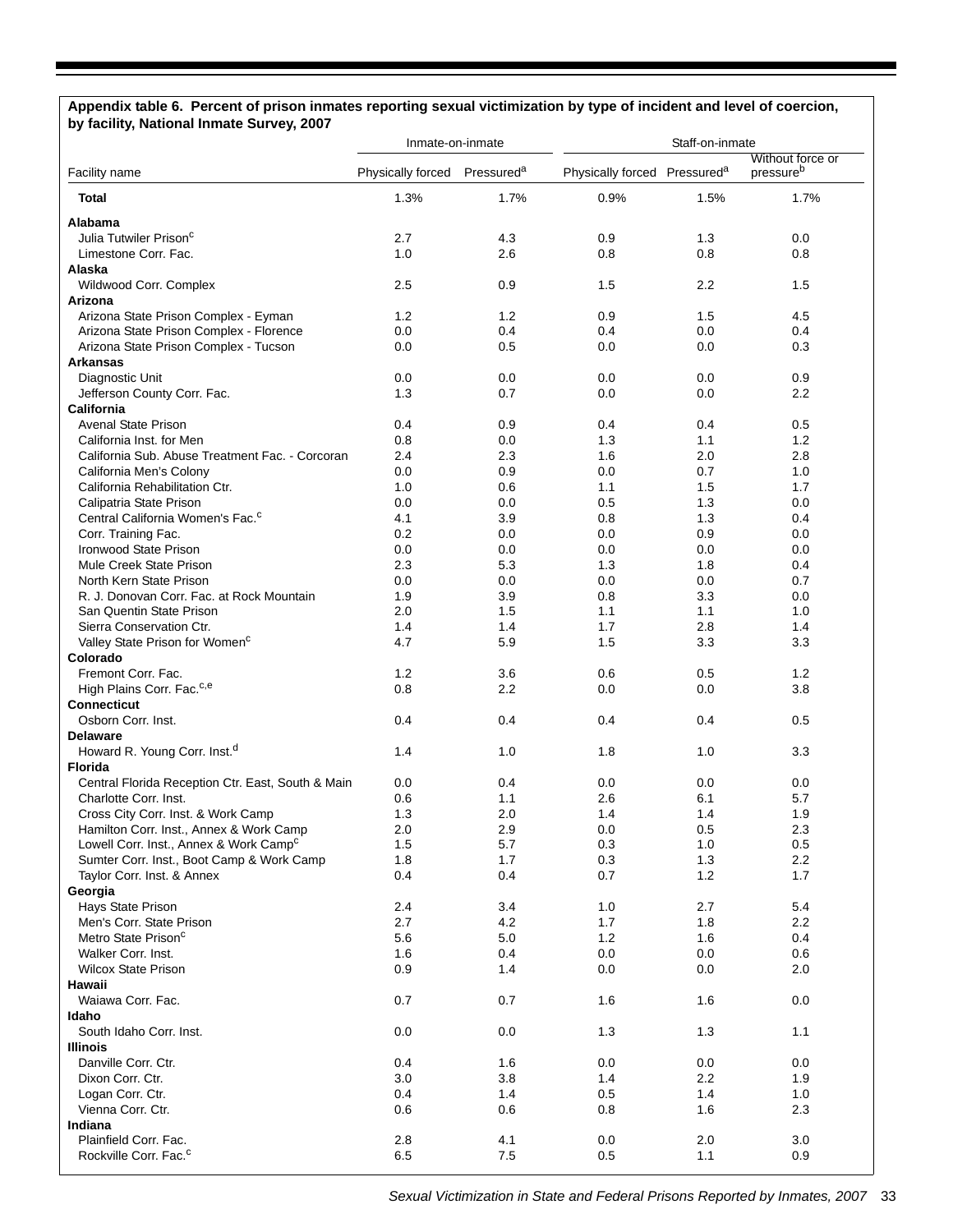**Appendix table 6. Percent of prison inmates reporting sexual victimization by type of incident and level of coercion, by facility, National Inmate Survey, 2007**

| Facility name | Inmate-on-inmate | | Staff-on-inmate | | |
|---|---|---|---|---|---|
| | Physically forced | Pressured[a] | Physically forced | Pressured[a] | Without force or pressure[b] |
| **Total** | 1.3% | 1.7% | 0.9% | 1.5% | 1.7% |
| **Alabama** | | | | | |
| Julia Tutwiler Prison[c] | 2.7 | 4.3 | 0.9 | 1.3 | 0.0 |
| Limestone Corr. Fac. | 1.0 | 2.6 | 0.8 | 0.8 | 0.8 |
| **Alaska** | | | | | |
| Wildwood Corr. Complex | 2.5 | 0.9 | 1.5 | 2.2 | 1.5 |
| **Arizona** | | | | | |
| Arizona State Prison Complex - Eyman | 1.2 | 1.2 | 0.9 | 1.5 | 4.5 |
| Arizona State Prison Complex - Florence | 0.0 | 0.4 | 0.4 | 0.0 | 0.4 |
| Arizona State Prison Complex - Tucson | 0.0 | 0.5 | 0.0 | 0.0 | 0.3 |
| **Arkansas** | | | | | |
| Diagnostic Unit | 0.0 | 0.0 | 0.0 | 0.0 | 0.9 |
| Jefferson County Corr. Fac. | 1.3 | 0.7 | 0.0 | 0.0 | 2.2 |
| **California** | | | | | |
| Avenal State Prison | 0.4 | 0.9 | 0.4 | 0.4 | 0.5 |
| California Inst. for Men | 0.8 | 0.0 | 1.3 | 1.1 | 1.2 |
| California Sub. Abuse Treatment Fac. - Corcoran | 2.4 | 2.3 | 1.6 | 2.0 | 2.8 |
| California Men's Colony | 0.0 | 0.9 | 0.0 | 0.7 | 1.0 |
| California Rehabilitation Ctr. | 1.0 | 0.6 | 1.1 | 1.5 | 1.7 |
| Calipatria State Prison | 0.0 | 0.0 | 0.5 | 1.3 | 0.0 |
| Central California Women's Fac.[c] | 4.1 | 3.9 | 0.8 | 1.3 | 0.4 |
| Corr. Training Fac. | 0.2 | 0.0 | 0.0 | 0.9 | 0.0 |
| Ironwood State Prison | 0.0 | 0.0 | 0.0 | 0.0 | 0.0 |
| Mule Creek State Prison | 2.3 | 5.3 | 1.3 | 1.8 | 0.4 |
| North Kern State Prison | 0.0 | 0.0 | 0.0 | 0.0 | 0.7 |
| R. J. Donovan Corr. Fac. at Rock Mountain | 1.9 | 3.9 | 0.8 | 3.3 | 0.0 |
| San Quentin State Prison | 2.0 | 1.5 | 1.1 | 1.1 | 1.0 |
| Sierra Conservation Ctr. | 1.4 | 1.4 | 1.7 | 2.8 | 1.4 |
| Valley State Prison for Women[c] | 4.7 | 5.9 | 1.5 | 3.3 | 3.3 |
| **Colorado** | | | | | |
| Fremont Corr. Fac. | 1.2 | 3.6 | 0.6 | 0.5 | 1.2 |
| High Plains Corr. Fac.[c,e] | 0.8 | 2.2 | 0.0 | 0.0 | 3.8 |
| **Connecticut** | | | | | |
| Osborn Corr. Inst. | 0.4 | 0.4 | 0.4 | 0.4 | 0.5 |
| **Delaware** | | | | | |
| Howard R. Young Corr. Inst.[d] | 1.4 | 1.0 | 1.8 | 1.0 | 3.3 |
| **Florida** | | | | | |
| Central Florida Reception Ctr. East, South & Main | 0.0 | 0.4 | 0.0 | 0.0 | 0.0 |
| Charlotte Corr. Inst. | 0.6 | 1.1 | 2.6 | 6.1 | 5.7 |
| Cross City Corr. Inst. & Work Camp | 1.3 | 2.0 | 1.4 | 1.4 | 1.9 |
| Hamilton Corr. Inst., Annex & Work Camp | 2.0 | 2.9 | 0.0 | 0.5 | 2.3 |
| Lowell Corr. Inst., Annex & Work Camp[c] | 1.5 | 5.7 | 0.3 | 1.0 | 0.5 |
| Sumter Corr. Inst., Boot Camp & Work Camp | 1.8 | 1.7 | 0.3 | 1.3 | 2.2 |
| Taylor Corr. Inst. & Annex | 0.4 | 0.4 | 0.7 | 1.2 | 1.7 |
| **Georgia** | | | | | |
| Hays State Prison | 2.4 | 3.4 | 1.0 | 2.7 | 5.4 |
| Men's Corr. State Prison | 2.7 | 4.2 | 1.7 | 1.8 | 2.2 |
| Metro State Prison[c] | 5.6 | 5.0 | 1.2 | 1.6 | 0.4 |
| Walker Corr. Inst. | 1.6 | 0.4 | 0.0 | 0.0 | 0.6 |
| Wilcox State Prison | 0.9 | 1.4 | 0.0 | 0.0 | 2.0 |
| **Hawaii** | | | | | |
| Waiawa Corr. Fac. | 0.7 | 0.7 | 1.6 | 1.6 | 0.0 |
| **Idaho** | | | | | |
| South Idaho Corr. Inst. | 0.0 | 0.0 | 1.3 | 1.3 | 1.1 |
| **Illinois** | | | | | |
| Danville Corr. Ctr. | 0.4 | 1.6 | 0.0 | 0.0 | 0.0 |
| Dixon Corr. Ctr. | 3.0 | 3.8 | 1.4 | 2.2 | 1.9 |
| Logan Corr. Ctr. | 0.4 | 1.4 | 0.5 | 1.4 | 1.0 |
| Vienna Corr. Ctr. | 0.6 | 0.6 | 0.8 | 1.6 | 2.3 |
| **Indiana** | | | | | |
| Plainfield Corr. Fac. | 2.8 | 4.1 | 0.0 | 2.0 | 3.0 |
| Rockville Corr. Fac.[c] | 6.5 | 7.5 | 0.5 | 1.1 | 0.9 |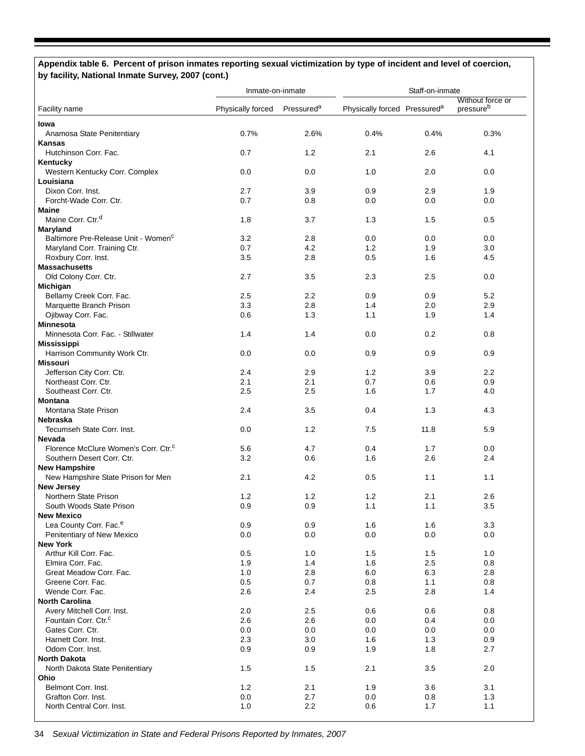**Appendix table 6. Percent of prison inmates reporting sexual victimization by type of incident and level of coercion, by facility, National Inmate Survey, 2007 (cont.)**

| Facility name | Inmate-on-inmate | | Staff-on-inmate | | |
|---|---|---|---|---|---|
| | Physically forced | Pressured[a] | Physically forced | Pressured[a] | Without force or pressure[b] |
| **Iowa** | | | | | |
| Anamosa State Penitentiary | 0.7% | 2.6% | 0.4% | 0.4% | 0.3% |
| **Kansas** | | | | | |
| Hutchinson Corr. Fac. | 0.7 | 1.2 | 2.1 | 2.6 | 4.1 |
| **Kentucky** | | | | | |
| Western Kentucky Corr. Complex | 0.0 | 0.0 | 1.0 | 2.0 | 0.0 |
| **Louisiana** | | | | | |
| Dixon Corr. Inst. | 2.7 | 3.9 | 0.9 | 2.9 | 1.9 |
| Forcht-Wade Corr. Ctr. | 0.7 | 0.8 | 0.0 | 0.0 | 0.0 |
| **Maine** | | | | | |
| Maine Corr. Ctr.[d] | 1.8 | 3.7 | 1.3 | 1.5 | 0.5 |
| **Maryland** | | | | | |
| Baltimore Pre-Release Unit - Women[c] | 3.2 | 2.8 | 0.0 | 0.0 | 0.0 |
| Maryland Corr. Training Ctr. | 0.7 | 4.2 | 1.2 | 1.9 | 3.0 |
| Roxbury Corr. Inst. | 3.5 | 2.8 | 0.5 | 1.6 | 4.5 |
| **Massachusetts** | | | | | |
| Old Colony Corr. Ctr. | 2.7 | 3.5 | 2.3 | 2.5 | 0.0 |
| **Michigan** | | | | | |
| Bellamy Creek Corr. Fac. | 2.5 | 2.2 | 0.9 | 0.9 | 5.2 |
| Marquette Branch Prison | 3.3 | 2.8 | 1.4 | 2.0 | 2.9 |
| Ojibway Corr. Fac. | 0.6 | 1.3 | 1.1 | 1.9 | 1.4 |
| **Minnesota** | | | | | |
| Minnesota Corr. Fac. - Stillwater | 1.4 | 1.4 | 0.0 | 0.2 | 0.8 |
| **Mississippi** | | | | | |
| Harrison Community Work Ctr. | 0.0 | 0.0 | 0.9 | 0.9 | 0.9 |
| **Missouri** | | | | | |
| Jefferson City Corr. Ctr. | 2.4 | 2.9 | 1.2 | 3.9 | 2.2 |
| Northeast Corr. Ctr. | 2.1 | 2.1 | 0.7 | 0.6 | 0.9 |
| Southeast Corr. Ctr. | 2.5 | 2.5 | 1.6 | 1.7 | 4.0 |
| **Montana** | | | | | |
| Montana State Prison | 2.4 | 3.5 | 0.4 | 1.3 | 4.3 |
| **Nebraska** | | | | | |
| Tecumseh State Corr. Inst. | 0.0 | 1.2 | 7.5 | 11.8 | 5.9 |
| **Nevada** | | | | | |
| Florence McClure Women's Corr. Ctr.[c] | 5.6 | 4.7 | 0.4 | 1.7 | 0.0 |
| Southern Desert Corr. Ctr. | 3.2 | 0.6 | 1.6 | 2.6 | 2.4 |
| **New Hampshire** | | | | | |
| New Hampshire State Prison for Men | 2.1 | 4.2 | 0.5 | 1.1 | 1.1 |
| **New Jersey** | | | | | |
| Northern State Prison | 1.2 | 1.2 | 1.2 | 2.1 | 2.6 |
| South Woods State Prison | 0.9 | 0.9 | 1.1 | 1.1 | 3.5 |
| **New Mexico** | | | | | |
| Lea County Corr. Fac.[e] | 0.9 | 0.9 | 1.6 | 1.6 | 3.3 |
| Penitentiary of New Mexico | 0.0 | 0.0 | 0.0 | 0.0 | 0.0 |
| **New York** | | | | | |
| Arthur Kill Corr. Fac. | 0.5 | 1.0 | 1.5 | 1.5 | 1.0 |
| Elmira Corr. Fac. | 1.9 | 1.4 | 1.6 | 2.5 | 0.8 |
| Great Meadow Corr. Fac. | 1.0 | 2.8 | 6.0 | 6.3 | 2.8 |
| Greene Corr. Fac. | 0.5 | 0.7 | 0.8 | 1.1 | 0.8 |
| Wende Corr. Fac. | 2.6 | 2.4 | 2.5 | 2.8 | 1.4 |
| **North Carolina** | | | | | |
| Avery Mitchell Corr. Inst. | 2.0 | 2.5 | 0.6 | 0.6 | 0.8 |
| Fountain Corr. Ctr.[c] | 2.6 | 2.6 | 0.0 | 0.4 | 0.0 |
| Gates Corr. Ctr. | 0.0 | 0.0 | 0.0 | 0.0 | 0.0 |
| Harnett Corr. Inst. | 2.3 | 3.0 | 1.6 | 1.3 | 0.9 |
| Odom Corr. Inst. | 0.9 | 0.9 | 1.9 | 1.8 | 2.7 |
| **North Dakota** | | | | | |
| North Dakota State Penitentiary | 1.5 | 1.5 | 2.1 | 3.5 | 2.0 |
| **Ohio** | | | | | |
| Belmont Corr. Inst. | 1.2 | 2.1 | 1.9 | 3.6 | 3.1 |
| Grafton Corr. Inst. | 0.0 | 2.7 | 0.0 | 0.8 | 1.3 |
| North Central Corr. Inst. | 1.0 | 2.2 | 0.6 | 1.7 | 1.1 |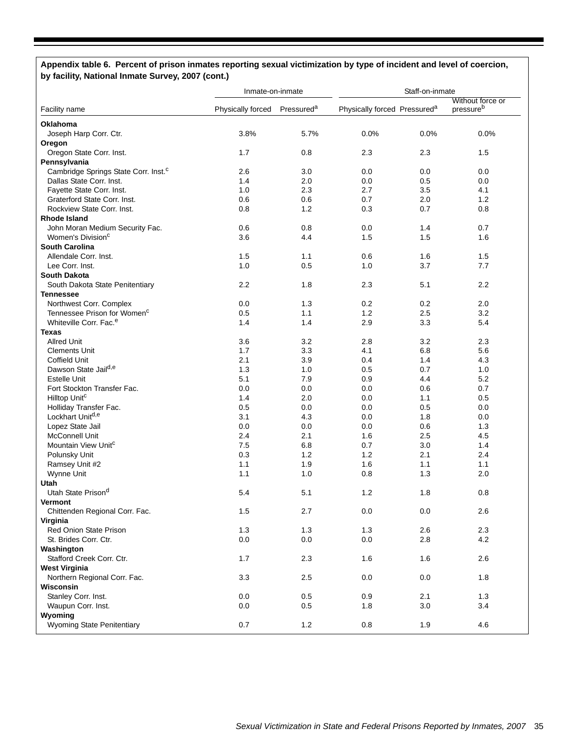**Appendix table 6. Percent of prison inmates reporting sexual victimization by type of incident and level of coercion, by facility, National Inmate Survey, 2007 (cont.)**

| | Inmate-on-inmate | | Staff-on-inmate | | |
|---|---|---|---|---|---|
| Facility name | Physically forced | Pressured[a] | Physically forced | Pressured[a] | Without force or pressure[b] |
| **Oklahoma** | | | | | |
| Joseph Harp Corr. Ctr. | 3.8% | 5.7% | 0.0% | 0.0% | 0.0% |
| **Oregon** | | | | | |
| Oregon State Corr. Inst. | 1.7 | 0.8 | 2.3 | 2.3 | 1.5 |
| **Pennsylvania** | | | | | |
| Cambridge Springs State Corr. Inst.[c] | 2.6 | 3.0 | 0.0 | 0.0 | 0.0 |
| Dallas State Corr. Inst. | 1.4 | 2.0 | 0.0 | 0.5 | 0.0 |
| Fayette State Corr. Inst. | 1.0 | 2.3 | 2.7 | 3.5 | 4.1 |
| Graterford State Corr. Inst. | 0.6 | 0.6 | 0.7 | 2.0 | 1.2 |
| Rockview State Corr. Inst. | 0.8 | 1.2 | 0.3 | 0.7 | 0.8 |
| **Rhode Island** | | | | | |
| John Moran Medium Security Fac. | 0.6 | 0.8 | 0.0 | 1.4 | 0.7 |
| Women's Division[c] | 3.6 | 4.4 | 1.5 | 1.5 | 1.6 |
| **South Carolina** | | | | | |
| Allendale Corr. Inst. | 1.5 | 1.1 | 0.6 | 1.6 | 1.5 |
| Lee Corr. Inst. | 1.0 | 0.5 | 1.0 | 3.7 | 7.7 |
| **South Dakota** | | | | | |
| South Dakota State Penitentiary | 2.2 | 1.8 | 2.3 | 5.1 | 2.2 |
| **Tennessee** | | | | | |
| Northwest Corr. Complex | 0.0 | 1.3 | 0.2 | 0.2 | 2.0 |
| Tennessee Prison for Women[c] | 0.5 | 1.1 | 1.2 | 2.5 | 3.2 |
| Whiteville Corr. Fac.[e] | 1.4 | 1.4 | 2.9 | 3.3 | 5.4 |
| **Texas** | | | | | |
| Allred Unit | 3.6 | 3.2 | 2.8 | 3.2 | 2.3 |
| Clements Unit | 1.7 | 3.3 | 4.1 | 6.8 | 5.6 |
| Coffield Unit | 2.1 | 3.9 | 0.4 | 1.4 | 4.3 |
| Dawson State Jail[d,e] | 1.3 | 1.0 | 0.5 | 0.7 | 1.0 |
| Estelle Unit | 5.1 | 7.9 | 0.9 | 4.4 | 5.2 |
| Fort Stockton Transfer Fac. | 0.0 | 0.0 | 0.0 | 0.6 | 0.7 |
| Hilltop Unit[c] | 1.4 | 2.0 | 0.0 | 1.1 | 0.5 |
| Holliday Transfer Fac. | 0.5 | 0.0 | 0.0 | 0.5 | 0.0 |
| Lockhart Unit[d,e] | 3.1 | 4.3 | 0.0 | 1.8 | 0.0 |
| Lopez State Jail | 0.0 | 0.0 | 0.0 | 0.6 | 1.3 |
| McConnell Unit | 2.4 | 2.1 | 1.6 | 2.5 | 4.5 |
| Mountain View Unit[c] | 7.5 | 6.8 | 0.7 | 3.0 | 1.4 |
| Polunsky Unit | 0.3 | 1.2 | 1.2 | 2.1 | 2.4 |
| Ramsey Unit #2 | 1.1 | 1.9 | 1.6 | 1.1 | 1.1 |
| Wynne Unit | 1.1 | 1.0 | 0.8 | 1.3 | 2.0 |
| **Utah** | | | | | |
| Utah State Prison[d] | 5.4 | 5.1 | 1.2 | 1.8 | 0.8 |
| **Vermont** | | | | | |
| Chittenden Regional Corr. Fac. | 1.5 | 2.7 | 0.0 | 0.0 | 2.6 |
| **Virginia** | | | | | |
| Red Onion State Prison | 1.3 | 1.3 | 1.3 | 2.6 | 2.3 |
| St. Brides Corr. Ctr. | 0.0 | 0.0 | 0.0 | 2.8 | 4.2 |
| **Washington** | | | | | |
| Stafford Creek Corr. Ctr. | 1.7 | 2.3 | 1.6 | 1.6 | 2.6 |
| **West Virginia** | | | | | |
| Northern Regional Corr. Fac. | 3.3 | 2.5 | 0.0 | 0.0 | 1.8 |
| **Wisconsin** | | | | | |
| Stanley Corr. Inst. | 0.0 | 0.5 | 0.9 | 2.1 | 1.3 |
| Waupun Corr. Inst. | 0.0 | 0.5 | 1.8 | 3.0 | 3.4 |
| **Wyoming** | | | | | |
| Wyoming State Penitentiary | 0.7 | 1.2 | 0.8 | 1.9 | 4.6 |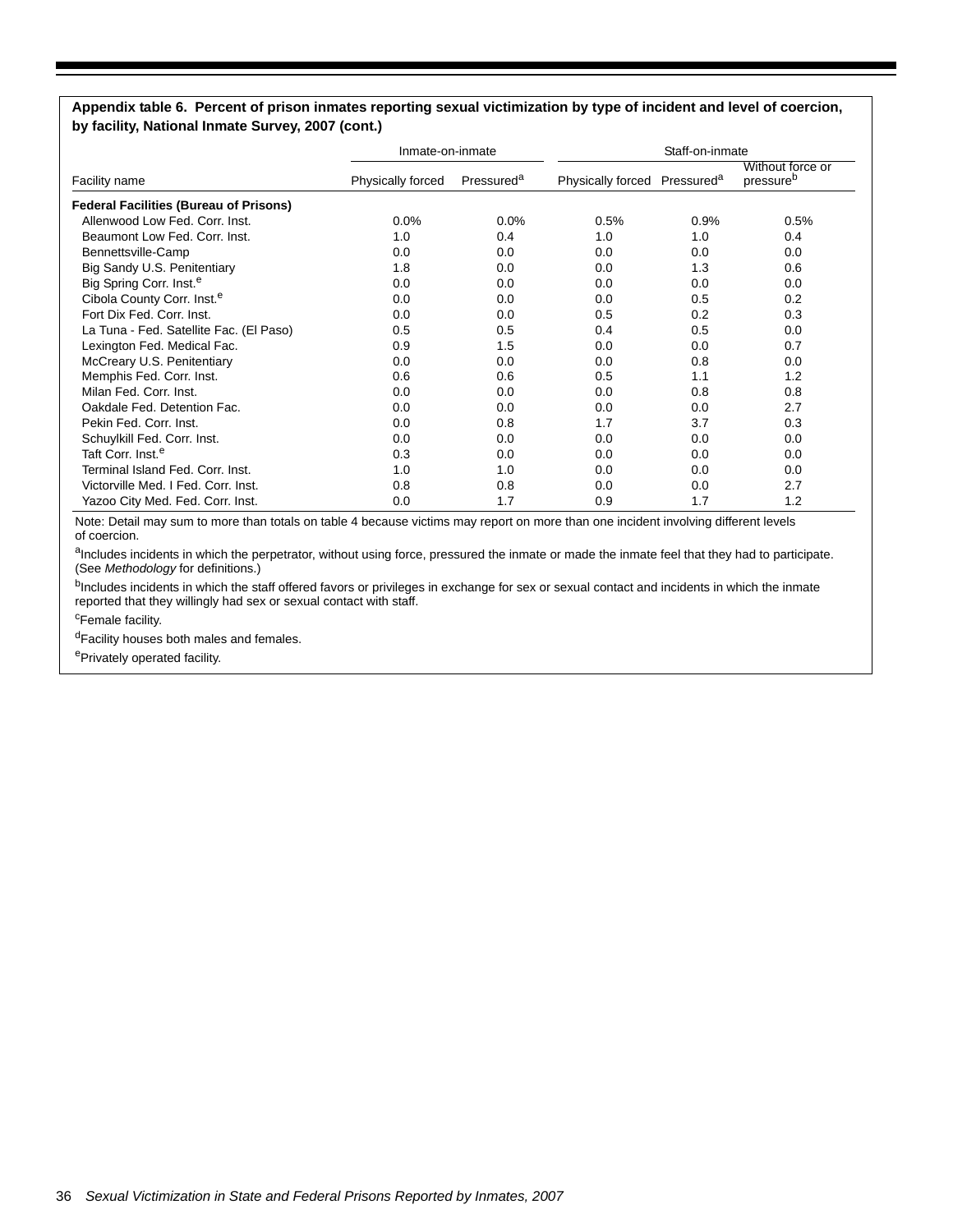**Appendix table 6. Percent of prison inmates reporting sexual victimization by type of incident and level of coercion, by facility, National Inmate Survey, 2007 (cont.)**

| | Inmate-on-inmate | | Staff-on-inmate | | |
|---|---|---|---|---|---|
| Facility name | Physically forced | Pressured[a] | Physically forced | Pressured[a] | Without force or pressure[b] |
| **Federal Facilities (Bureau of Prisons)** | | | | | |
| Allenwood Low Fed. Corr. Inst. | 0.0% | 0.0% | 0.5% | 0.9% | 0.5% |
| Beaumont Low Fed. Corr. Inst. | 1.0 | 0.4 | 1.0 | 1.0 | 0.4 |
| Bennettsville-Camp | 0.0 | 0.0 | 0.0 | 0.0 | 0.0 |
| Big Sandy U.S. Penitentiary | 1.8 | 0.0 | 0.0 | 1.3 | 0.6 |
| Big Spring Corr. Inst.[e] | 0.0 | 0.0 | 0.0 | 0.0 | 0.0 |
| Cibola County Corr. Inst.[e] | 0.0 | 0.0 | 0.0 | 0.5 | 0.2 |
| Fort Dix Fed. Corr. Inst. | 0.0 | 0.0 | 0.5 | 0.2 | 0.3 |
| La Tuna - Fed. Satellite Fac. (El Paso) | 0.5 | 0.5 | 0.4 | 0.5 | 0.0 |
| Lexington Fed. Medical Fac. | 0.9 | 1.5 | 0.0 | 0.0 | 0.7 |
| McCreary U.S. Penitentiary | 0.0 | 0.0 | 0.0 | 0.8 | 0.0 |
| Memphis Fed. Corr. Inst. | 0.6 | 0.6 | 0.5 | 1.1 | 1.2 |
| Milan Fed. Corr. Inst. | 0.0 | 0.0 | 0.0 | 0.8 | 0.8 |
| Oakdale Fed. Detention Fac. | 0.0 | 0.0 | 0.0 | 0.0 | 2.7 |
| Pekin Fed. Corr. Inst. | 0.0 | 0.8 | 1.7 | 3.7 | 0.3 |
| Schuylkill Fed. Corr. Inst. | 0.0 | 0.0 | 0.0 | 0.0 | 0.0 |
| Taft Corr. Inst.[e] | 0.3 | 0.0 | 0.0 | 0.0 | 0.0 |
| Terminal Island Fed. Corr. Inst. | 1.0 | 1.0 | 0.0 | 0.0 | 0.0 |
| Victorville Med. I Fed. Corr. Inst. | 0.8 | 0.8 | 0.0 | 0.0 | 2.7 |
| Yazoo City Med. Fed. Corr. Inst. | 0.0 | 1.7 | 0.9 | 1.7 | 1.2 |

Note: Detail may sum to more than totals on table 4 because victims may report on more than one incident involving different levels of coercion.

[a]Includes incidents in which the perpetrator, without using force, pressured the inmate or made the inmate feel that they had to participate. (See *Methodology* for definitions.)

[b]Includes incidents in which the staff offered favors or privileges in exchange for sex or sexual contact and incidents in which the inmate reported that they willingly had sex or sexual contact with staff.

[c]Female facility.

[d]Facility houses both males and females.

[e]Privately operated facility.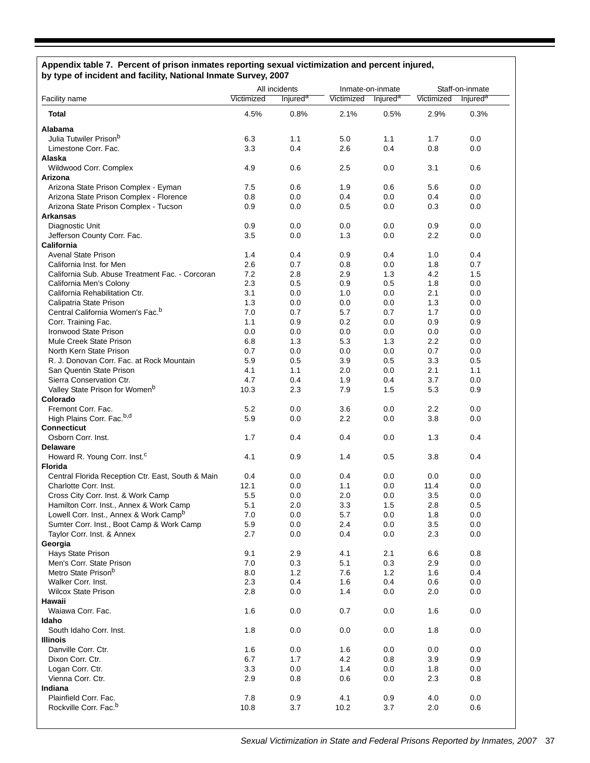**Appendix table 7. Percent of prison inmates reporting sexual victimization and percent injured, by type of incident and facility, National Inmate Survey, 2007**

| Facility name | All incidents | | Inmate-on-inmate | | Staff-on-inmate | |
|---|---|---|---|---|---|---|
| | Victimized | Injured[a] | Victimized | Injured[a] | Victimized | Injured[a] |
| **Total** | 4.5% | 0.8% | 2.1% | 0.5% | 2.9% | 0.3% |
| **Alabama** | | | | | | |
| Julia Tutwiler Prison[b] | 6.3 | 1.1 | 5.0 | 1.1 | 1.7 | 0.0 |
| Limestone Corr. Fac. | 3.3 | 0.4 | 2.6 | 0.4 | 0.8 | 0.0 |
| **Alaska** | | | | | | |
| Wildwood Corr. Complex | 4.9 | 0.6 | 2.5 | 0.0 | 3.1 | 0.6 |
| **Arizona** | | | | | | |
| Arizona State Prison Complex - Eyman | 7.5 | 0.6 | 1.9 | 0.6 | 5.6 | 0.0 |
| Arizona State Prison Complex - Florence | 0.8 | 0.0 | 0.4 | 0.0 | 0.4 | 0.0 |
| Arizona State Prison Complex - Tucson | 0.9 | 0.0 | 0.5 | 0.0 | 0.3 | 0.0 |
| **Arkansas** | | | | | | |
| Diagnostic Unit | 0.9 | 0.0 | 0.0 | 0.0 | 0.9 | 0.0 |
| Jefferson County Corr. Fac. | 3.5 | 0.0 | 1.3 | 0.0 | 2.2 | 0.0 |
| **California** | | | | | | |
| Avenal State Prison | 1.4 | 0.4 | 0.9 | 0.4 | 1.0 | 0.4 |
| California Inst. for Men | 2.6 | 0.7 | 0.8 | 0.0 | 1.8 | 0.7 |
| California Sub. Abuse Treatment Fac. - Corcoran | 7.2 | 2.8 | 2.9 | 1.3 | 4.2 | 1.5 |
| California Men's Colony | 2.3 | 0.5 | 0.9 | 0.5 | 1.8 | 0.0 |
| California Rehabilitation Ctr. | 3.1 | 0.0 | 1.0 | 0.0 | 2.1 | 0.0 |
| Calipatria State Prison | 1.3 | 0.0 | 0.0 | 0.0 | 1.3 | 0.0 |
| Central California Women's Fac.[b] | 7.0 | 0.7 | 5.7 | 0.7 | 1.7 | 0.0 |
| Corr. Training Fac. | 1.1 | 0.9 | 0.2 | 0.0 | 0.9 | 0.9 |
| Ironwood State Prison | 0.0 | 0.0 | 0.0 | 0.0 | 0.0 | 0.0 |
| Mule Creek State Prison | 6.8 | 1.3 | 5.3 | 1.3 | 2.2 | 0.0 |
| North Kern State Prison | 0.7 | 0.0 | 0.0 | 0.0 | 0.7 | 0.0 |
| R. J. Donovan Corr. Fac. at Rock Mountain | 5.9 | 0.5 | 3.9 | 0.5 | 3.3 | 0.5 |
| San Quentin State Prison | 4.1 | 1.1 | 2.0 | 0.0 | 2.1 | 1.1 |
| Sierra Conservation Ctr. | 4.7 | 0.4 | 1.9 | 0.4 | 3.7 | 0.0 |
| Valley State Prison for Women[b] | 10.3 | 2.3 | 7.9 | 1.5 | 5.3 | 0.9 |
| **Colorado** | | | | | | |
| Fremont Corr. Fac. | 5.2 | 0.0 | 3.6 | 0.0 | 2.2 | 0.0 |
| High Plains Corr. Fac.[b,d] | 5.9 | 0.0 | 2.2 | 0.0 | 3.8 | 0.0 |
| **Connecticut** | | | | | | |
| Osborn Corr. Inst. | 1.7 | 0.4 | 0.4 | 0.0 | 1.3 | 0.4 |
| **Delaware** | | | | | | |
| Howard R. Young Corr. Inst.[c] | 4.1 | 0.9 | 1.4 | 0.5 | 3.8 | 0.4 |
| **Florida** | | | | | | |
| Central Florida Reception Ctr. East, South & Main | 0.4 | 0.0 | 0.4 | 0.0 | 0.0 | 0.0 |
| Charlotte Corr. Inst. | 12.1 | 0.0 | 1.1 | 0.0 | 11.4 | 0.0 |
| Cross City Corr. Inst. & Work Camp | 5.5 | 0.0 | 2.0 | 0.0 | 3.5 | 0.0 |
| Hamilton Corr. Inst., Annex & Work Camp | 5.1 | 2.0 | 3.3 | 1.5 | 2.8 | 0.5 |
| Lowell Corr. Inst., Annex & Work Camp[b] | 7.0 | 0.0 | 5.7 | 0.0 | 1.8 | 0.0 |
| Sumter Corr. Inst., Boot Camp & Work Camp | 5.9 | 0.0 | 2.4 | 0.0 | 3.5 | 0.0 |
| Taylor Corr. Inst. & Annex | 2.7 | 0.0 | 0.4 | 0.0 | 2.3 | 0.0 |
| **Georgia** | | | | | | |
| Hays State Prison | 9.1 | 2.9 | 4.1 | 2.1 | 6.6 | 0.8 |
| Men's Corr. State Prison | 7.0 | 0.3 | 5.1 | 0.3 | 2.9 | 0.0 |
| Metro State Prison[b] | 8.0 | 1.2 | 7.6 | 1.2 | 1.6 | 0.4 |
| Walker Corr. Inst. | 2.3 | 0.4 | 1.6 | 0.4 | 0.6 | 0.0 |
| Wilcox State Prison | 2.8 | 0.0 | 1.4 | 0.0 | 2.0 | 0.0 |
| **Hawaii** | | | | | | |
| Waiawa Corr. Fac. | 1.6 | 0.0 | 0.7 | 0.0 | 1.6 | 0.0 |
| **Idaho** | | | | | | |
| South Idaho Corr. Inst. | 1.8 | 0.0 | 0.0 | 0.0 | 1.8 | 0.0 |
| **Illinois** | | | | | | |
| Danville Corr. Ctr. | 1.6 | 0.0 | 1.6 | 0.0 | 0.0 | 0.0 |
| Dixon Corr. Ctr. | 6.7 | 1.7 | 4.2 | 0.8 | 3.9 | 0.9 |
| Logan Corr. Ctr. | 3.3 | 0.0 | 1.4 | 0.0 | 1.8 | 0.0 |
| Vienna Corr. Ctr. | 2.9 | 0.8 | 0.6 | 0.0 | 2.3 | 0.8 |
| **Indiana** | | | | | | |
| Plainfield Corr. Fac. | 7.8 | 0.9 | 4.1 | 0.9 | 4.0 | 0.0 |
| Rockville Corr. Fac.[b] | 10.8 | 3.7 | 10.2 | 3.7 | 2.0 | 0.6 |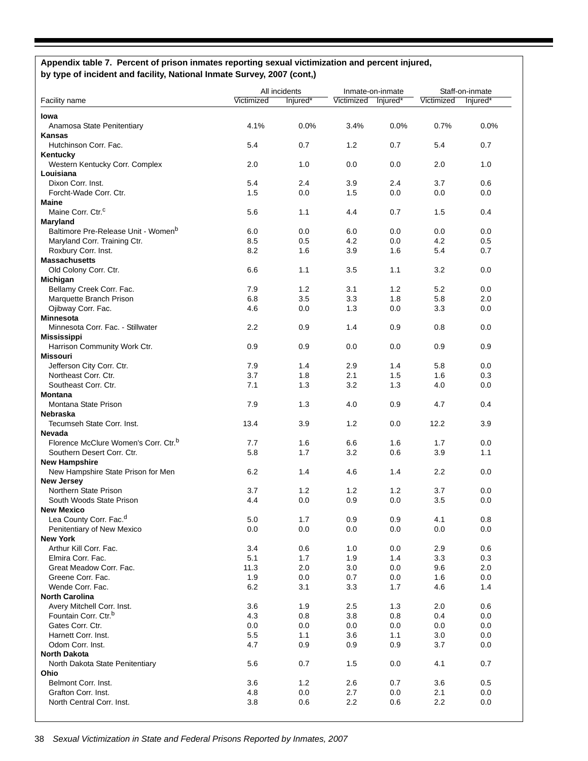**Appendix table 7. Percent of prison inmates reporting sexual victimization and percent injured, by type of incident and facility, National Inmate Survey, 2007 (cont,)**

| Facility name | All incidents | | Inmate-on-inmate | | Staff-on-inmate | |
|---|---|---|---|---|---|---|
| | Victimized | Injured* | Victimized | Injured* | Victimized | Injured* |
| **Iowa** | | | | | | |
| Anamosa State Penitentiary | 4.1% | 0.0% | 3.4% | 0.0% | 0.7% | 0.0% |
| **Kansas** | | | | | | |
| Hutchinson Corr. Fac. | 5.4 | 0.7 | 1.2 | 0.7 | 5.4 | 0.7 |
| **Kentucky** | | | | | | |
| Western Kentucky Corr. Complex | 2.0 | 1.0 | 0.0 | 0.0 | 2.0 | 1.0 |
| **Louisiana** | | | | | | |
| Dixon Corr. Inst. | 5.4 | 2.4 | 3.9 | 2.4 | 3.7 | 0.6 |
| Forcht-Wade Corr. Ctr. | 1.5 | 0.0 | 1.5 | 0.0 | 0.0 | 0.0 |
| **Maine** | | | | | | |
| Maine Corr. Ctr.[c] | 5.6 | 1.1 | 4.4 | 0.7 | 1.5 | 0.4 |
| **Maryland** | | | | | | |
| Baltimore Pre-Release Unit - Women[b] | 6.0 | 0.0 | 6.0 | 0.0 | 0.0 | 0.0 |
| Maryland Corr. Training Ctr. | 8.5 | 0.5 | 4.2 | 0.0 | 4.2 | 0.5 |
| Roxbury Corr. Inst. | 8.2 | 1.6 | 3.9 | 1.6 | 5.4 | 0.7 |
| **Massachusetts** | | | | | | |
| Old Colony Corr. Ctr. | 6.6 | 1.1 | 3.5 | 1.1 | 3.2 | 0.0 |
| **Michigan** | | | | | | |
| Bellamy Creek Corr. Fac. | 7.9 | 1.2 | 3.1 | 1.2 | 5.2 | 0.0 |
| Marquette Branch Prison | 6.8 | 3.5 | 3.3 | 1.8 | 5.8 | 2.0 |
| Ojibway Corr. Fac. | 4.6 | 0.0 | 1.3 | 0.0 | 3.3 | 0.0 |
| **Minnesota** | | | | | | |
| Minnesota Corr. Fac. - Stillwater | 2.2 | 0.9 | 1.4 | 0.9 | 0.8 | 0.0 |
| **Mississippi** | | | | | | |
| Harrison Community Work Ctr. | 0.9 | 0.9 | 0.0 | 0.0 | 0.9 | 0.9 |
| **Missouri** | | | | | | |
| Jefferson City Corr. Ctr. | 7.9 | 1.4 | 2.9 | 1.4 | 5.8 | 0.0 |
| Northeast Corr. Ctr. | 3.7 | 1.8 | 2.1 | 1.5 | 1.6 | 0.3 |
| Southeast Corr. Ctr. | 7.1 | 1.3 | 3.2 | 1.3 | 4.0 | 0.0 |
| **Montana** | | | | | | |
| Montana State Prison | 7.9 | 1.3 | 4.0 | 0.9 | 4.7 | 0.4 |
| **Nebraska** | | | | | | |
| Tecumseh State Corr. Inst. | 13.4 | 3.9 | 1.2 | 0.0 | 12.2 | 3.9 |
| **Nevada** | | | | | | |
| Florence McClure Women's Corr. Ctr.[b] | 7.7 | 1.6 | 6.6 | 1.6 | 1.7 | 0.0 |
| Southern Desert Corr. Ctr. | 5.8 | 1.7 | 3.2 | 0.6 | 3.9 | 1.1 |
| **New Hampshire** | | | | | | |
| New Hampshire State Prison for Men | 6.2 | 1.4 | 4.6 | 1.4 | 2.2 | 0.0 |
| **New Jersey** | | | | | | |
| Northern State Prison | 3.7 | 1.2 | 1.2 | 1.2 | 3.7 | 0.0 |
| South Woods State Prison | 4.4 | 0.0 | 0.9 | 0.0 | 3.5 | 0.0 |
| **New Mexico** | | | | | | |
| Lea County Corr. Fac.[d] | 5.0 | 1.7 | 0.9 | 0.9 | 4.1 | 0.8 |
| Penitentiary of New Mexico | 0.0 | 0.0 | 0.0 | 0.0 | 0.0 | 0.0 |
| **New York** | | | | | | |
| Arthur Kill Corr. Fac. | 3.4 | 0.6 | 1.0 | 0.0 | 2.9 | 0.6 |
| Elmira Corr. Fac. | 5.1 | 1.7 | 1.9 | 1.4 | 3.3 | 0.3 |
| Great Meadow Corr. Fac. | 11.3 | 2.0 | 3.0 | 0.0 | 9.6 | 2.0 |
| Greene Corr. Fac. | 1.9 | 0.0 | 0.7 | 0.0 | 1.6 | 0.0 |
| Wende Corr. Fac. | 6.2 | 3.1 | 3.3 | 1.7 | 4.6 | 1.4 |
| **North Carolina** | | | | | | |
| Avery Mitchell Corr. Inst. | 3.6 | 1.9 | 2.5 | 1.3 | 2.0 | 0.6 |
| Fountain Corr. Ctr.[b] | 4.3 | 0.8 | 3.8 | 0.8 | 0.4 | 0.0 |
| Gates Corr. Ctr. | 0.0 | 0.0 | 0.0 | 0.0 | 0.0 | 0.0 |
| Harnett Corr. Inst. | 5.5 | 1.1 | 3.6 | 1.1 | 3.0 | 0.0 |
| Odom Corr. Inst. | 4.7 | 0.9 | 0.9 | 0.9 | 3.7 | 0.0 |
| **North Dakota** | | | | | | |
| North Dakota State Penitentiary | 5.6 | 0.7 | 1.5 | 0.0 | 4.1 | 0.7 |
| **Ohio** | | | | | | |
| Belmont Corr. Inst. | 3.6 | 1.2 | 2.6 | 0.7 | 3.6 | 0.5 |
| Grafton Corr. Inst. | 4.8 | 0.0 | 2.7 | 0.0 | 2.1 | 0.0 |
| North Central Corr. Inst. | 3.8 | 0.6 | 2.2 | 0.6 | 2.2 | 0.0 |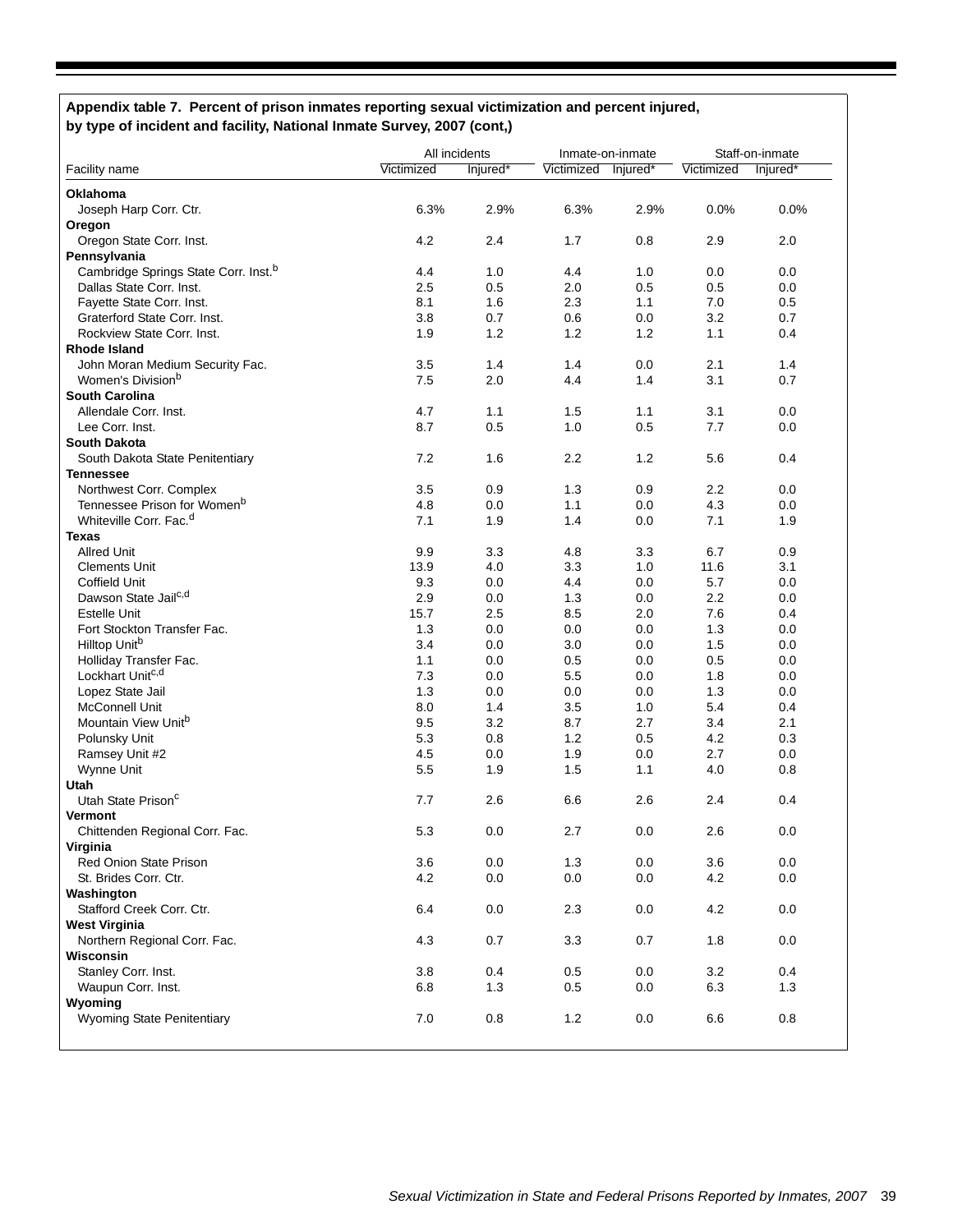**Appendix table 7. Percent of prison inmates reporting sexual victimization and percent injured, by type of incident and facility, National Inmate Survey, 2007 (cont,)**

| Facility name | All incidents | | Inmate-on-inmate | | Staff-on-inmate | |
|---|---|---|---|---|---|---|
| | Victimized | Injured* | Victimized | Injured* | Victimized | Injured* |
| **Oklahoma** | | | | | | |
| Joseph Harp Corr. Ctr. | 6.3% | 2.9% | 6.3% | 2.9% | 0.0% | 0.0% |
| **Oregon** | | | | | | |
| Oregon State Corr. Inst. | 4.2 | 2.4 | 1.7 | 0.8 | 2.9 | 2.0 |
| **Pennsylvania** | | | | | | |
| Cambridge Springs State Corr. Inst.[b] | 4.4 | 1.0 | 4.4 | 1.0 | 0.0 | 0.0 |
| Dallas State Corr. Inst. | 2.5 | 0.5 | 2.0 | 0.5 | 0.5 | 0.0 |
| Fayette State Corr. Inst. | 8.1 | 1.6 | 2.3 | 1.1 | 7.0 | 0.5 |
| Graterford State Corr. Inst. | 3.8 | 0.7 | 0.6 | 0.0 | 3.2 | 0.7 |
| Rockview State Corr. Inst. | 1.9 | 1.2 | 1.2 | 1.2 | 1.1 | 0.4 |
| **Rhode Island** | | | | | | |
| John Moran Medium Security Fac. | 3.5 | 1.4 | 1.4 | 0.0 | 2.1 | 1.4 |
| Women's Division[b] | 7.5 | 2.0 | 4.4 | 1.4 | 3.1 | 0.7 |
| **South Carolina** | | | | | | |
| Allendale Corr. Inst. | 4.7 | 1.1 | 1.5 | 1.1 | 3.1 | 0.0 |
| Lee Corr. Inst. | 8.7 | 0.5 | 1.0 | 0.5 | 7.7 | 0.0 |
| **South Dakota** | | | | | | |
| South Dakota State Penitentiary | 7.2 | 1.6 | 2.2 | 1.2 | 5.6 | 0.4 |
| **Tennessee** | | | | | | |
| Northwest Corr. Complex | 3.5 | 0.9 | 1.3 | 0.9 | 2.2 | 0.0 |
| Tennessee Prison for Women[b] | 4.8 | 0.0 | 1.1 | 0.0 | 4.3 | 0.0 |
| Whiteville Corr. Fac.[d] | 7.1 | 1.9 | 1.4 | 0.0 | 7.1 | 1.9 |
| **Texas** | | | | | | |
| Allred Unit | 9.9 | 3.3 | 4.8 | 3.3 | 6.7 | 0.9 |
| Clements Unit | 13.9 | 4.0 | 3.3 | 1.0 | 11.6 | 3.1 |
| Coffield Unit | 9.3 | 0.0 | 4.4 | 0.0 | 5.7 | 0.0 |
| Dawson State Jail[c,d] | 2.9 | 0.0 | 1.3 | 0.0 | 2.2 | 0.0 |
| Estelle Unit | 15.7 | 2.5 | 8.5 | 2.0 | 7.6 | 0.4 |
| Fort Stockton Transfer Fac. | 1.3 | 0.0 | 0.0 | 0.0 | 1.3 | 0.0 |
| Hilltop Unit[b] | 3.4 | 0.0 | 3.0 | 0.0 | 1.5 | 0.0 |
| Holliday Transfer Fac. | 1.1 | 0.0 | 0.5 | 0.0 | 0.5 | 0.0 |
| Lockhart Unit[c,d] | 7.3 | 0.0 | 5.5 | 0.0 | 1.8 | 0.0 |
| Lopez State Jail | 1.3 | 0.0 | 0.0 | 0.0 | 1.3 | 0.0 |
| McConnell Unit | 8.0 | 1.4 | 3.5 | 1.0 | 5.4 | 0.4 |
| Mountain View Unit[b] | 9.5 | 3.2 | 8.7 | 2.7 | 3.4 | 2.1 |
| Polunsky Unit | 5.3 | 0.8 | 1.2 | 0.5 | 4.2 | 0.3 |
| Ramsey Unit #2 | 4.5 | 0.0 | 1.9 | 0.0 | 2.7 | 0.0 |
| Wynne Unit | 5.5 | 1.9 | 1.5 | 1.1 | 4.0 | 0.8 |
| **Utah** | | | | | | |
| Utah State Prison[c] | 7.7 | 2.6 | 6.6 | 2.6 | 2.4 | 0.4 |
| **Vermont** | | | | | | |
| Chittenden Regional Corr. Fac. | 5.3 | 0.0 | 2.7 | 0.0 | 2.6 | 0.0 |
| **Virginia** | | | | | | |
| Red Onion State Prison | 3.6 | 0.0 | 1.3 | 0.0 | 3.6 | 0.0 |
| St. Brides Corr. Ctr. | 4.2 | 0.0 | 0.0 | 0.0 | 4.2 | 0.0 |
| **Washington** | | | | | | |
| Stafford Creek Corr. Ctr. | 6.4 | 0.0 | 2.3 | 0.0 | 4.2 | 0.0 |
| **West Virginia** | | | | | | |
| Northern Regional Corr. Fac. | 4.3 | 0.7 | 3.3 | 0.7 | 1.8 | 0.0 |
| **Wisconsin** | | | | | | |
| Stanley Corr. Inst. | 3.8 | 0.4 | 0.5 | 0.0 | 3.2 | 0.4 |
| Waupun Corr. Inst. | 6.8 | 1.3 | 0.5 | 0.0 | 6.3 | 1.3 |
| **Wyoming** | | | | | | |
| Wyoming State Penitentiary | 7.0 | 0.8 | 1.2 | 0.0 | 6.6 | 0.8 |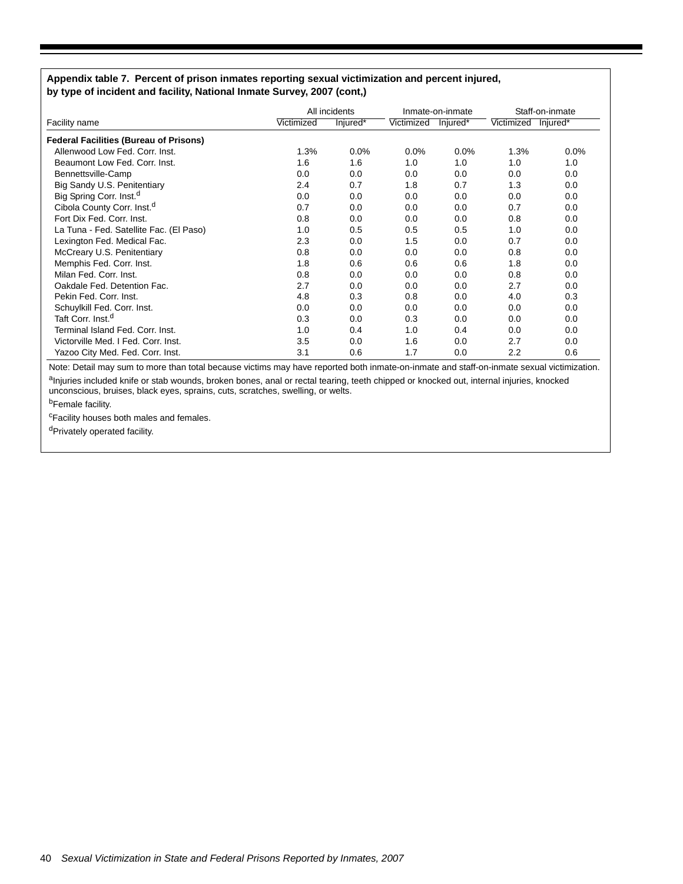**Appendix table 7. Percent of prison inmates reporting sexual victimization and percent injured, by type of incident and facility, National Inmate Survey, 2007 (cont,)**

| Facility name | All incidents | | Inmate-on-inmate | | Staff-on-inmate | |
|---|---|---|---|---|---|---|
| | Victimized | Injured* | Victimized | Injured* | Victimized | Injured* |
| **Federal Facilities (Bureau of Prisons)** | | | | | | |
| Allenwood Low Fed. Corr. Inst. | 1.3% | 0.0% | 0.0% | 0.0% | 1.3% | 0.0% |
| Beaumont Low Fed. Corr. Inst. | 1.6 | 1.6 | 1.0 | 1.0 | 1.0 | 1.0 |
| Bennettsville-Camp | 0.0 | 0.0 | 0.0 | 0.0 | 0.0 | 0.0 |
| Big Sandy U.S. Penitentiary | 2.4 | 0.7 | 1.8 | 0.7 | 1.3 | 0.0 |
| Big Spring Corr. Inst.[d] | 0.0 | 0.0 | 0.0 | 0.0 | 0.0 | 0.0 |
| Cibola County Corr. Inst.[d] | 0.7 | 0.0 | 0.0 | 0.0 | 0.7 | 0.0 |
| Fort Dix Fed. Corr. Inst. | 0.8 | 0.0 | 0.0 | 0.0 | 0.8 | 0.0 |
| La Tuna - Fed. Satellite Fac. (El Paso) | 1.0 | 0.5 | 0.5 | 0.5 | 1.0 | 0.0 |
| Lexington Fed. Medical Fac. | 2.3 | 0.0 | 1.5 | 0.0 | 0.7 | 0.0 |
| McCreary U.S. Penitentiary | 0.8 | 0.0 | 0.0 | 0.0 | 0.8 | 0.0 |
| Memphis Fed. Corr. Inst. | 1.8 | 0.6 | 0.6 | 0.6 | 1.8 | 0.0 |
| Milan Fed. Corr. Inst. | 0.8 | 0.0 | 0.0 | 0.0 | 0.8 | 0.0 |
| Oakdale Fed. Detention Fac. | 2.7 | 0.0 | 0.0 | 0.0 | 2.7 | 0.0 |
| Pekin Fed. Corr. Inst. | 4.8 | 0.3 | 0.8 | 0.0 | 4.0 | 0.3 |
| Schuylkill Fed. Corr. Inst. | 0.0 | 0.0 | 0.0 | 0.0 | 0.0 | 0.0 |
| Taft Corr. Inst.[d] | 0.3 | 0.0 | 0.3 | 0.0 | 0.0 | 0.0 |
| Terminal Island Fed. Corr. Inst. | 1.0 | 0.4 | 1.0 | 0.4 | 0.0 | 0.0 |
| Victorville Med. I Fed. Corr. Inst. | 3.5 | 0.0 | 1.6 | 0.0 | 2.7 | 0.0 |
| Yazoo City Med. Fed. Corr. Inst. | 3.1 | 0.6 | 1.7 | 0.0 | 2.2 | 0.6 |

Note: Detail may sum to more than total because victims may have reported both inmate-on-inmate and staff-on-inmate sexual victimization.

[a]Injuries included knife or stab wounds, broken bones, anal or rectal tearing, teeth chipped or knocked out, internal injuries, knocked unconscious, bruises, black eyes, sprains, cuts, scratches, swelling, or welts.

[b]Female facility.

[c]Facility houses both males and females.

[d]Privately operated facility.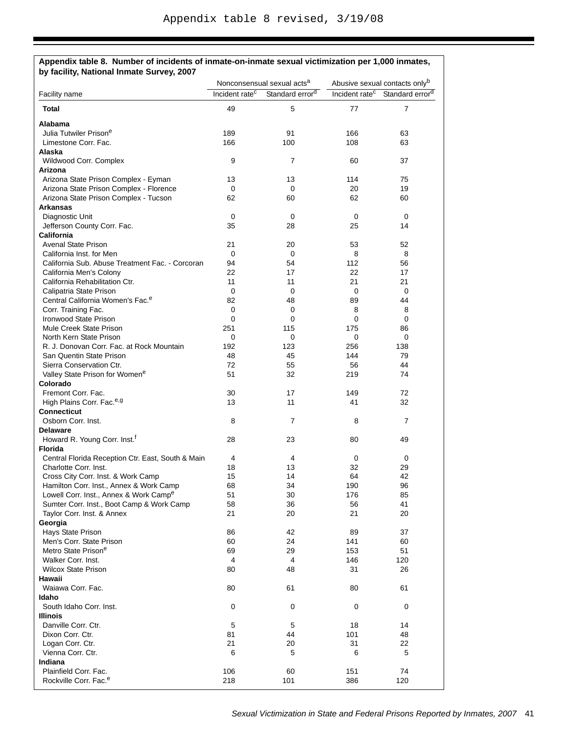Appendix table 8 revised, 3/19/08

**Appendix table 8. Number of incidents of inmate-on-inmate sexual victimization per 1,000 inmates, by facility, National Inmate Survey, 2007**

| Facility name | Nonconsensual sexual acts[a] | | Abusive sexual contacts only[b] | |
|---|---|---|---|---|
| | Incident rate[c] | Standard error[d] | Incident rate[c] | Standard error[d] |
| **Total** | 49 | 5 | 77 | 7 |
| **Alabama** | | | | |
| Julia Tutwiler Prison[e] | 189 | 91 | 166 | 63 |
| Limestone Corr. Fac. | 166 | 100 | 108 | 63 |
| **Alaska** | | | | |
| Wildwood Corr. Complex | 9 | 7 | 60 | 37 |
| **Arizona** | | | | |
| Arizona State Prison Complex - Eyman | 13 | 13 | 114 | 75 |
| Arizona State Prison Complex - Florence | 0 | 0 | 20 | 19 |
| Arizona State Prison Complex - Tucson | 62 | 60 | 62 | 60 |
| **Arkansas** | | | | |
| Diagnostic Unit | 0 | 0 | 0 | 0 |
| Jefferson County Corr. Fac. | 35 | 28 | 25 | 14 |
| **California** | | | | |
| Avenal State Prison | 21 | 20 | 53 | 52 |
| California Inst. for Men | 0 | 0 | 8 | 8 |
| California Sub. Abuse Treatment Fac. - Corcoran | 94 | 54 | 112 | 56 |
| California Men's Colony | 22 | 17 | 22 | 17 |
| California Rehabilitation Ctr. | 11 | 11 | 21 | 21 |
| Calipatria State Prison | 0 | 0 | 0 | 0 |
| Central California Women's Fac.[e] | 82 | 48 | 89 | 44 |
| Corr. Training Fac. | 0 | 0 | 8 | 8 |
| Ironwood State Prison | 0 | 0 | 0 | 0 |
| Mule Creek State Prison | 251 | 115 | 175 | 86 |
| North Kern State Prison | 0 | 0 | 0 | 0 |
| R. J. Donovan Corr. Fac. at Rock Mountain | 192 | 123 | 256 | 138 |
| San Quentin State Prison | 48 | 45 | 144 | 79 |
| Sierra Conservation Ctr. | 72 | 55 | 56 | 44 |
| Valley State Prison for Women[e] | 51 | 32 | 219 | 74 |
| **Colorado** | | | | |
| Fremont Corr. Fac. | 30 | 17 | 149 | 72 |
| High Plains Corr. Fac.[e,g] | 13 | 11 | 41 | 32 |
| **Connecticut** | | | | |
| Osborn Corr. Inst. | 8 | 7 | 8 | 7 |
| **Delaware** | | | | |
| Howard R. Young Corr. Inst.[f] | 28 | 23 | 80 | 49 |
| **Florida** | | | | |
| Central Florida Reception Ctr. East, South & Main | 4 | 4 | 0 | 0 |
| Charlotte Corr. Inst. | 18 | 13 | 32 | 29 |
| Cross City Corr. Inst. & Work Camp | 15 | 14 | 64 | 42 |
| Hamilton Corr. Inst., Annex & Work Camp | 68 | 34 | 190 | 96 |
| Lowell Corr. Inst., Annex & Work Camp[e] | 51 | 30 | 176 | 85 |
| Sumter Corr. Inst., Boot Camp & Work Camp | 58 | 36 | 56 | 41 |
| Taylor Corr. Inst. & Annex | 21 | 20 | 21 | 20 |
| **Georgia** | | | | |
| Hays State Prison | 86 | 42 | 89 | 37 |
| Men's Corr. State Prison | 60 | 24 | 141 | 60 |
| Metro State Prison[e] | 69 | 29 | 153 | 51 |
| Walker Corr. Inst. | 4 | 4 | 146 | 120 |
| Wilcox State Prison | 80 | 48 | 31 | 26 |
| **Hawaii** | | | | |
| Waiawa Corr. Fac. | 80 | 61 | 80 | 61 |
| **Idaho** | | | | |
| South Idaho Corr. Inst. | 0 | 0 | 0 | 0 |
| **Illinois** | | | | |
| Danville Corr. Ctr. | 5 | 5 | 18 | 14 |
| Dixon Corr. Ctr. | 81 | 44 | 101 | 48 |
| Logan Corr. Ctr. | 21 | 20 | 31 | 22 |
| Vienna Corr. Ctr. | 6 | 5 | 6 | 5 |
| **Indiana** | | | | |
| Plainfield Corr. Fac. | 106 | 60 | 151 | 74 |
| Rockville Corr. Fac.[e] | 218 | 101 | 386 | 120 |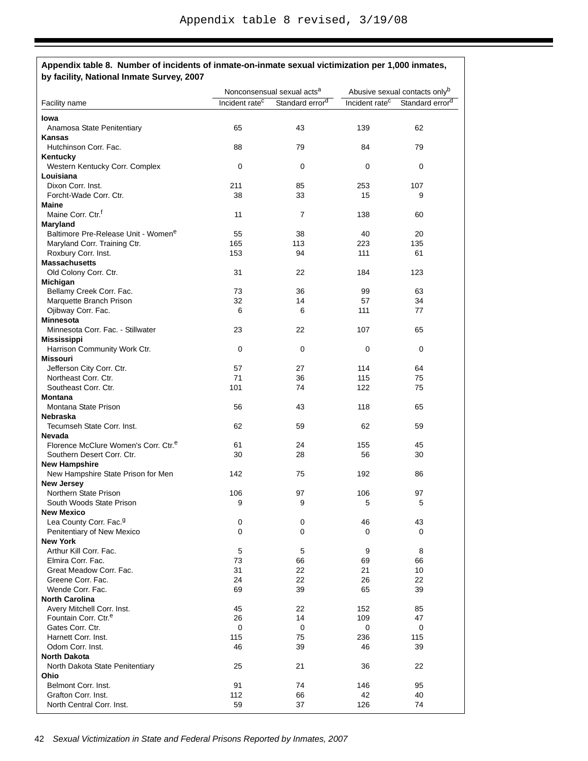Appendix table 8 revised, 3/19/08

**Appendix table 8. Number of incidents of inmate-on-inmate sexual victimization per 1,000 inmates, by facility, National Inmate Survey, 2007**

| Facility name | Nonconsensual sexual acts[a] | | Abusive sexual contacts only[b] | |
|---|---|---|---|---|
| | Incident rate[c] | Standard error[d] | Incident rate[c] | Standard error[d] |
| **Iowa** | | | | |
| Anamosa State Penitentiary | 65 | 43 | 139 | 62 |
| **Kansas** | | | | |
| Hutchinson Corr. Fac. | 88 | 79 | 84 | 79 |
| **Kentucky** | | | | |
| Western Kentucky Corr. Complex | 0 | 0 | 0 | 0 |
| **Louisiana** | | | | |
| Dixon Corr. Inst. | 211 | 85 | 253 | 107 |
| Forcht-Wade Corr. Ctr. | 38 | 33 | 15 | 9 |
| **Maine** | | | | |
| Maine Corr. Ctr.[f] | 11 | 7 | 138 | 60 |
| **Maryland** | | | | |
| Baltimore Pre-Release Unit - Women[e] | 55 | 38 | 40 | 20 |
| Maryland Corr. Training Ctr. | 165 | 113 | 223 | 135 |
| Roxbury Corr. Inst. | 153 | 94 | 111 | 61 |
| **Massachusetts** | | | | |
| Old Colony Corr. Ctr. | 31 | 22 | 184 | 123 |
| **Michigan** | | | | |
| Bellamy Creek Corr. Fac. | 73 | 36 | 99 | 63 |
| Marquette Branch Prison | 32 | 14 | 57 | 34 |
| Ojibway Corr. Fac. | 6 | 6 | 111 | 77 |
| **Minnesota** | | | | |
| Minnesota Corr. Fac. - Stillwater | 23 | 22 | 107 | 65 |
| **Mississippi** | | | | |
| Harrison Community Work Ctr. | 0 | 0 | 0 | 0 |
| **Missouri** | | | | |
| Jefferson City Corr. Ctr. | 57 | 27 | 114 | 64 |
| Northeast Corr. Ctr. | 71 | 36 | 115 | 75 |
| Southeast Corr. Ctr. | 101 | 74 | 122 | 75 |
| **Montana** | | | | |
| Montana State Prison | 56 | 43 | 118 | 65 |
| **Nebraska** | | | | |
| Tecumseh State Corr. Inst. | 62 | 59 | 62 | 59 |
| **Nevada** | | | | |
| Florence McClure Women's Corr. Ctr.[e] | 61 | 24 | 155 | 45 |
| Southern Desert Corr. Ctr. | 30 | 28 | 56 | 30 |
| **New Hampshire** | | | | |
| New Hampshire State Prison for Men | 142 | 75 | 192 | 86 |
| **New Jersey** | | | | |
| Northern State Prison | 106 | 97 | 106 | 97 |
| South Woods State Prison | 9 | 9 | 5 | 5 |
| **New Mexico** | | | | |
| Lea County Corr. Fac.[g] | 0 | 0 | 46 | 43 |
| Penitentiary of New Mexico | 0 | 0 | 0 | 0 |
| **New York** | | | | |
| Arthur Kill Corr. Fac. | 5 | 5 | 9 | 8 |
| Elmira Corr. Fac. | 73 | 66 | 69 | 66 |
| Great Meadow Corr. Fac. | 31 | 22 | 21 | 10 |
| Greene Corr. Fac. | 24 | 22 | 26 | 22 |
| Wende Corr. Fac. | 69 | 39 | 65 | 39 |
| **North Carolina** | | | | |
| Avery Mitchell Corr. Inst. | 45 | 22 | 152 | 85 |
| Fountain Corr. Ctr.[e] | 26 | 14 | 109 | 47 |
| Gates Corr. Ctr. | 0 | 0 | 0 | 0 |
| Harnett Corr. Inst. | 115 | 75 | 236 | 115 |
| Odom Corr. Inst. | 46 | 39 | 46 | 39 |
| **North Dakota** | | | | |
| North Dakota State Penitentiary | 25 | 21 | 36 | 22 |
| **Ohio** | | | | |
| Belmont Corr. Inst. | 91 | 74 | 146 | 95 |
| Grafton Corr. Inst. | 112 | 66 | 42 | 40 |
| North Central Corr. Inst. | 59 | 37 | 126 | 74 |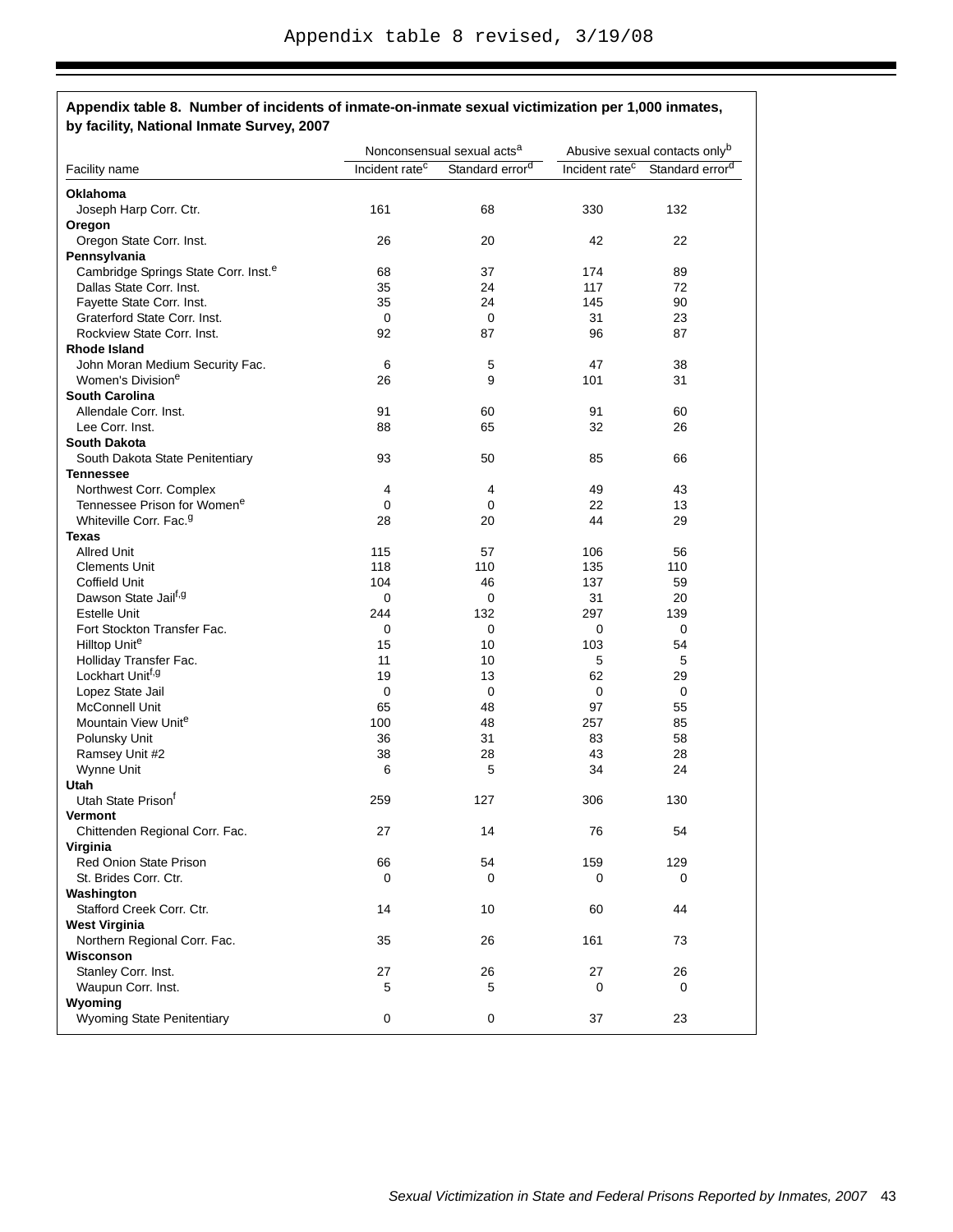Appendix table 8 revised, 3/19/08

**Appendix table 8. Number of incidents of inmate-on-inmate sexual victimization per 1,000 inmates, by facility, National Inmate Survey, 2007**

| Facility name | Nonconsensual sexual acts[a] | | Abusive sexual contacts only[b] | |
|---|---|---|---|---|
| | Incident rate[c] | Standard error[d] | Incident rate[c] | Standard error[d] |
| **Oklahoma** | | | | |
| Joseph Harp Corr. Ctr. | 161 | 68 | 330 | 132 |
| **Oregon** | | | | |
| Oregon State Corr. Inst. | 26 | 20 | 42 | 22 |
| **Pennsylvania** | | | | |
| Cambridge Springs State Corr. Inst.[e] | 68 | 37 | 174 | 89 |
| Dallas State Corr. Inst. | 35 | 24 | 117 | 72 |
| Fayette State Corr. Inst. | 35 | 24 | 145 | 90 |
| Graterford State Corr. Inst. | 0 | 0 | 31 | 23 |
| Rockview State Corr. Inst. | 92 | 87 | 96 | 87 |
| **Rhode Island** | | | | |
| John Moran Medium Security Fac. | 6 | 5 | 47 | 38 |
| Women's Division[e] | 26 | 9 | 101 | 31 |
| **South Carolina** | | | | |
| Allendale Corr. Inst. | 91 | 60 | 91 | 60 |
| Lee Corr. Inst. | 88 | 65 | 32 | 26 |
| **South Dakota** | | | | |
| South Dakota State Penitentiary | 93 | 50 | 85 | 66 |
| **Tennessee** | | | | |
| Northwest Corr. Complex | 4 | 4 | 49 | 43 |
| Tennessee Prison for Women[e] | 0 | 0 | 22 | 13 |
| Whiteville Corr. Fac.[g] | 28 | 20 | 44 | 29 |
| **Texas** | | | | |
| Allred Unit | 115 | 57 | 106 | 56 |
| Clements Unit | 118 | 110 | 135 | 110 |
| Coffield Unit | 104 | 46 | 137 | 59 |
| Dawson State Jail[f,g] | 0 | 0 | 31 | 20 |
| Estelle Unit | 244 | 132 | 297 | 139 |
| Fort Stockton Transfer Fac. | 0 | 0 | 0 | 0 |
| Hilltop Unit[e] | 15 | 10 | 103 | 54 |
| Holliday Transfer Fac. | 11 | 10 | 5 | 5 |
| Lockhart Unit[f,g] | 19 | 13 | 62 | 29 |
| Lopez State Jail | 0 | 0 | 0 | 0 |
| McConnell Unit | 65 | 48 | 97 | 55 |
| Mountain View Unit[e] | 100 | 48 | 257 | 85 |
| Polunsky Unit | 36 | 31 | 83 | 58 |
| Ramsey Unit #2 | 38 | 28 | 43 | 28 |
| Wynne Unit | 6 | 5 | 34 | 24 |
| **Utah** | | | | |
| Utah State Prison[f] | 259 | 127 | 306 | 130 |
| **Vermont** | | | | |
| Chittenden Regional Corr. Fac. | 27 | 14 | 76 | 54 |
| **Virginia** | | | | |
| Red Onion State Prison | 66 | 54 | 159 | 129 |
| St. Brides Corr. Ctr. | 0 | 0 | 0 | 0 |
| **Washington** | | | | |
| Stafford Creek Corr. Ctr. | 14 | 10 | 60 | 44 |
| **West Virginia** | | | | |
| Northern Regional Corr. Fac. | 35 | 26 | 161 | 73 |
| **Wisconson** | | | | |
| Stanley Corr. Inst. | 27 | 26 | 27 | 26 |
| Waupun Corr. Inst. | 5 | 5 | 0 | 0 |
| **Wyoming** | | | | |
| Wyoming State Penitentiary | 0 | 0 | 37 | 23 |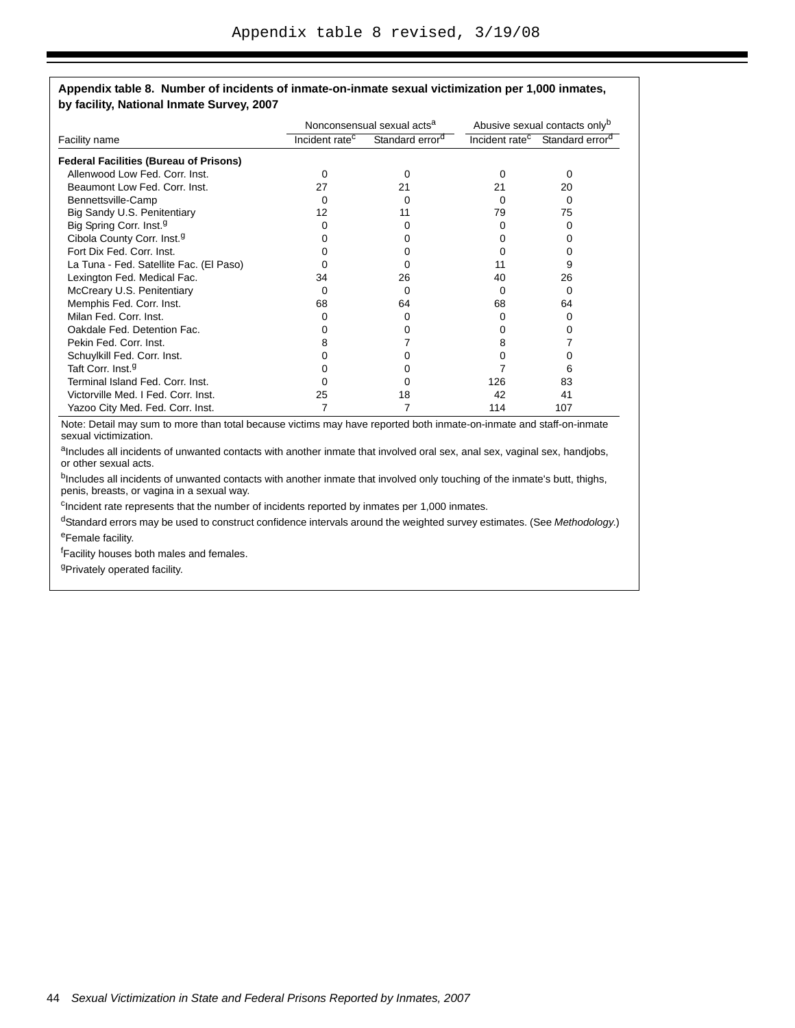Appendix table 8 revised, 3/19/08

**Appendix table 8. Number of incidents of inmate-on-inmate sexual victimization per 1,000 inmates, by facility, National Inmate Survey, 2007**

| Facility name | Nonconsensual sexual acts[a] | | Abusive sexual contacts only[b] | |
|---|---|---|---|---|
| | Incident rate[c] | Standard error[d] | Incident rate[c] | Standard error[d] |
| **Federal Facilities (Bureau of Prisons)** | | | | |
| Allenwood Low Fed. Corr. Inst. | 0 | 0 | 0 | 0 |
| Beaumont Low Fed. Corr. Inst. | 27 | 21 | 21 | 20 |
| Bennettsville-Camp | 0 | 0 | 0 | 0 |
| Big Sandy U.S. Penitentiary | 12 | 11 | 79 | 75 |
| Big Spring Corr. Inst.[g] | 0 | 0 | 0 | 0 |
| Cibola County Corr. Inst.[g] | 0 | 0 | 0 | 0 |
| Fort Dix Fed. Corr. Inst. | 0 | 0 | 0 | 0 |
| La Tuna - Fed. Satellite Fac. (El Paso) | 0 | 0 | 11 | 9 |
| Lexington Fed. Medical Fac. | 34 | 26 | 40 | 26 |
| McCreary U.S. Penitentiary | 0 | 0 | 0 | 0 |
| Memphis Fed. Corr. Inst. | 68 | 64 | 68 | 64 |
| Milan Fed. Corr. Inst. | 0 | 0 | 0 | 0 |
| Oakdale Fed. Detention Fac. | 0 | 0 | 0 | 0 |
| Pekin Fed. Corr. Inst. | 8 | 7 | 8 | 7 |
| Schuylkill Fed. Corr. Inst. | 0 | 0 | 0 | 0 |
| Taft Corr. Inst.[g] | 0 | 0 | 7 | 6 |
| Terminal Island Fed. Corr. Inst. | 0 | 0 | 126 | 83 |
| Victorville Med. I Fed. Corr. Inst. | 25 | 18 | 42 | 41 |
| Yazoo City Med. Fed. Corr. Inst. | 7 | 7 | 114 | 107 |

Note: Detail may sum to more than total because victims may have reported both inmate-on-inmate and staff-on-inmate sexual victimization.

[a]Includes all incidents of unwanted contacts with another inmate that involved oral sex, anal sex, vaginal sex, handjobs, or other sexual acts.

[b]Includes all incidents of unwanted contacts with another inmate that involved only touching of the inmate's butt, thighs, penis, breasts, or vagina in a sexual way.

[c]Incident rate represents that the number of incidents reported by inmates per 1,000 inmates.

[d]Standard errors may be used to construct confidence intervals around the weighted survey estimates. (See *Methodology.*)

[e]Female facility.

[f]Facility houses both males and females.

[g]Privately operated facility.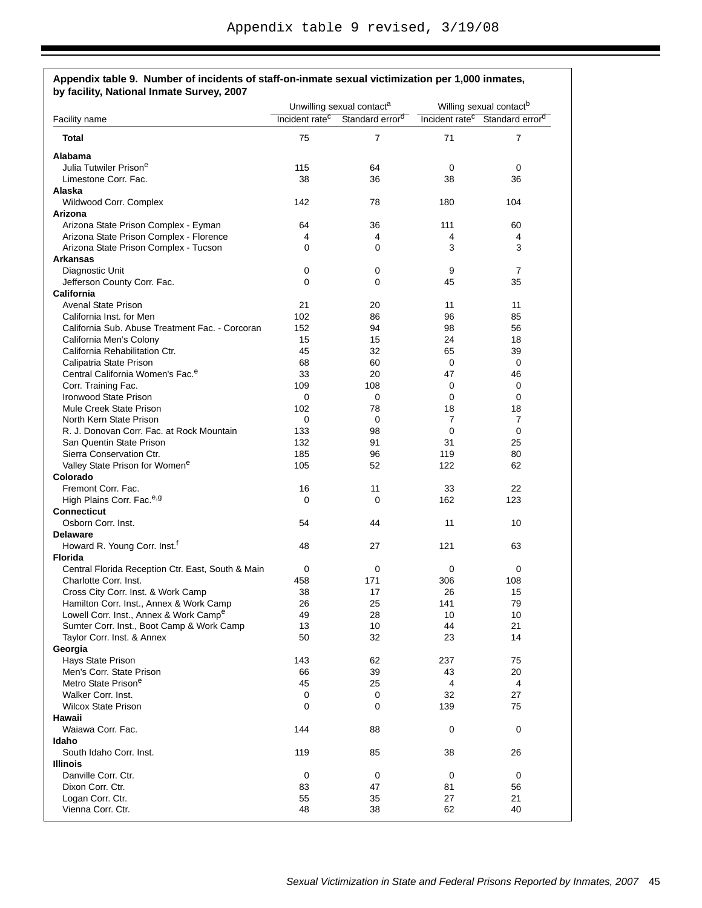Appendix table 9 revised, 3/19/08

**Appendix table 9. Number of incidents of staff-on-inmate sexual victimization per 1,000 inmates, by facility, National Inmate Survey, 2007**

| Facility name | Unwilling sexual contact[a] | | Willing sexual contact[b] | |
|---|---|---|---|---|
| | Incident rate[c] | Standard error[d] | Incident rate[c] | Standard error[d] |
| **Total** | 75 | 7 | 71 | 7 |
| **Alabama** | | | | |
| Julia Tutwiler Prison[e] | 115 | 64 | 0 | 0 |
| Limestone Corr. Fac. | 38 | 36 | 38 | 36 |
| **Alaska** | | | | |
| Wildwood Corr. Complex | 142 | 78 | 180 | 104 |
| **Arizona** | | | | |
| Arizona State Prison Complex - Eyman | 64 | 36 | 111 | 60 |
| Arizona State Prison Complex - Florence | 4 | 4 | 4 | 4 |
| Arizona State Prison Complex - Tucson | 0 | 0 | 3 | 3 |
| **Arkansas** | | | | |
| Diagnostic Unit | 0 | 0 | 9 | 7 |
| Jefferson County Corr. Fac. | 0 | 0 | 45 | 35 |
| **California** | | | | |
| Avenal State Prison | 21 | 20 | 11 | 11 |
| California Inst. for Men | 102 | 86 | 96 | 85 |
| California Sub. Abuse Treatment Fac. - Corcoran | 152 | 94 | 98 | 56 |
| California Men's Colony | 15 | 15 | 24 | 18 |
| California Rehabilitation Ctr. | 45 | 32 | 65 | 39 |
| Calipatria State Prison | 68 | 60 | 0 | 0 |
| Central California Women's Fac.[e] | 33 | 20 | 47 | 46 |
| Corr. Training Fac. | 109 | 108 | 0 | 0 |
| Ironwood State Prison | 0 | 0 | 0 | 0 |
| Mule Creek State Prison | 102 | 78 | 18 | 18 |
| North Kern State Prison | 0 | 0 | 7 | 7 |
| R. J. Donovan Corr. Fac. at Rock Mountain | 133 | 98 | 0 | 0 |
| San Quentin State Prison | 132 | 91 | 31 | 25 |
| Sierra Conservation Ctr. | 185 | 96 | 119 | 80 |
| Valley State Prison for Women[e] | 105 | 52 | 122 | 62 |
| **Colorado** | | | | |
| Fremont Corr. Fac. | 16 | 11 | 33 | 22 |
| High Plains Corr. Fac.[e,g] | 0 | 0 | 162 | 123 |
| **Connecticut** | | | | |
| Osborn Corr. Inst. | 54 | 44 | 11 | 10 |
| **Delaware** | | | | |
| Howard R. Young Corr. Inst.[f] | 48 | 27 | 121 | 63 |
| **Florida** | | | | |
| Central Florida Reception Ctr. East, South & Main | 0 | 0 | 0 | 0 |
| Charlotte Corr. Inst. | 458 | 171 | 306 | 108 |
| Cross City Corr. Inst. & Work Camp | 38 | 17 | 26 | 15 |
| Hamilton Corr. Inst., Annex & Work Camp | 26 | 25 | 141 | 79 |
| Lowell Corr. Inst., Annex & Work Camp[e] | 49 | 28 | 10 | 10 |
| Sumter Corr. Inst., Boot Camp & Work Camp | 13 | 10 | 44 | 21 |
| Taylor Corr. Inst. & Annex | 50 | 32 | 23 | 14 |
| **Georgia** | | | | |
| Hays State Prison | 143 | 62 | 237 | 75 |
| Men's Corr. State Prison | 66 | 39 | 43 | 20 |
| Metro State Prison[e] | 45 | 25 | 4 | 4 |
| Walker Corr. Inst. | 0 | 0 | 32 | 27 |
| Wilcox State Prison | 0 | 0 | 139 | 75 |
| **Hawaii** | | | | |
| Waiawa Corr. Fac. | 144 | 88 | 0 | 0 |
| **Idaho** | | | | |
| South Idaho Corr. Inst. | 119 | 85 | 38 | 26 |
| **Illinois** | | | | |
| Danville Corr. Ctr. | 0 | 0 | 0 | 0 |
| Dixon Corr. Ctr. | 83 | 47 | 81 | 56 |
| Logan Corr. Ctr. | 55 | 35 | 27 | 21 |
| Vienna Corr. Ctr. | 48 | 38 | 62 | 40 |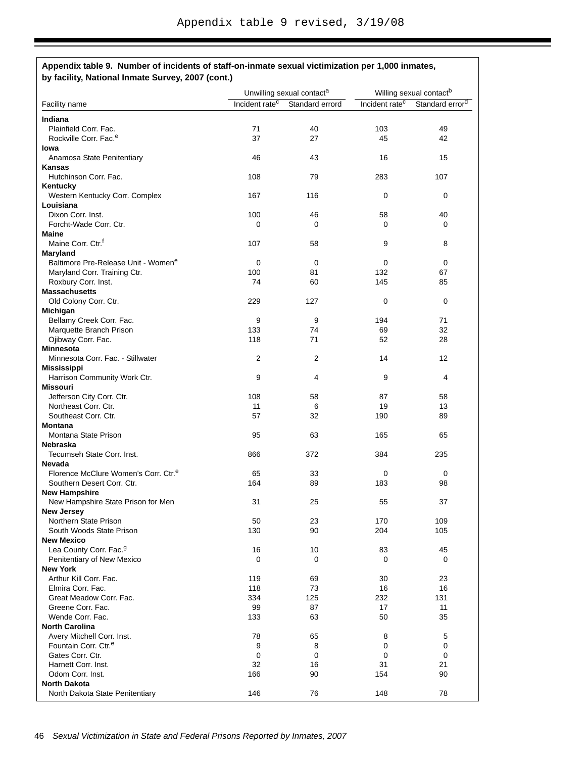Appendix table 9 revised, 3/19/08

**Appendix table 9. Number of incidents of staff-on-inmate sexual victimization per 1,000 inmates, by facility, National Inmate Survey, 2007 (cont.)**

| Facility name | Unwilling sexual contact[a] | | Willing sexual contact[b] | |
|---|---|---|---|---|
| | Incident rate[c] | Standard errord | Incident rate[c] | Standard error[d] |
| **Indiana** | | | | |
| Plainfield Corr. Fac. | 71 | 40 | 103 | 49 |
| Rockville Corr. Fac.[e] | 37 | 27 | 45 | 42 |
| **Iowa** | | | | |
| Anamosa State Penitentiary | 46 | 43 | 16 | 15 |
| **Kansas** | | | | |
| Hutchinson Corr. Fac. | 108 | 79 | 283 | 107 |
| **Kentucky** | | | | |
| Western Kentucky Corr. Complex | 167 | 116 | 0 | 0 |
| **Louisiana** | | | | |
| Dixon Corr. Inst. | 100 | 46 | 58 | 40 |
| Forcht-Wade Corr. Ctr. | 0 | 0 | 0 | 0 |
| **Maine** | | | | |
| Maine Corr. Ctr.[f] | 107 | 58 | 9 | 8 |
| **Maryland** | | | | |
| Baltimore Pre-Release Unit - Women[e] | 0 | 0 | 0 | 0 |
| Maryland Corr. Training Ctr. | 100 | 81 | 132 | 67 |
| Roxbury Corr. Inst. | 74 | 60 | 145 | 85 |
| **Massachusetts** | | | | |
| Old Colony Corr. Ctr. | 229 | 127 | 0 | 0 |
| **Michigan** | | | | |
| Bellamy Creek Corr. Fac. | 9 | 9 | 194 | 71 |
| Marquette Branch Prison | 133 | 74 | 69 | 32 |
| Ojibway Corr. Fac. | 118 | 71 | 52 | 28 |
| **Minnesota** | | | | |
| Minnesota Corr. Fac. - Stillwater | 2 | 2 | 14 | 12 |
| **Mississippi** | | | | |
| Harrison Community Work Ctr. | 9 | 4 | 9 | 4 |
| **Missouri** | | | | |
| Jefferson City Corr. Ctr. | 108 | 58 | 87 | 58 |
| Northeast Corr. Ctr. | 11 | 6 | 19 | 13 |
| Southeast Corr. Ctr. | 57 | 32 | 190 | 89 |
| **Montana** | | | | |
| Montana State Prison | 95 | 63 | 165 | 65 |
| **Nebraska** | | | | |
| Tecumseh State Corr. Inst. | 866 | 372 | 384 | 235 |
| **Nevada** | | | | |
| Florence McClure Women's Corr. Ctr.[e] | 65 | 33 | 0 | 0 |
| Southern Desert Corr. Ctr. | 164 | 89 | 183 | 98 |
| **New Hampshire** | | | | |
| New Hampshire State Prison for Men | 31 | 25 | 55 | 37 |
| **New Jersey** | | | | |
| Northern State Prison | 50 | 23 | 170 | 109 |
| South Woods State Prison | 130 | 90 | 204 | 105 |
| **New Mexico** | | | | |
| Lea County Corr. Fac.[g] | 16 | 10 | 83 | 45 |
| Penitentiary of New Mexico | 0 | 0 | 0 | 0 |
| **New York** | | | | |
| Arthur Kill Corr. Fac. | 119 | 69 | 30 | 23 |
| Elmira Corr. Fac. | 118 | 73 | 16 | 16 |
| Great Meadow Corr. Fac. | 334 | 125 | 232 | 131 |
| Greene Corr. Fac. | 99 | 87 | 17 | 11 |
| Wende Corr. Fac. | 133 | 63 | 50 | 35 |
| **North Carolina** | | | | |
| Avery Mitchell Corr. Inst. | 78 | 65 | 8 | 5 |
| Fountain Corr. Ctr.[e] | 9 | 8 | 0 | 0 |
| Gates Corr. Ctr. | 0 | 0 | 0 | 0 |
| Harnett Corr. Inst. | 32 | 16 | 31 | 21 |
| Odom Corr. Inst. | 166 | 90 | 154 | 90 |
| **North Dakota** | | | | |
| North Dakota State Penitentiary | 146 | 76 | 148 | 78 |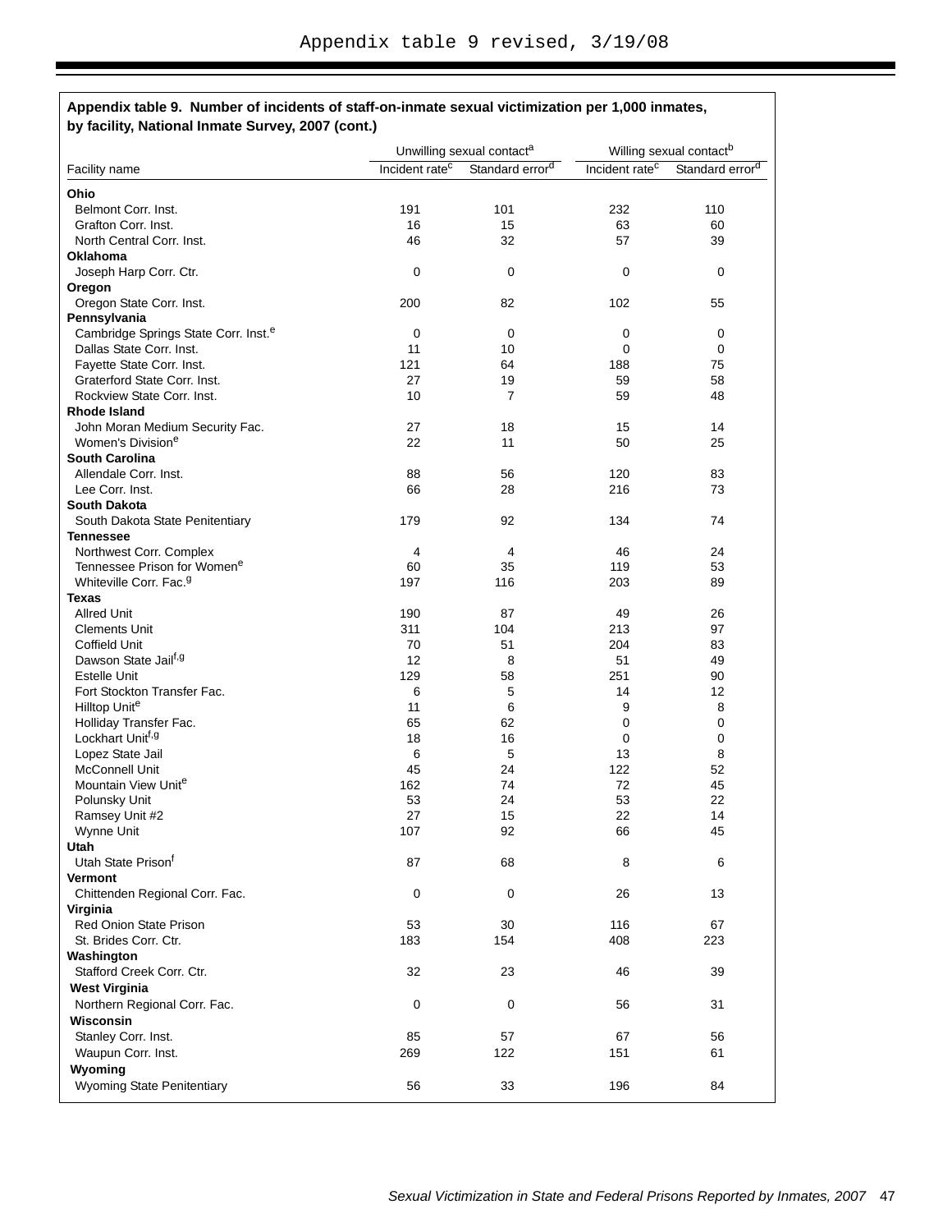Appendix table 9 revised, 3/19/08

**Appendix table 9. Number of incidents of staff-on-inmate sexual victimization per 1,000 inmates, by facility, National Inmate Survey, 2007 (cont.)**

| Facility name | Unwilling sexual contact[a] | | Willing sexual contact[b] | |
|---|---|---|---|---|
| | Incident rate[c] | Standard error[d] | Incident rate[c] | Standard error[d] |
| **Ohio** | | | | |
| Belmont Corr. Inst. | 191 | 101 | 232 | 110 |
| Grafton Corr. Inst. | 16 | 15 | 63 | 60 |
| North Central Corr. Inst. | 46 | 32 | 57 | 39 |
| **Oklahoma** | | | | |
| Joseph Harp Corr. Ctr. | 0 | 0 | 0 | 0 |
| **Oregon** | | | | |
| Oregon State Corr. Inst. | 200 | 82 | 102 | 55 |
| **Pennsylvania** | | | | |
| Cambridge Springs State Corr. Inst.[e] | 0 | 0 | 0 | 0 |
| Dallas State Corr. Inst. | 11 | 10 | 0 | 0 |
| Fayette State Corr. Inst. | 121 | 64 | 188 | 75 |
| Graterford State Corr. Inst. | 27 | 19 | 59 | 58 |
| Rockview State Corr. Inst. | 10 | 7 | 59 | 48 |
| **Rhode Island** | | | | |
| John Moran Medium Security Fac. | 27 | 18 | 15 | 14 |
| Women's Division[e] | 22 | 11 | 50 | 25 |
| **South Carolina** | | | | |
| Allendale Corr. Inst. | 88 | 56 | 120 | 83 |
| Lee Corr. Inst. | 66 | 28 | 216 | 73 |
| **South Dakota** | | | | |
| South Dakota State Penitentiary | 179 | 92 | 134 | 74 |
| **Tennessee** | | | | |
| Northwest Corr. Complex | 4 | 4 | 46 | 24 |
| Tennessee Prison for Women[e] | 60 | 35 | 119 | 53 |
| Whiteville Corr. Fac.[g] | 197 | 116 | 203 | 89 |
| **Texas** | | | | |
| Allred Unit | 190 | 87 | 49 | 26 |
| Clements Unit | 311 | 104 | 213 | 97 |
| Coffield Unit | 70 | 51 | 204 | 83 |
| Dawson State Jail[f,g] | 12 | 8 | 51 | 49 |
| Estelle Unit | 129 | 58 | 251 | 90 |
| Fort Stockton Transfer Fac. | 6 | 5 | 14 | 12 |
| Hilltop Unit[e] | 11 | 6 | 9 | 8 |
| Holliday Transfer Fac. | 65 | 62 | 0 | 0 |
| Lockhart Unit[f,g] | 18 | 16 | 0 | 0 |
| Lopez State Jail | 6 | 5 | 13 | 8 |
| McConnell Unit | 45 | 24 | 122 | 52 |
| Mountain View Unit[e] | 162 | 74 | 72 | 45 |
| Polunsky Unit | 53 | 24 | 53 | 22 |
| Ramsey Unit #2 | 27 | 15 | 22 | 14 |
| Wynne Unit | 107 | 92 | 66 | 45 |
| **Utah** | | | | |
| Utah State Prison[f] | 87 | 68 | 8 | 6 |
| **Vermont** | | | | |
| Chittenden Regional Corr. Fac. | 0 | 0 | 26 | 13 |
| **Virginia** | | | | |
| Red Onion State Prison | 53 | 30 | 116 | 67 |
| St. Brides Corr. Ctr. | 183 | 154 | 408 | 223 |
| **Washington** | | | | |
| Stafford Creek Corr. Ctr. | 32 | 23 | 46 | 39 |
| **West Virginia** | | | | |
| Northern Regional Corr. Fac. | 0 | 0 | 56 | 31 |
| **Wisconsin** | | | | |
| Stanley Corr. Inst. | 85 | 57 | 67 | 56 |
| Waupun Corr. Inst. | 269 | 122 | 151 | 61 |
| **Wyoming** | | | | |
| Wyoming State Penitentiary | 56 | 33 | 196 | 84 |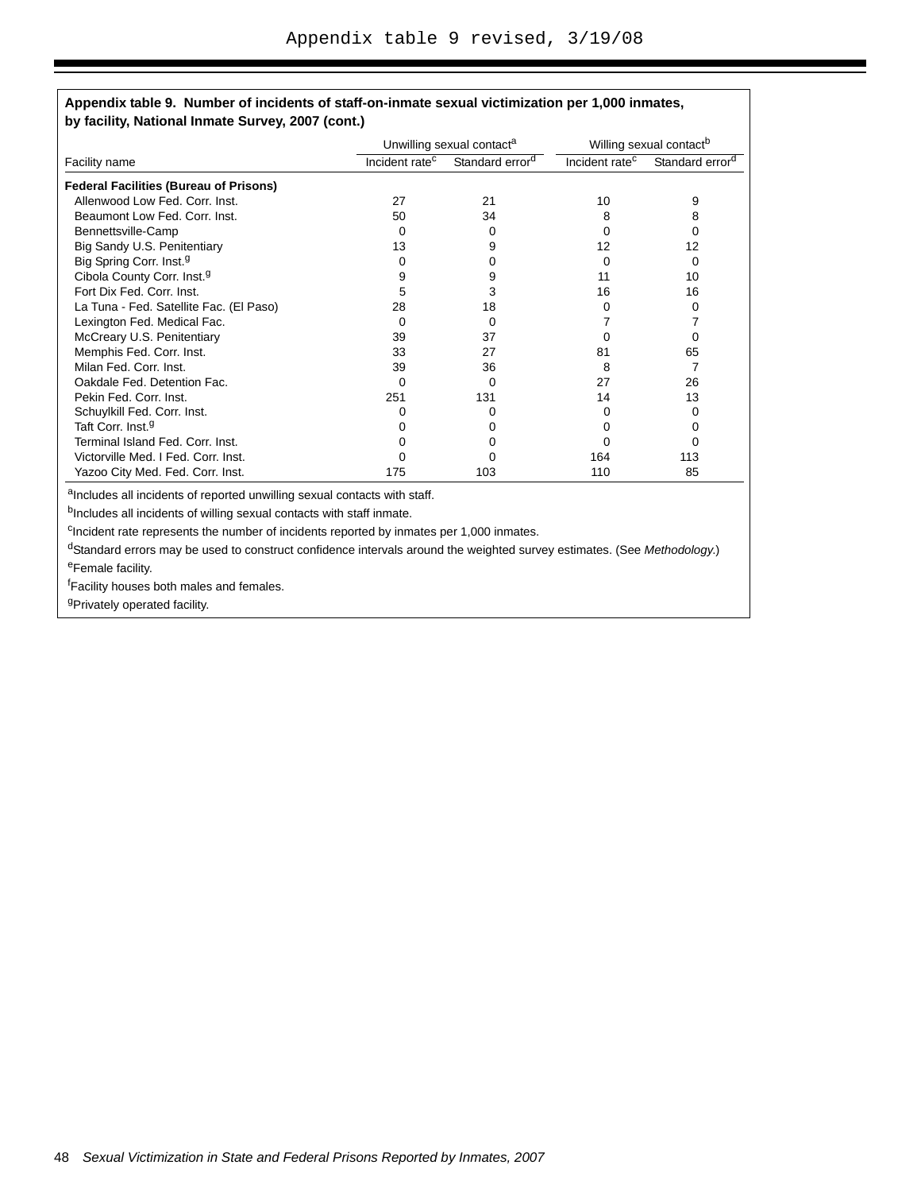Appendix table 9 revised, 3/19/08

**Appendix table 9. Number of incidents of staff-on-inmate sexual victimization per 1,000 inmates, by facility, National Inmate Survey, 2007 (cont.)**

| | Unwilling sexual contact[a] | | Willing sexual contact[b] | |
|---|---|---|---|---|
| Facility name | Incident rate[c] | Standard error[d] | Incident rate[c] | Standard error[d] |
| **Federal Facilities (Bureau of Prisons)** | | | | |
| Allenwood Low Fed. Corr. Inst. | 27 | 21 | 10 | 9 |
| Beaumont Low Fed. Corr. Inst. | 50 | 34 | 8 | 8 |
| Bennettsville-Camp | 0 | 0 | 0 | 0 |
| Big Sandy U.S. Penitentiary | 13 | 9 | 12 | 12 |
| Big Spring Corr. Inst.[g] | 0 | 0 | 0 | 0 |
| Cibola County Corr. Inst.[g] | 9 | 9 | 11 | 10 |
| Fort Dix Fed. Corr. Inst. | 5 | 3 | 16 | 16 |
| La Tuna - Fed. Satellite Fac. (El Paso) | 28 | 18 | 0 | 0 |
| Lexington Fed. Medical Fac. | 0 | 0 | 7 | 7 |
| McCreary U.S. Penitentiary | 39 | 37 | 0 | 0 |
| Memphis Fed. Corr. Inst. | 33 | 27 | 81 | 65 |
| Milan Fed. Corr. Inst. | 39 | 36 | 8 | 7 |
| Oakdale Fed. Detention Fac. | 0 | 0 | 27 | 26 |
| Pekin Fed. Corr. Inst. | 251 | 131 | 14 | 13 |
| Schuylkill Fed. Corr. Inst. | 0 | 0 | 0 | 0 |
| Taft Corr. Inst.[g] | 0 | 0 | 0 | 0 |
| Terminal Island Fed. Corr. Inst. | 0 | 0 | 0 | 0 |
| Victorville Med. I Fed. Corr. Inst. | 0 | 0 | 164 | 113 |
| Yazoo City Med. Fed. Corr. Inst. | 175 | 103 | 110 | 85 |

[a]Includes all incidents of reported unwilling sexual contacts with staff.

[b]Includes all incidents of willing sexual contacts with staff inmate.

[c]Incident rate represents the number of incidents reported by inmates per 1,000 inmates.

[d]Standard errors may be used to construct confidence intervals around the weighted survey estimates. (See *Methodology.*)

[e]Female facility.

[f]Facility houses both males and females.

[g]Privately operated facility.